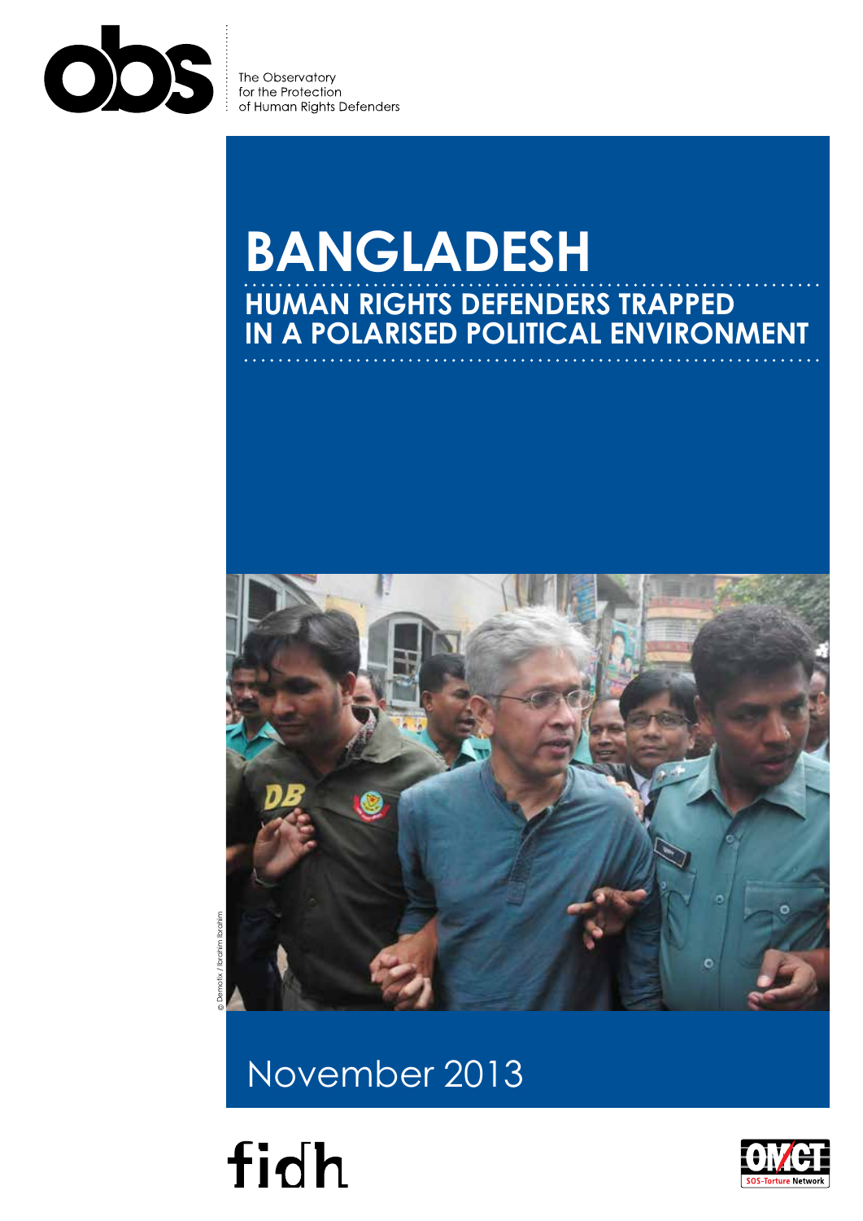The Observatory
for the Protection
of Human Rights Defenders

# BANGLADESH

## HUMAN RIGHTS DEFENDERS TRAPPED IN A POLARISED POLITICAL ENVIRONMENT

© Demotix / Ibrahim Ibrahim

November 2013

fidh

OMCT SOS-Torture Network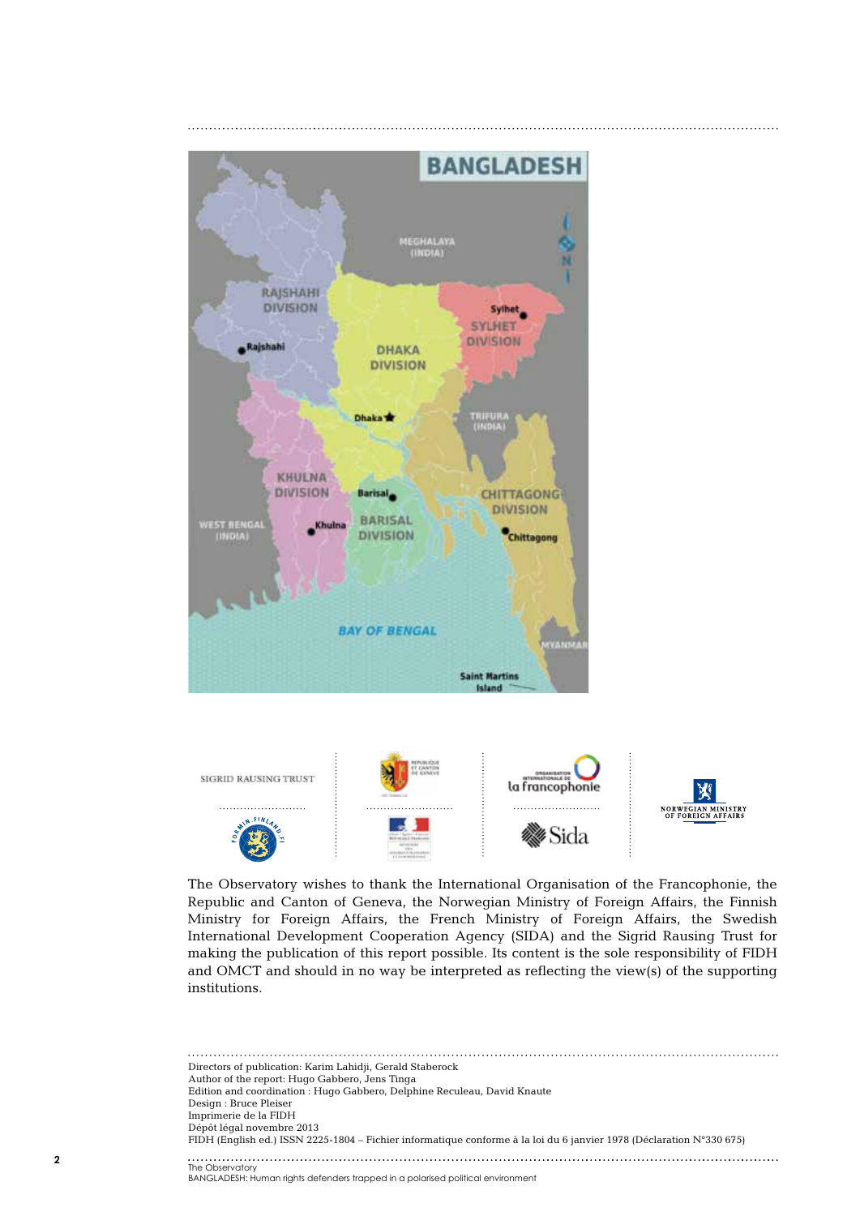The Observatory wishes to thank the International Organisation of the Francophonie, the Republic and Canton of Geneva, the Norwegian Ministry of Foreign Affairs, the Finnish Ministry for Foreign Affairs, the French Ministry of Foreign Affairs, the Swedish International Development Cooperation Agency (SIDA) and the Sigrid Rausing Trust for making the publication of this report possible. Its content is the sole responsibility of FIDH and OMCT and should in no way be interpreted as reflecting the view(s) of the supporting institutions.

Directors of publication: Karim Lahidji, Gerald Staberock
Author of the report: Hugo Gabbero, Jens Tinga
Edition and coordination : Hugo Gabbero, Delphine Reculeau, David Knaute
Design : Bruce Pleiser
Imprimerie de la FIDH
Dépôt légal novembre 2013
FIDH (English ed.) ISSN 2225-1804 – Fichier informatique conforme à la loi du 6 janvier 1978 (Déclaration N°330 675)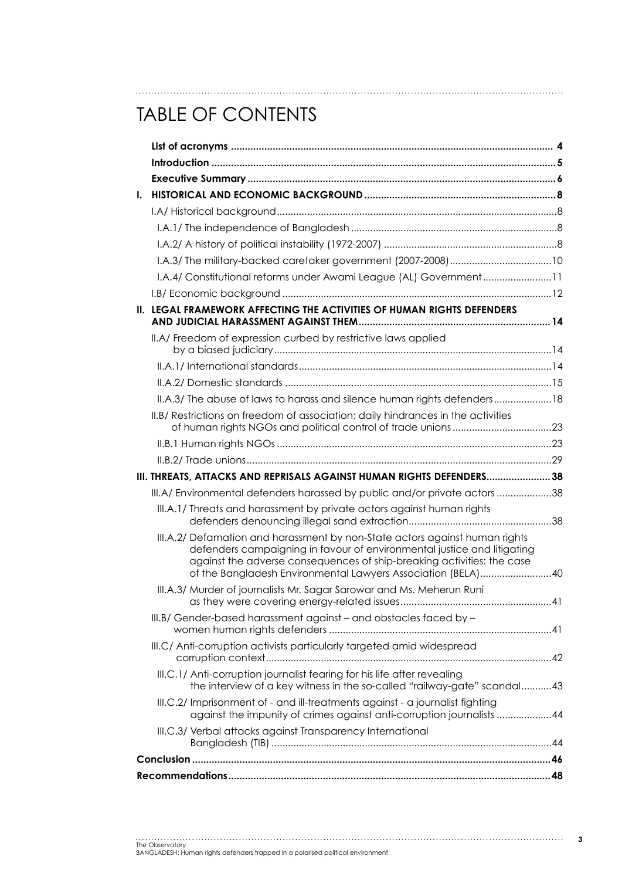# TABLE OF CONTENTS

**List of acronyms** .......... **4**

**Introduction** .......... **5**

**Executive Summary** .......... **6**

**I. HISTORICAL AND ECONOMIC BACKGROUND** .......... **8**

- I.A/ Historical background .......... 8
  - I.A.1/ The independence of Bangladesh .......... 8
  - I.A.2/ A history of political instability (1972-2007) .......... 8
  - I.A.3/ The military-backed caretaker government (2007-2008) .......... 10
  - I.A.4/ Constitutional reforms under Awami League (AL) Government .......... 11
- I.B/ Economic background .......... 12

**II. LEGAL FRAMEWORK AFFECTING THE ACTIVITIES OF HUMAN RIGHTS DEFENDERS AND JUDICIAL HARASSMENT AGAINST THEM** .......... **14**

- II.A/ Freedom of expression curbed by restrictive laws applied by a biased judiciary .......... 14
  - II.A.1/ International standards .......... 14
  - II.A.2/ Domestic standards .......... 15
  - II.A.3/ The abuse of laws to harass and silence human rights defenders .......... 18
- II.B/ Restrictions on freedom of association: daily hindrances in the activities of human rights NGOs and political control of trade unions .......... 23
  - II.B.1 Human rights NGOs .......... 23
  - II.B.2/ Trade unions .......... 29

**III. THREATS, ATTACKS AND REPRISALS AGAINST HUMAN RIGHTS DEFENDERS** .......... **38**

- III.A/ Environmental defenders harassed by public and/or private actors .......... 38
  - III.A.1/ Threats and harassment by private actors against human rights defenders denouncing illegal sand extraction .......... 38
  - III.A.2/ Defamation and harassment by non-State actors against human rights defenders campaigning in favour of environmental justice and litigating against the adverse consequences of ship-breaking activities: the case of the Bangladesh Environmental Lawyers Association (BELA) .......... 40
  - III.A.3/ Murder of journalists Mr. Sagar Sarowar and Ms. Meherun Runi as they were covering energy-related issues .......... 41
- III.B/ Gender-based harassment against – and obstacles faced by – women human rights defenders .......... 41
- III.C/ Anti-corruption activists particularly targeted amid widespread corruption context .......... 42
  - III.C.1/ Anti-corruption journalist fearing for his life after revealing the interview of a key witness in the so-called "railway-gate" scandal .......... 43
  - III.C.2/ Imprisonment of - and ill-treatments against - a journalist fighting against the impunity of crimes against anti-corruption journalists .......... 44
  - III.C.3/ Verbal attacks against Transparency International Bangladesh (TIB) .......... 44

**Conclusion** .......... **46**

**Recommendations** .......... **48**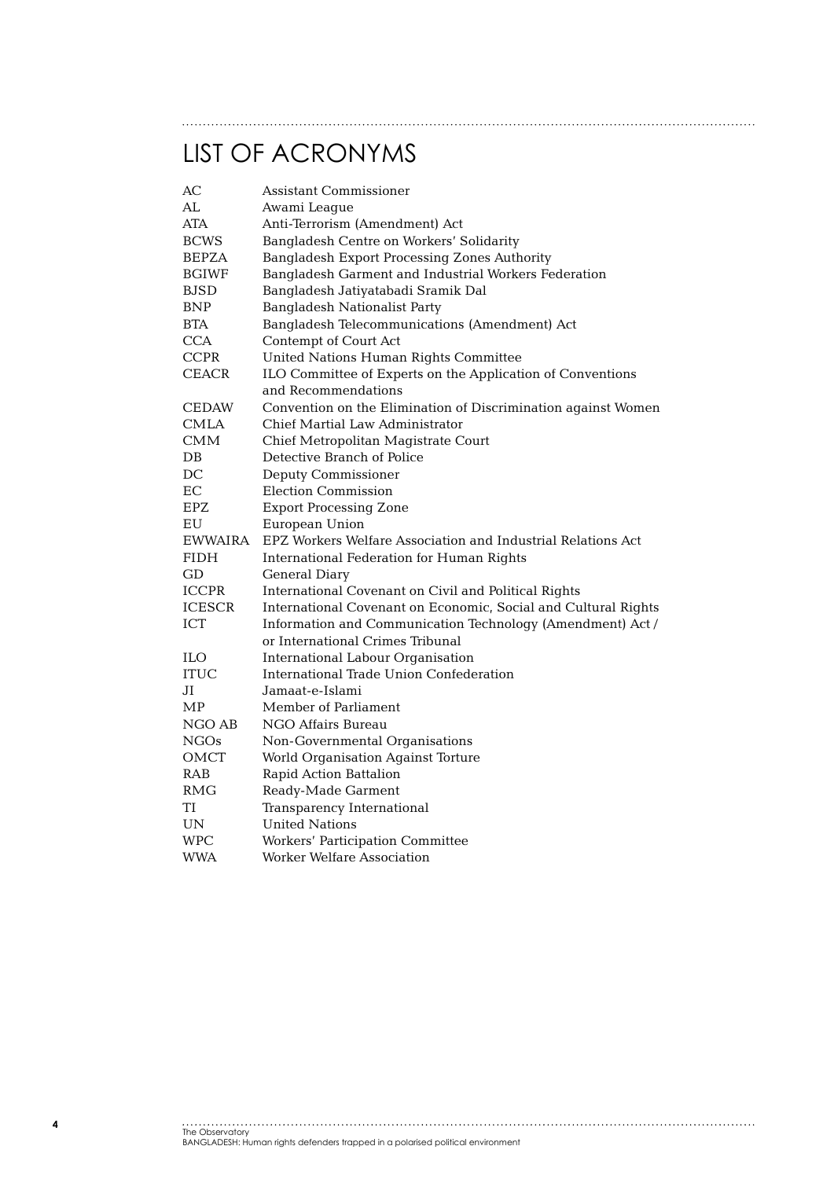# LIST OF ACRONYMS

| | |
|---|---|
| AC | Assistant Commissioner |
| AL | Awami League |
| ATA | Anti-Terrorism (Amendment) Act |
| BCWS | Bangladesh Centre on Workers' Solidarity |
| BEPZA | Bangladesh Export Processing Zones Authority |
| BGIWF | Bangladesh Garment and Industrial Workers Federation |
| BJSD | Bangladesh Jatiyatabadi Sramik Dal |
| BNP | Bangladesh Nationalist Party |
| BTA | Bangladesh Telecommunications (Amendment) Act |
| CCA | Contempt of Court Act |
| CCPR | United Nations Human Rights Committee |
| CEACR | ILO Committee of Experts on the Application of Conventions and Recommendations |
| CEDAW | Convention on the Elimination of Discrimination against Women |
| CMLA | Chief Martial Law Administrator |
| CMM | Chief Metropolitan Magistrate Court |
| DB | Detective Branch of Police |
| DC | Deputy Commissioner |
| EC | Election Commission |
| EPZ | Export Processing Zone |
| EU | European Union |
| EWWAIRA | EPZ Workers Welfare Association and Industrial Relations Act |
| FIDH | International Federation for Human Rights |
| GD | General Diary |
| ICCPR | International Covenant on Civil and Political Rights |
| ICESCR | International Covenant on Economic, Social and Cultural Rights |
| ICT | Information and Communication Technology (Amendment) Act / or International Crimes Tribunal |
| ILO | International Labour Organisation |
| ITUC | International Trade Union Confederation |
| JI | Jamaat-e-Islami |
| MP | Member of Parliament |
| NGO AB | NGO Affairs Bureau |
| NGOs | Non-Governmental Organisations |
| OMCT | World Organisation Against Torture |
| RAB | Rapid Action Battalion |
| RMG | Ready-Made Garment |
| TI | Transparency International |
| UN | United Nations |
| WPC | Workers' Participation Committee |
| WWA | Worker Welfare Association |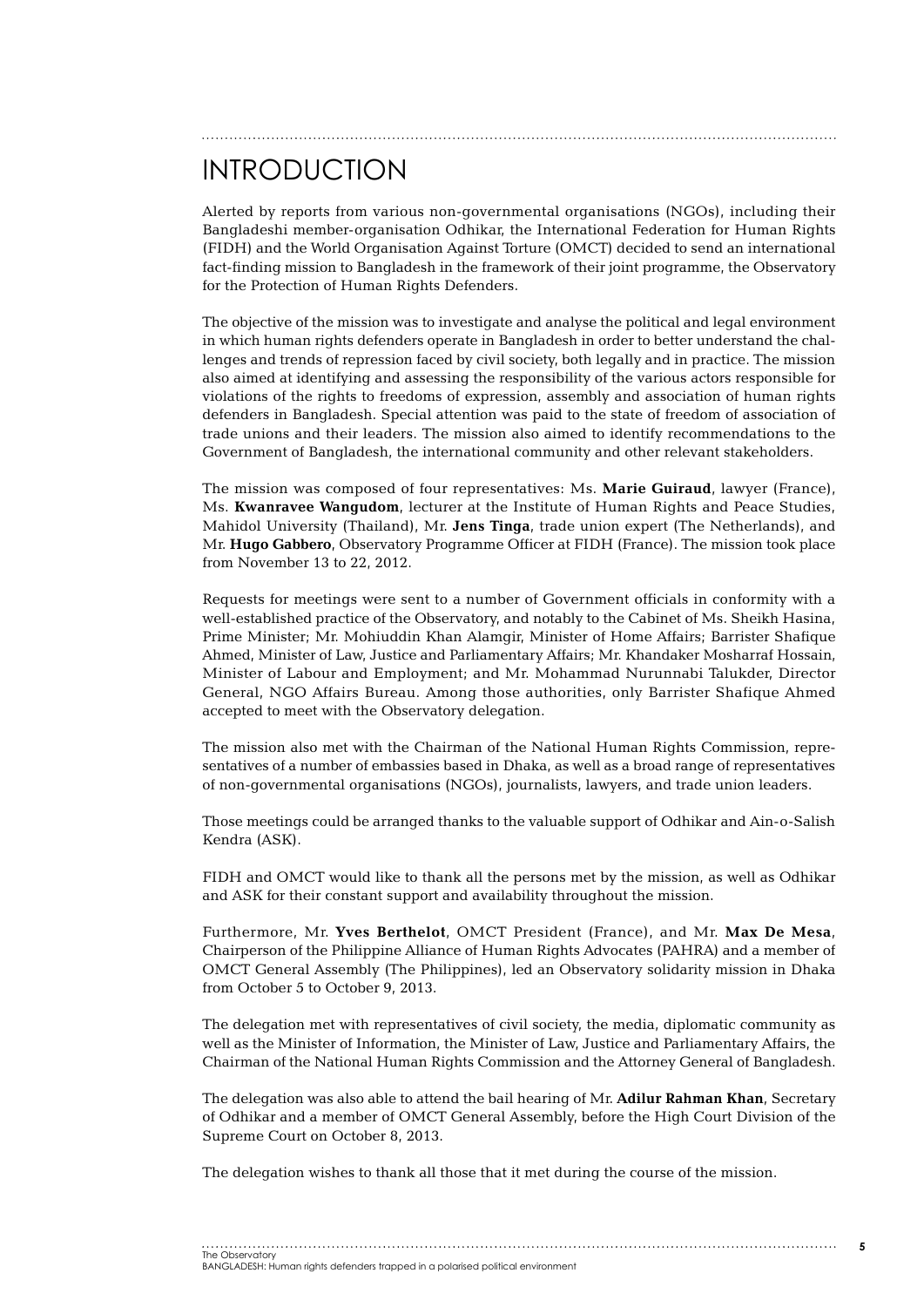# INTRODUCTION

Alerted by reports from various non-governmental organisations (NGOs), including their Bangladeshi member-organisation Odhikar, the International Federation for Human Rights (FIDH) and the World Organisation Against Torture (OMCT) decided to send an international fact-finding mission to Bangladesh in the framework of their joint programme, the Observatory for the Protection of Human Rights Defenders.

The objective of the mission was to investigate and analyse the political and legal environment in which human rights defenders operate in Bangladesh in order to better understand the challenges and trends of repression faced by civil society, both legally and in practice. The mission also aimed at identifying and assessing the responsibility of the various actors responsible for violations of the rights to freedoms of expression, assembly and association of human rights defenders in Bangladesh. Special attention was paid to the state of freedom of association of trade unions and their leaders. The mission also aimed to identify recommendations to the Government of Bangladesh, the international community and other relevant stakeholders.

The mission was composed of four representatives: Ms. **Marie Guiraud**, lawyer (France), Ms. **Kwanravee Wangudom**, lecturer at the Institute of Human Rights and Peace Studies, Mahidol University (Thailand), Mr. **Jens Tinga**, trade union expert (The Netherlands), and Mr. **Hugo Gabbero**, Observatory Programme Officer at FIDH (France). The mission took place from November 13 to 22, 2012.

Requests for meetings were sent to a number of Government officials in conformity with a well-established practice of the Observatory, and notably to the Cabinet of Ms. Sheikh Hasina, Prime Minister; Mr. Mohiuddin Khan Alamgir, Minister of Home Affairs; Barrister Shafique Ahmed, Minister of Law, Justice and Parliamentary Affairs; Mr. Khandaker Mosharraf Hossain, Minister of Labour and Employment; and Mr. Mohammad Nurunnabi Talukder, Director General, NGO Affairs Bureau. Among those authorities, only Barrister Shafique Ahmed accepted to meet with the Observatory delegation.

The mission also met with the Chairman of the National Human Rights Commission, representatives of a number of embassies based in Dhaka, as well as a broad range of representatives of non-governmental organisations (NGOs), journalists, lawyers, and trade union leaders.

Those meetings could be arranged thanks to the valuable support of Odhikar and Ain-o-Salish Kendra (ASK).

FIDH and OMCT would like to thank all the persons met by the mission, as well as Odhikar and ASK for their constant support and availability throughout the mission.

Furthermore, Mr. **Yves Berthelot**, OMCT President (France), and Mr. **Max De Mesa**, Chairperson of the Philippine Alliance of Human Rights Advocates (PAHRA) and a member of OMCT General Assembly (The Philippines), led an Observatory solidarity mission in Dhaka from October 5 to October 9, 2013.

The delegation met with representatives of civil society, the media, diplomatic community as well as the Minister of Information, the Minister of Law, Justice and Parliamentary Affairs, the Chairman of the National Human Rights Commission and the Attorney General of Bangladesh.

The delegation was also able to attend the bail hearing of Mr. **Adilur Rahman Khan**, Secretary of Odhikar and a member of OMCT General Assembly, before the High Court Division of the Supreme Court on October 8, 2013.

The delegation wishes to thank all those that it met during the course of the mission.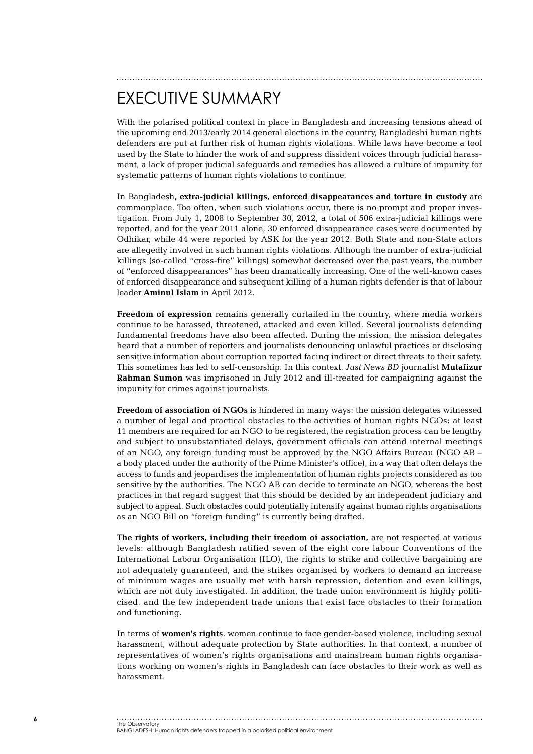# EXECUTIVE SUMMARY

With the polarised political context in place in Bangladesh and increasing tensions ahead of the upcoming end 2013/early 2014 general elections in the country, Bangladeshi human rights defenders are put at further risk of human rights violations. While laws have become a tool used by the State to hinder the work of and suppress dissident voices through judicial harassment, a lack of proper judicial safeguards and remedies has allowed a culture of impunity for systematic patterns of human rights violations to continue.

In Bangladesh, **extra-judicial killings, enforced disappearances and torture in custody** are commonplace. Too often, when such violations occur, there is no prompt and proper investigation. From July 1, 2008 to September 30, 2012, a total of 506 extra-judicial killings were reported, and for the year 2011 alone, 30 enforced disappearance cases were documented by Odhikar, while 44 were reported by ASK for the year 2012. Both State and non-State actors are allegedly involved in such human rights violations. Although the number of extra-judicial killings (so-called "cross-fire" killings) somewhat decreased over the past years, the number of "enforced disappearances" has been dramatically increasing. One of the well-known cases of enforced disappearance and subsequent killing of a human rights defender is that of labour leader **Aminul Islam** in April 2012.

**Freedom of expression** remains generally curtailed in the country, where media workers continue to be harassed, threatened, attacked and even killed. Several journalists defending fundamental freedoms have also been affected. During the mission, the mission delegates heard that a number of reporters and journalists denouncing unlawful practices or disclosing sensitive information about corruption reported facing indirect or direct threats to their safety. This sometimes has led to self-censorship. In this context, *Just News BD* journalist **Mutafizur Rahman Sumon** was imprisoned in July 2012 and ill-treated for campaigning against the impunity for crimes against journalists.

**Freedom of association of NGOs** is hindered in many ways: the mission delegates witnessed a number of legal and practical obstacles to the activities of human rights NGOs: at least 11 members are required for an NGO to be registered, the registration process can be lengthy and subject to unsubstantiated delays, government officials can attend internal meetings of an NGO, any foreign funding must be approved by the NGO Affairs Bureau (NGO AB – a body placed under the authority of the Prime Minister's office), in a way that often delays the access to funds and jeopardises the implementation of human rights projects considered as too sensitive by the authorities. The NGO AB can decide to terminate an NGO, whereas the best practices in that regard suggest that this should be decided by an independent judiciary and subject to appeal. Such obstacles could potentially intensify against human rights organisations as an NGO Bill on "foreign funding" is currently being drafted.

**The rights of workers, including their freedom of association,** are not respected at various levels: although Bangladesh ratified seven of the eight core labour Conventions of the International Labour Organisation (ILO), the rights to strike and collective bargaining are not adequately guaranteed, and the strikes organised by workers to demand an increase of minimum wages are usually met with harsh repression, detention and even killings, which are not duly investigated. In addition, the trade union environment is highly politicised, and the few independent trade unions that exist face obstacles to their formation and functioning.

In terms of **women's rights**, women continue to face gender-based violence, including sexual harassment, without adequate protection by State authorities. In that context, a number of representatives of women's rights organisations and mainstream human rights organisations working on women's rights in Bangladesh can face obstacles to their work as well as harassment.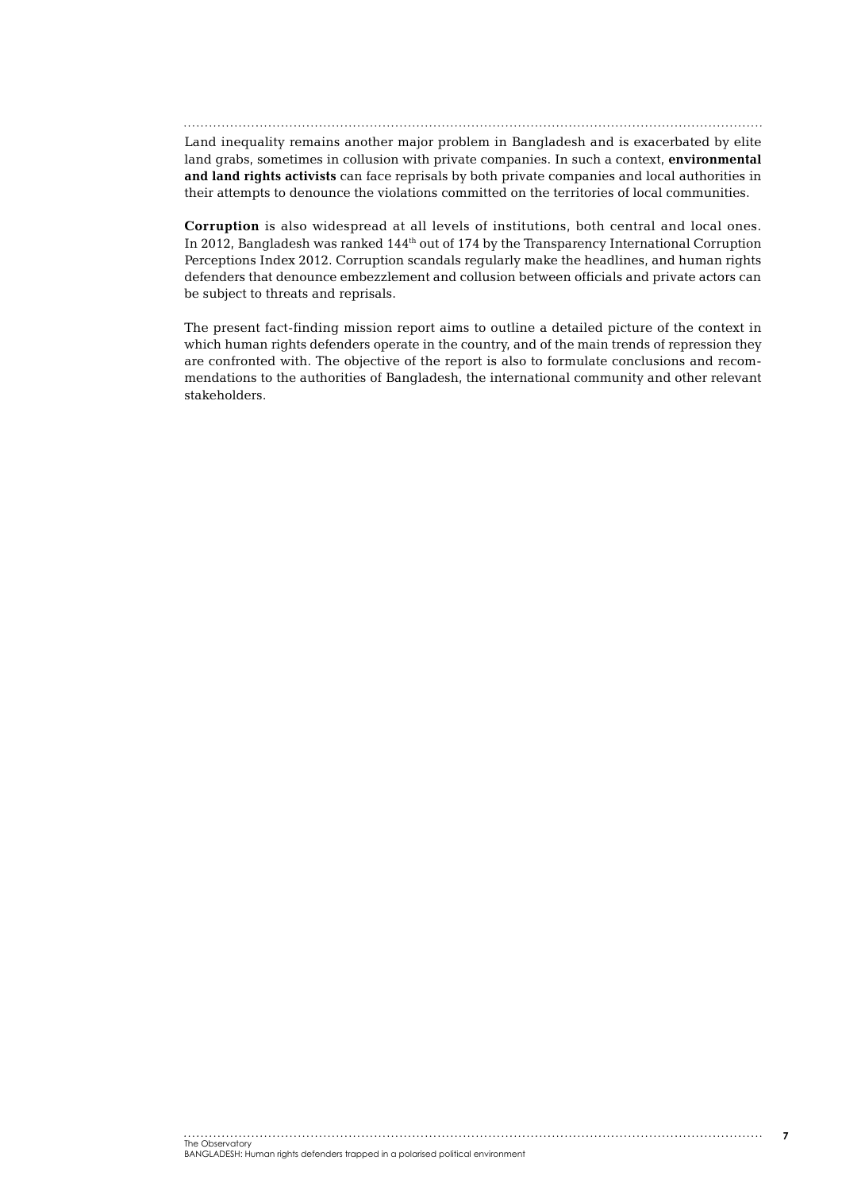Land inequality remains another major problem in Bangladesh and is exacerbated by elite land grabs, sometimes in collusion with private companies. In such a context, **environmental and land rights activists** can face reprisals by both private companies and local authorities in their attempts to denounce the violations committed on the territories of local communities.

**Corruption** is also widespread at all levels of institutions, both central and local ones. In 2012, Bangladesh was ranked 144th out of 174 by the Transparency International Corruption Perceptions Index 2012. Corruption scandals regularly make the headlines, and human rights defenders that denounce embezzlement and collusion between officials and private actors can be subject to threats and reprisals.

The present fact-finding mission report aims to outline a detailed picture of the context in which human rights defenders operate in the country, and of the main trends of repression they are confronted with. The objective of the report is also to formulate conclusions and recommendations to the authorities of Bangladesh, the international community and other relevant stakeholders.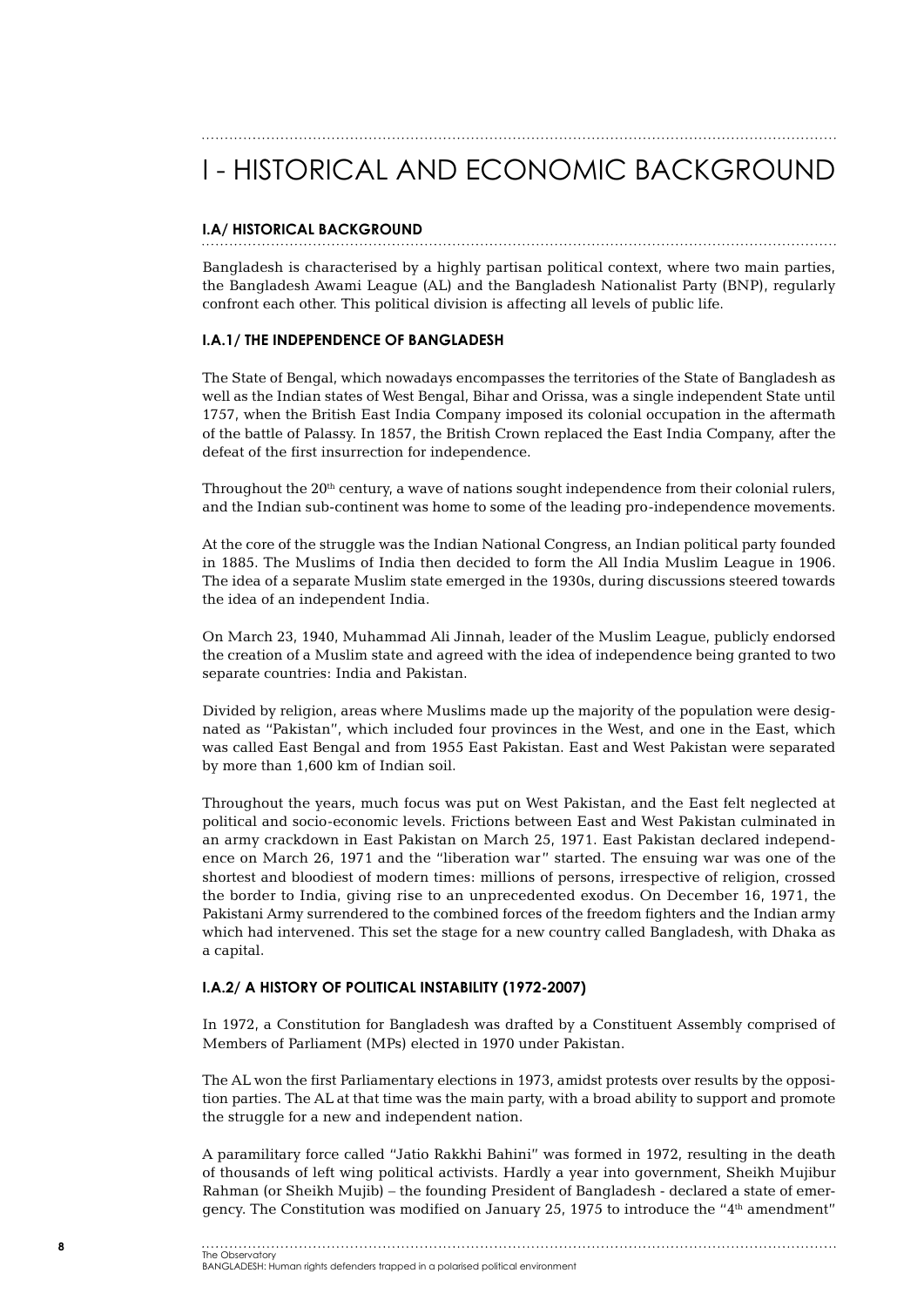# I - HISTORICAL AND ECONOMIC BACKGROUND

## I.A/ HISTORICAL BACKGROUND

Bangladesh is characterised by a highly partisan political context, where two main parties, the Bangladesh Awami League (AL) and the Bangladesh Nationalist Party (BNP), regularly confront each other. This political division is affecting all levels of public life.

### I.A.1/ THE INDEPENDENCE OF BANGLADESH

The State of Bengal, which nowadays encompasses the territories of the State of Bangladesh as well as the Indian states of West Bengal, Bihar and Orissa, was a single independent State until 1757, when the British East India Company imposed its colonial occupation in the aftermath of the battle of Palassy. In 1857, the British Crown replaced the East India Company, after the defeat of the first insurrection for independence.

Throughout the 20th century, a wave of nations sought independence from their colonial rulers, and the Indian sub-continent was home to some of the leading pro-independence movements.

At the core of the struggle was the Indian National Congress, an Indian political party founded in 1885. The Muslims of India then decided to form the All India Muslim League in 1906. The idea of a separate Muslim state emerged in the 1930s, during discussions steered towards the idea of an independent India.

On March 23, 1940, Muhammad Ali Jinnah, leader of the Muslim League, publicly endorsed the creation of a Muslim state and agreed with the idea of independence being granted to two separate countries: India and Pakistan.

Divided by religion, areas where Muslims made up the majority of the population were designated as "Pakistan", which included four provinces in the West, and one in the East, which was called East Bengal and from 1955 East Pakistan. East and West Pakistan were separated by more than 1,600 km of Indian soil.

Throughout the years, much focus was put on West Pakistan, and the East felt neglected at political and socio-economic levels. Frictions between East and West Pakistan culminated in an army crackdown in East Pakistan on March 25, 1971. East Pakistan declared independence on March 26, 1971 and the "liberation war" started. The ensuing war was one of the shortest and bloodiest of modern times: millions of persons, irrespective of religion, crossed the border to India, giving rise to an unprecedented exodus. On December 16, 1971, the Pakistani Army surrendered to the combined forces of the freedom fighters and the Indian army which had intervened. This set the stage for a new country called Bangladesh, with Dhaka as a capital.

### I.A.2/ A HISTORY OF POLITICAL INSTABILITY (1972-2007)

In 1972, a Constitution for Bangladesh was drafted by a Constituent Assembly comprised of Members of Parliament (MPs) elected in 1970 under Pakistan.

The AL won the first Parliamentary elections in 1973, amidst protests over results by the opposition parties. The AL at that time was the main party, with a broad ability to support and promote the struggle for a new and independent nation.

A paramilitary force called "Jatio Rakkhi Bahini" was formed in 1972, resulting in the death of thousands of left wing political activists. Hardly a year into government, Sheikh Mujibur Rahman (or Sheikh Mujib) – the founding President of Bangladesh - declared a state of emergency. The Constitution was modified on January 25, 1975 to introduce the "4th amendment"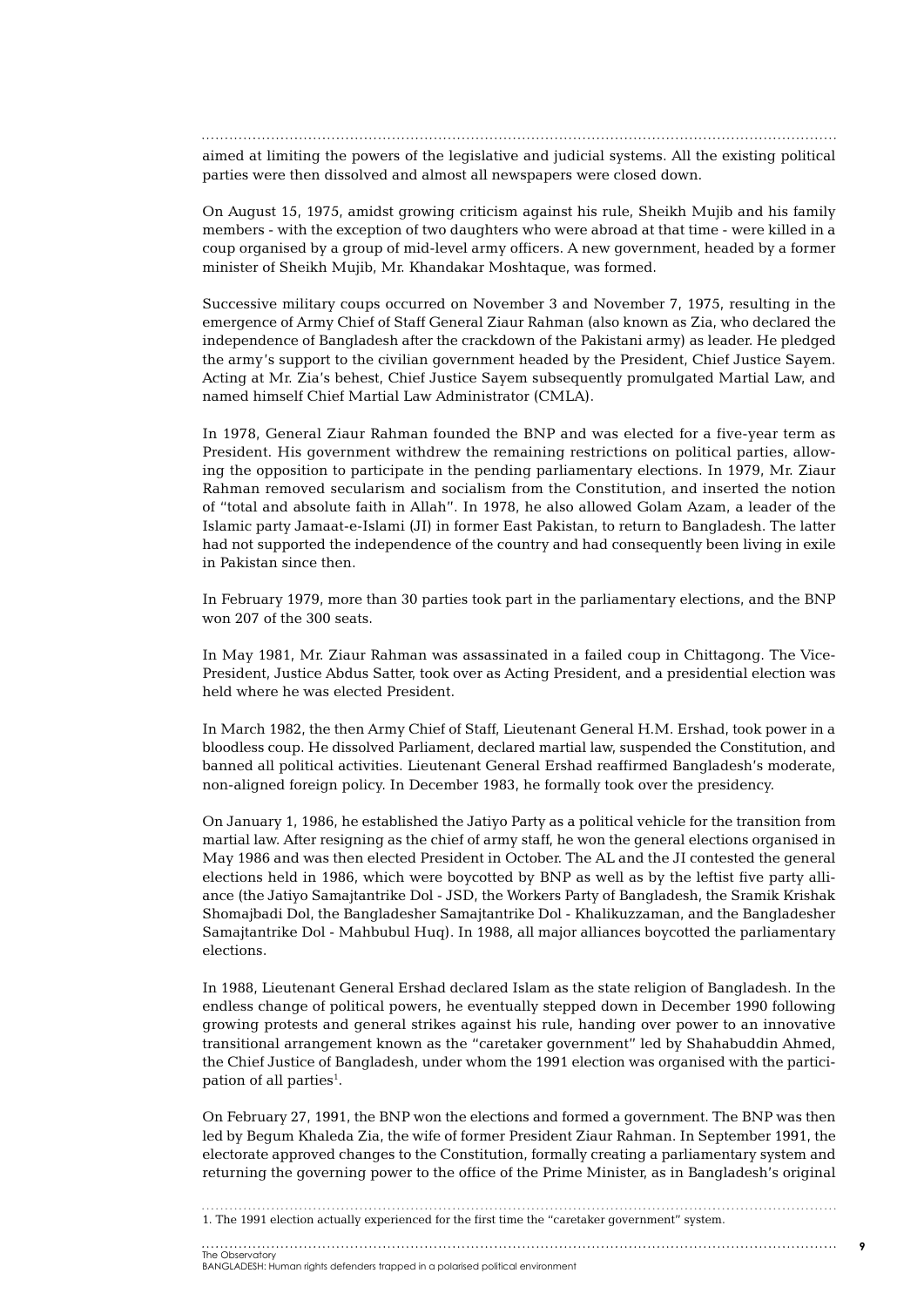aimed at limiting the powers of the legislative and judicial systems. All the existing political parties were then dissolved and almost all newspapers were closed down.

On August 15, 1975, amidst growing criticism against his rule, Sheikh Mujib and his family members - with the exception of two daughters who were abroad at that time - were killed in a coup organised by a group of mid-level army officers. A new government, headed by a former minister of Sheikh Mujib, Mr. Khandakar Moshtaque, was formed.

Successive military coups occurred on November 3 and November 7, 1975, resulting in the emergence of Army Chief of Staff General Ziaur Rahman (also known as Zia, who declared the independence of Bangladesh after the crackdown of the Pakistani army) as leader. He pledged the army's support to the civilian government headed by the President, Chief Justice Sayem. Acting at Mr. Zia's behest, Chief Justice Sayem subsequently promulgated Martial Law, and named himself Chief Martial Law Administrator (CMLA).

In 1978, General Ziaur Rahman founded the BNP and was elected for a five-year term as President. His government withdrew the remaining restrictions on political parties, allowing the opposition to participate in the pending parliamentary elections. In 1979, Mr. Ziaur Rahman removed secularism and socialism from the Constitution, and inserted the notion of "total and absolute faith in Allah". In 1978, he also allowed Golam Azam, a leader of the Islamic party Jamaat-e-Islami (JI) in former East Pakistan, to return to Bangladesh. The latter had not supported the independence of the country and had consequently been living in exile in Pakistan since then.

In February 1979, more than 30 parties took part in the parliamentary elections, and the BNP won 207 of the 300 seats.

In May 1981, Mr. Ziaur Rahman was assassinated in a failed coup in Chittagong. The Vice-President, Justice Abdus Satter, took over as Acting President, and a presidential election was held where he was elected President.

In March 1982, the then Army Chief of Staff, Lieutenant General H.M. Ershad, took power in a bloodless coup. He dissolved Parliament, declared martial law, suspended the Constitution, and banned all political activities. Lieutenant General Ershad reaffirmed Bangladesh's moderate, non-aligned foreign policy. In December 1983, he formally took over the presidency.

On January 1, 1986, he established the Jatiyo Party as a political vehicle for the transition from martial law. After resigning as the chief of army staff, he won the general elections organised in May 1986 and was then elected President in October. The AL and the JI contested the general elections held in 1986, which were boycotted by BNP as well as by the leftist five party alliance (the Jatiyo Samajtantrike Dol - JSD, the Workers Party of Bangladesh, the Sramik Krishak Shomajbadi Dol, the Bangladesher Samajtantrike Dol - Khalikuzzaman, and the Bangladesher Samajtantrike Dol - Mahbubul Huq). In 1988, all major alliances boycotted the parliamentary elections.

In 1988, Lieutenant General Ershad declared Islam as the state religion of Bangladesh. In the endless change of political powers, he eventually stepped down in December 1990 following growing protests and general strikes against his rule, handing over power to an innovative transitional arrangement known as the "caretaker government" led by Shahabuddin Ahmed, the Chief Justice of Bangladesh, under whom the 1991 election was organised with the participation of all parties[1].

On February 27, 1991, the BNP won the elections and formed a government. The BNP was then led by Begum Khaleda Zia, the wife of former President Ziaur Rahman. In September 1991, the electorate approved changes to the Constitution, formally creating a parliamentary system and returning the governing power to the office of the Prime Minister, as in Bangladesh's original

1. The 1991 election actually experienced for the first time the "caretaker government" system.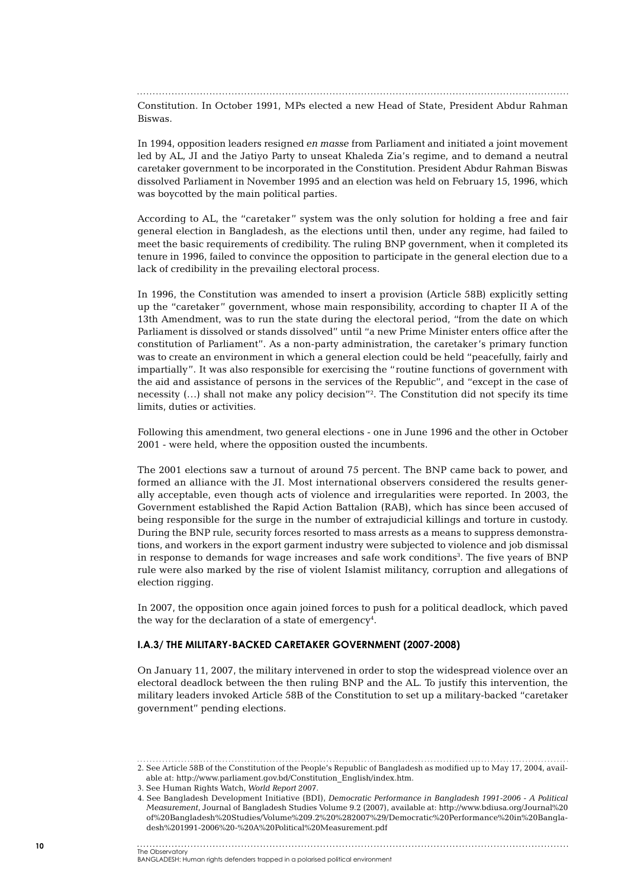Constitution. In October 1991, MPs elected a new Head of State, President Abdur Rahman Biswas.

In 1994, opposition leaders resigned *en masse* from Parliament and initiated a joint movement led by AL, JI and the Jatiyo Party to unseat Khaleda Zia's regime, and to demand a neutral caretaker government to be incorporated in the Constitution. President Abdur Rahman Biswas dissolved Parliament in November 1995 and an election was held on February 15, 1996, which was boycotted by the main political parties.

According to AL, the "caretaker" system was the only solution for holding a free and fair general election in Bangladesh, as the elections until then, under any regime, had failed to meet the basic requirements of credibility. The ruling BNP government, when it completed its tenure in 1996, failed to convince the opposition to participate in the general election due to a lack of credibility in the prevailing electoral process.

In 1996, the Constitution was amended to insert a provision (Article 58B) explicitly setting up the "caretaker" government, whose main responsibility, according to chapter II A of the 13th Amendment, was to run the state during the electoral period, "from the date on which Parliament is dissolved or stands dissolved" until "a new Prime Minister enters office after the constitution of Parliament". As a non-party administration, the caretaker's primary function was to create an environment in which a general election could be held "peacefully, fairly and impartially". It was also responsible for exercising the "routine functions of government with the aid and assistance of persons in the services of the Republic", and "except in the case of necessity (…) shall not make any policy decision"[2]. The Constitution did not specify its time limits, duties or activities.

Following this amendment, two general elections - one in June 1996 and the other in October 2001 - were held, where the opposition ousted the incumbents.

The 2001 elections saw a turnout of around 75 percent. The BNP came back to power, and formed an alliance with the JI. Most international observers considered the results generally acceptable, even though acts of violence and irregularities were reported. In 2003, the Government established the Rapid Action Battalion (RAB), which has since been accused of being responsible for the surge in the number of extrajudicial killings and torture in custody. During the BNP rule, security forces resorted to mass arrests as a means to suppress demonstrations, and workers in the export garment industry were subjected to violence and job dismissal in response to demands for wage increases and safe work conditions[3]. The five years of BNP rule were also marked by the rise of violent Islamist militancy, corruption and allegations of election rigging.

In 2007, the opposition once again joined forces to push for a political deadlock, which paved the way for the declaration of a state of emergency[4].

### I.A.3/ THE MILITARY-BACKED CARETAKER GOVERNMENT (2007-2008)

On January 11, 2007, the military intervened in order to stop the widespread violence over an electoral deadlock between the then ruling BNP and the AL. To justify this intervention, the military leaders invoked Article 58B of the Constitution to set up a military-backed "caretaker government" pending elections.

---

2. See Article 58B of the Constitution of the People's Republic of Bangladesh as modified up to May 17, 2004, available at: http://www.parliament.gov.bd/Constitution_English/index.htm.
3. See Human Rights Watch, *World Report 2007*.
4. See Bangladesh Development Initiative (BDI), *Democratic Performance in Bangladesh 1991-2006 - A Political Measurement*, Journal of Bangladesh Studies Volume 9.2 (2007), available at: http://www.bdiusa.org/Journal%20of%20Bangladesh%20Studies/Volume%209.2%20%282007%29/Democratic%20Performance%20in%20Bangladesh%201991-2006%20-%20A%20Political%20Measurement.pdf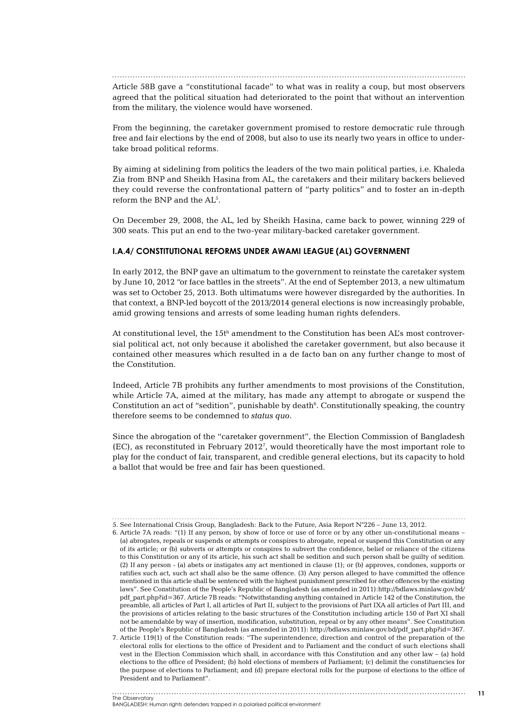Article 58B gave a "constitutional facade" to what was in reality a coup, but most observers agreed that the political situation had deteriorated to the point that without an intervention from the military, the violence would have worsened.

From the beginning, the caretaker government promised to restore democratic rule through free and fair elections by the end of 2008, but also to use its nearly two years in office to undertake broad political reforms.

By aiming at sidelining from politics the leaders of the two main political parties, i.e. Khaleda Zia from BNP and Sheikh Hasina from AL, the caretakers and their military backers believed they could reverse the confrontational pattern of "party politics" and to foster an in-depth reform the BNP and the AL[5].

On December 29, 2008, the AL, led by Sheikh Hasina, came back to power, winning 229 of 300 seats. This put an end to the two-year military-backed caretaker government.

### I.A.4/ CONSTITUTIONAL REFORMS UNDER AWAMI LEAGUE (AL) GOVERNMENT

In early 2012, the BNP gave an ultimatum to the government to reinstate the caretaker system by June 10, 2012 "or face battles in the streets". At the end of September 2013, a new ultimatum was set to October 25, 2013. Both ultimatums were however disregarded by the authorities. In that context, a BNP-led boycott of the 2013/2014 general elections is now increasingly probable, amid growing tensions and arrests of some leading human rights defenders.

At constitutional level, the 15th amendment to the Constitution has been AL's most controversial political act, not only because it abolished the caretaker government, but also because it contained other measures which resulted in a de facto ban on any further change to most of the Constitution.

Indeed, Article 7B prohibits any further amendments to most provisions of the Constitution, while Article 7A, aimed at the military, has made any attempt to abrogate or suspend the Constitution an act of "sedition", punishable by death[6]. Constitutionally speaking, the country therefore seems to be condemned to *status quo*.

Since the abrogation of the "caretaker government", the Election Commission of Bangladesh (EC), as reconstituted in February 2012[7], would theoretically have the most important role to play for the conduct of fair, transparent, and credible general elections, but its capacity to hold a ballot that would be free and fair has been questioned.

---

5. See International Crisis Group, Bangladesh: Back to the Future, Asia Report N°226 – June 13, 2012.
6. Article 7A reads: "(1) If any person, by show of force or use of force or by any other un-constitutional means – (a) abrogates, repeals or suspends or attempts or conspires to abrogate, repeal or suspend this Constitution or any of its article; or (b) subverts or attempts or conspires to subvert the confidence, belief or reliance of the citizens to this Constitution or any of its article, his such act shall be sedition and such person shall be guilty of sedition. (2) If any person - (a) abets or instigates any act mentioned in clause (1); or (b) approves, condones, supports or ratifies such act, such act shall also be the same offence. (3) Any person alleged to have committed the offence mentioned in this article shall be sentenced with the highest punishment prescribed for other offences by the existing laws". See Constitution of the People's Republic of Bangladesh (as amended in 2011):http://bdlaws.minlaw.gov.bd/pdf_part.php?id=367. Article 7B reads: "Notwithstanding anything contained in Article 142 of the Constitution, the preamble, all articles of Part I, all articles of Part II, subject to the provisions of Part IXA all articles of Part III, and the provisions of articles relating to the basic structures of the Constitution including article 150 of Part XI shall not be amendable by way of insertion, modification, substitution, repeal or by any other means". See Constitution of the People's Republic of Bangladesh (as amended in 2011): http://bdlaws.minlaw.gov.bd/pdf_part.php?id=367.
7. Article 119(1) of the Constitution reads: "The superintendence, direction and control of the preparation of the electoral rolls for elections to the office of President and to Parliament and the conduct of such elections shall vest in the Election Commission which shall, in accordance with this Constitution and any other law – (a) hold elections to the office of President; (b) hold elections of members of Parliament; (c) delimit the constituencies for the purpose of elections to Parliament; and (d) prepare electoral rolls for the purpose of elections to the office of President and to Parliament".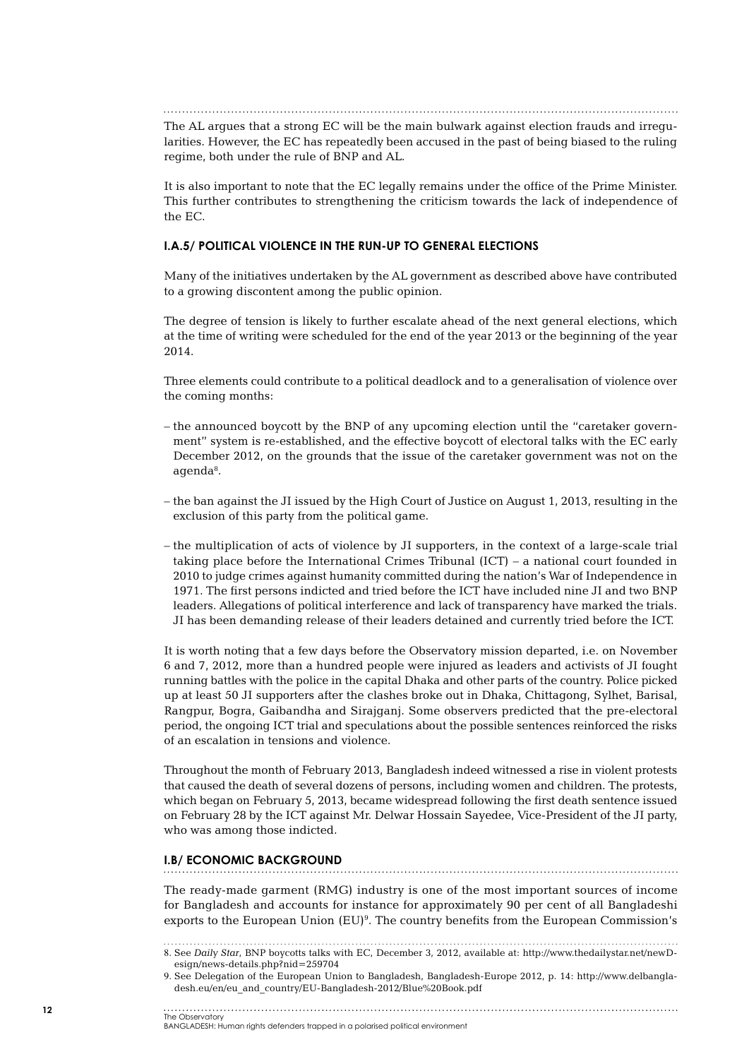The AL argues that a strong EC will be the main bulwark against election frauds and irregularities. However, the EC has repeatedly been accused in the past of being biased to the ruling regime, both under the rule of BNP and AL.

It is also important to note that the EC legally remains under the office of the Prime Minister. This further contributes to strengthening the criticism towards the lack of independence of the EC.

#### I.A.5/ POLITICAL VIOLENCE IN THE RUN-UP TO GENERAL ELECTIONS

Many of the initiatives undertaken by the AL government as described above have contributed to a growing discontent among the public opinion.

The degree of tension is likely to further escalate ahead of the next general elections, which at the time of writing were scheduled for the end of the year 2013 or the beginning of the year 2014.

Three elements could contribute to a political deadlock and to a generalisation of violence over the coming months:

– the announced boycott by the BNP of any upcoming election until the "caretaker government" system is re-established, and the effective boycott of electoral talks with the EC early December 2012, on the grounds that the issue of the caretaker government was not on the agenda[8].

– the ban against the JI issued by the High Court of Justice on August 1, 2013, resulting in the exclusion of this party from the political game.

– the multiplication of acts of violence by JI supporters, in the context of a large-scale trial taking place before the International Crimes Tribunal (ICT) – a national court founded in 2010 to judge crimes against humanity committed during the nation's War of Independence in 1971. The first persons indicted and tried before the ICT have included nine JI and two BNP leaders. Allegations of political interference and lack of transparency have marked the trials. JI has been demanding release of their leaders detained and currently tried before the ICT.

It is worth noting that a few days before the Observatory mission departed, i.e. on November 6 and 7, 2012, more than a hundred people were injured as leaders and activists of JI fought running battles with the police in the capital Dhaka and other parts of the country. Police picked up at least 50 JI supporters after the clashes broke out in Dhaka, Chittagong, Sylhet, Barisal, Rangpur, Bogra, Gaibandha and Sirajganj. Some observers predicted that the pre-electoral period, the ongoing ICT trial and speculations about the possible sentences reinforced the risks of an escalation in tensions and violence.

Throughout the month of February 2013, Bangladesh indeed witnessed a rise in violent protests that caused the death of several dozens of persons, including women and children. The protests, which began on February 5, 2013, became widespread following the first death sentence issued on February 28 by the ICT against Mr. Delwar Hossain Sayedee, Vice-President of the JI party, who was among those indicted.

### I.B/ ECONOMIC BACKGROUND

The ready-made garment (RMG) industry is one of the most important sources of income for Bangladesh and accounts for instance for approximately 90 per cent of all Bangladeshi exports to the European Union (EU)[9]. The country benefits from the European Commission's

---

8. See *Daily Star*, BNP boycotts talks with EC, December 3, 2012, available at: http://www.thedailystar.net/newDesign/news-details.php?nid=259704

9. See Delegation of the European Union to Bangladesh, Bangladesh-Europe 2012, p. 14: http://www.delbangladesh.eu/en/eu_and_country/EU-Bangladesh-2012/Blue%20Book.pdf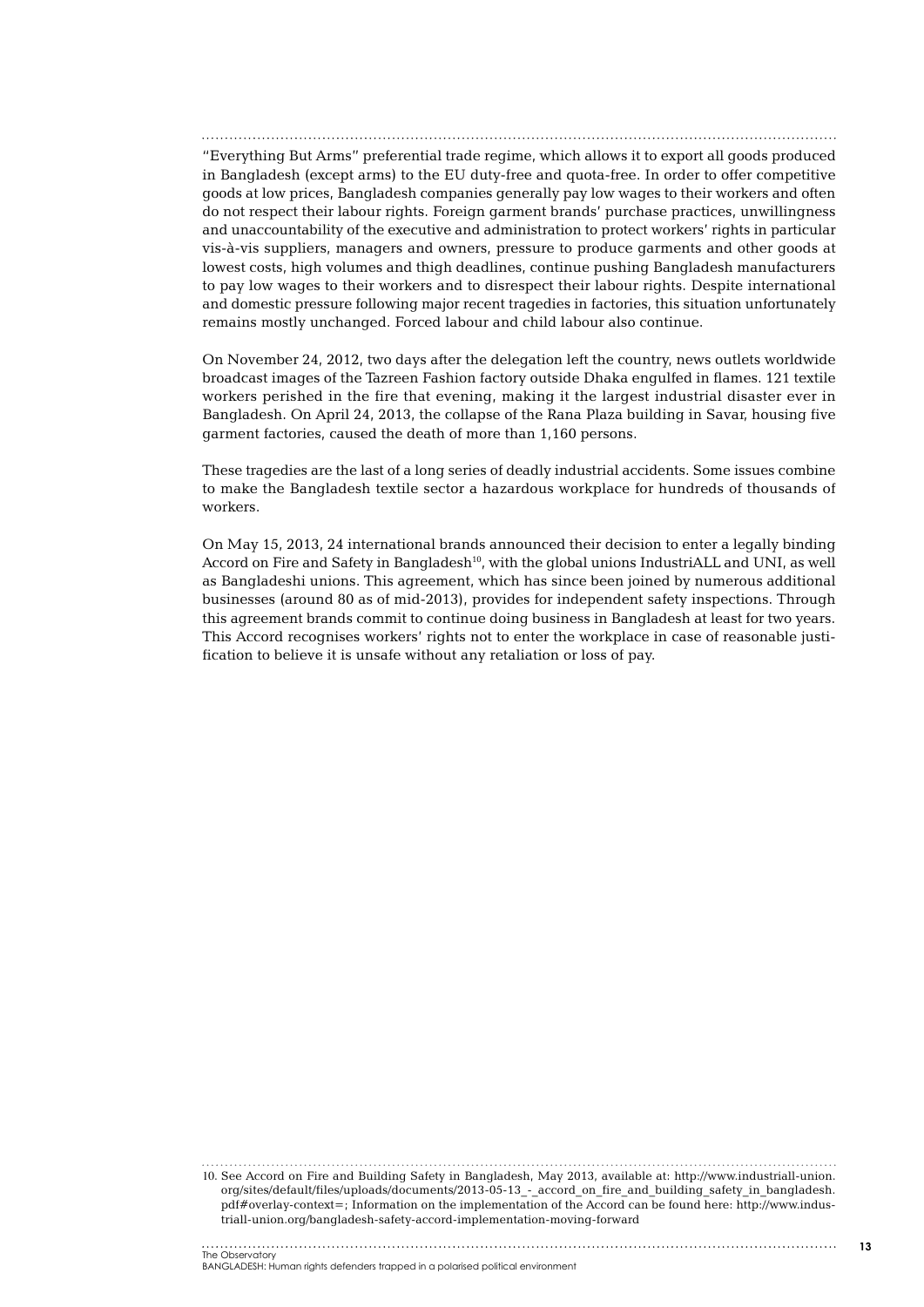"Everything But Arms" preferential trade regime, which allows it to export all goods produced in Bangladesh (except arms) to the EU duty-free and quota-free. In order to offer competitive goods at low prices, Bangladesh companies generally pay low wages to their workers and often do not respect their labour rights. Foreign garment brands' purchase practices, unwillingness and unaccountability of the executive and administration to protect workers' rights in particular vis-à-vis suppliers, managers and owners, pressure to produce garments and other goods at lowest costs, high volumes and thigh deadlines, continue pushing Bangladesh manufacturers to pay low wages to their workers and to disrespect their labour rights. Despite international and domestic pressure following major recent tragedies in factories, this situation unfortunately remains mostly unchanged. Forced labour and child labour also continue.

On November 24, 2012, two days after the delegation left the country, news outlets worldwide broadcast images of the Tazreen Fashion factory outside Dhaka engulfed in flames. 121 textile workers perished in the fire that evening, making it the largest industrial disaster ever in Bangladesh. On April 24, 2013, the collapse of the Rana Plaza building in Savar, housing five garment factories, caused the death of more than 1,160 persons.

These tragedies are the last of a long series of deadly industrial accidents. Some issues combine to make the Bangladesh textile sector a hazardous workplace for hundreds of thousands of workers.

On May 15, 2013, 24 international brands announced their decision to enter a legally binding Accord on Fire and Safety in Bangladesh[10], with the global unions IndustriALL and UNI, as well as Bangladeshi unions. This agreement, which has since been joined by numerous additional businesses (around 80 as of mid-2013), provides for independent safety inspections. Through this agreement brands commit to continue doing business in Bangladesh at least for two years. This Accord recognises workers' rights not to enter the workplace in case of reasonable justification to believe it is unsafe without any retaliation or loss of pay.

10. See Accord on Fire and Building Safety in Bangladesh, May 2013, available at: http://www.industriall-union.org/sites/default/files/uploads/documents/2013-05-13_-_accord_on_fire_and_building_safety_in_bangladesh.pdf#overlay-context=; Information on the implementation of the Accord can be found here: http://www.industriall-union.org/bangladesh-safety-accord-implementation-moving-forward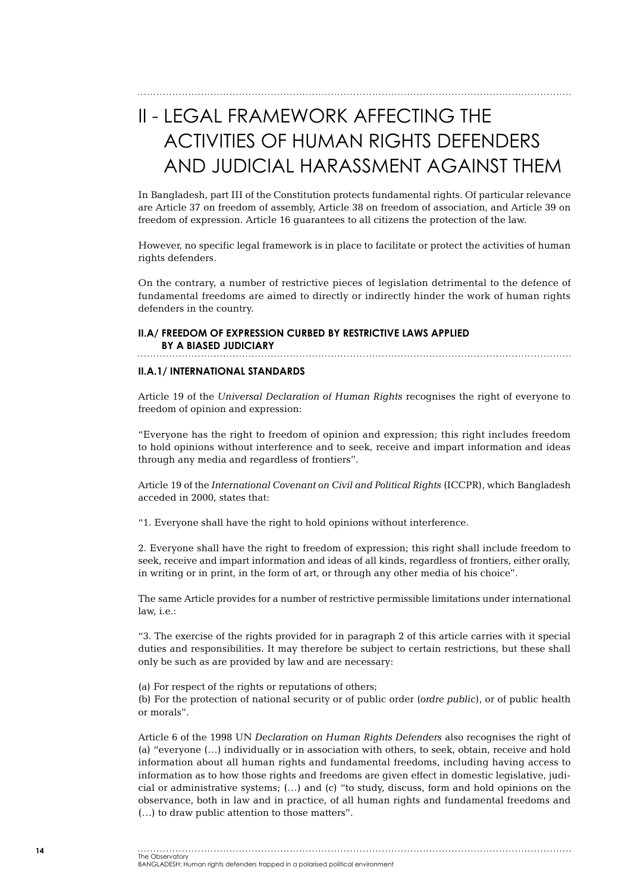# II - LEGAL FRAMEWORK AFFECTING THE ACTIVITIES OF HUMAN RIGHTS DEFENDERS AND JUDICIAL HARASSMENT AGAINST THEM

In Bangladesh, part III of the Constitution protects fundamental rights. Of particular relevance are Article 37 on freedom of assembly, Article 38 on freedom of association, and Article 39 on freedom of expression. Article 16 guarantees to all citizens the protection of the law.

However, no specific legal framework is in place to facilitate or protect the activities of human rights defenders.

On the contrary, a number of restrictive pieces of legislation detrimental to the defence of fundamental freedoms are aimed to directly or indirectly hinder the work of human rights defenders in the country.

## II.A/ FREEDOM OF EXPRESSION CURBED BY RESTRICTIVE LAWS APPLIED BY A BIASED JUDICIARY

### II.A.1/ INTERNATIONAL STANDARDS

Article 19 of the *Universal Declaration of Human Rights* recognises the right of everyone to freedom of opinion and expression:

"Everyone has the right to freedom of opinion and expression; this right includes freedom to hold opinions without interference and to seek, receive and impart information and ideas through any media and regardless of frontiers".

Article 19 of the *International Covenant on Civil and Political Rights* (ICCPR), which Bangladesh acceded in 2000, states that:

"1. Everyone shall have the right to hold opinions without interference.

2. Everyone shall have the right to freedom of expression; this right shall include freedom to seek, receive and impart information and ideas of all kinds, regardless of frontiers, either orally, in writing or in print, in the form of art, or through any other media of his choice".

The same Article provides for a number of restrictive permissible limitations under international law, i.e.:

"3. The exercise of the rights provided for in paragraph 2 of this article carries with it special duties and responsibilities. It may therefore be subject to certain restrictions, but these shall only be such as are provided by law and are necessary:

(a) For respect of the rights or reputations of others;
(b) For the protection of national security or of public order (*ordre public*), or of public health or morals".

Article 6 of the 1998 UN *Declaration on Human Rights Defenders* also recognises the right of (a) "everyone (…) individually or in association with others, to seek, obtain, receive and hold information about all human rights and fundamental freedoms, including having access to information as to how those rights and freedoms are given effect in domestic legislative, judicial or administrative systems; (…) and (c) "to study, discuss, form and hold opinions on the observance, both in law and in practice, of all human rights and fundamental freedoms and (…) to draw public attention to those matters".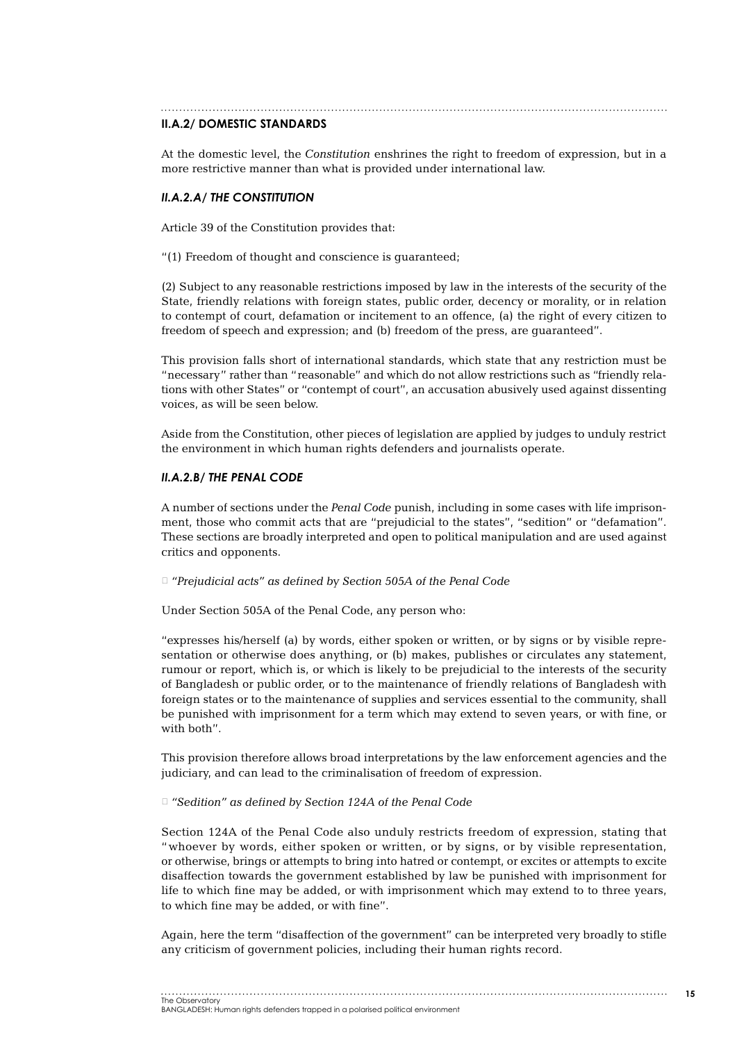### II.A.2/ DOMESTIC STANDARDS

At the domestic level, the *Constitution* enshrines the right to freedom of expression, but in a more restrictive manner than what is provided under international law.

#### *II.A.2.A/ THE CONSTITUTION*

Article 39 of the Constitution provides that:

"(1) Freedom of thought and conscience is guaranteed;

(2) Subject to any reasonable restrictions imposed by law in the interests of the security of the State, friendly relations with foreign states, public order, decency or morality, or in relation to contempt of court, defamation or incitement to an offence, (a) the right of every citizen to freedom of speech and expression; and (b) freedom of the press, are guaranteed".

This provision falls short of international standards, which state that any restriction must be "necessary" rather than "reasonable" and which do not allow restrictions such as "friendly relations with other States" or "contempt of court", an accusation abusively used against dissenting voices, as will be seen below.

Aside from the Constitution, other pieces of legislation are applied by judges to unduly restrict the environment in which human rights defenders and journalists operate.

#### *II.A.2.B/ THE PENAL CODE*

A number of sections under the *Penal Code* punish, including in some cases with life imprisonment, those who commit acts that are "prejudicial to the states", "sedition" or "defamation". These sections are broadly interpreted and open to political manipulation and are used against critics and opponents.

- *"Prejudicial acts" as defined by Section 505A of the Penal Code*

Under Section 505A of the Penal Code, any person who:

"expresses his/herself (a) by words, either spoken or written, or by signs or by visible representation or otherwise does anything, or (b) makes, publishes or circulates any statement, rumour or report, which is, or which is likely to be prejudicial to the interests of the security of Bangladesh or public order, or to the maintenance of friendly relations of Bangladesh with foreign states or to the maintenance of supplies and services essential to the community, shall be punished with imprisonment for a term which may extend to seven years, or with fine, or with both".

This provision therefore allows broad interpretations by the law enforcement agencies and the judiciary, and can lead to the criminalisation of freedom of expression.

- *"Sedition" as defined by Section 124A of the Penal Code*

Section 124A of the Penal Code also unduly restricts freedom of expression, stating that "whoever by words, either spoken or written, or by signs, or by visible representation, or otherwise, brings or attempts to bring into hatred or contempt, or excites or attempts to excite disaffection towards the government established by law be punished with imprisonment for life to which fine may be added, or with imprisonment which may extend to to three years, to which fine may be added, or with fine".

Again, here the term "disaffection of the government" can be interpreted very broadly to stifle any criticism of government policies, including their human rights record.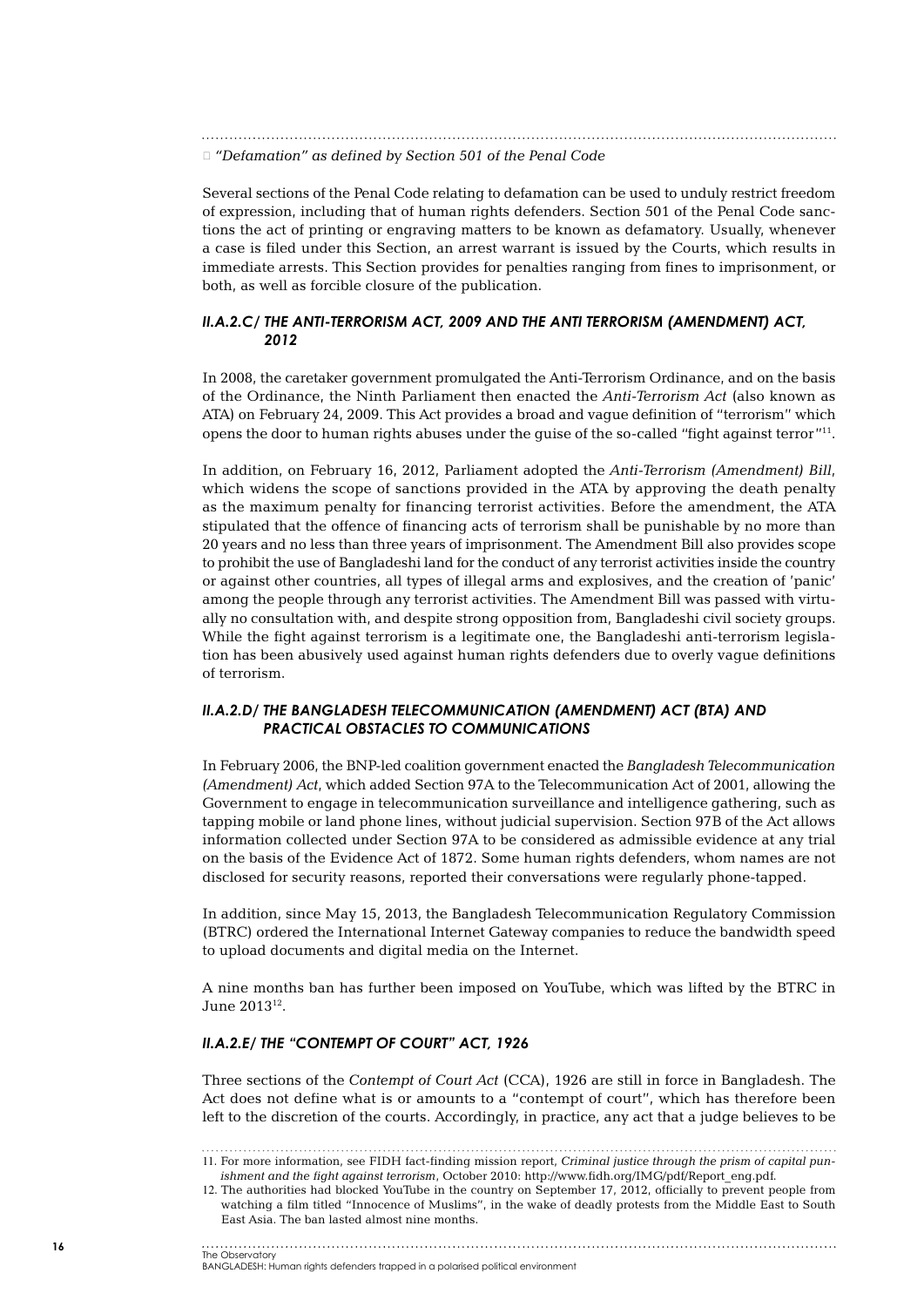- *"Defamation" as defined by Section 501 of the Penal Code*

Several sections of the Penal Code relating to defamation can be used to unduly restrict freedom of expression, including that of human rights defenders. Section 501 of the Penal Code sanctions the act of printing or engraving matters to be known as defamatory. Usually, whenever a case is filed under this Section, an arrest warrant is issued by the Courts, which results in immediate arrests. This Section provides for penalties ranging from fines to imprisonment, or both, as well as forcible closure of the publication.

### II.A.2.C/ THE ANTI-TERRORISM ACT, 2009 AND THE ANTI TERRORISM (AMENDMENT) ACT, 2012

In 2008, the caretaker government promulgated the Anti-Terrorism Ordinance, and on the basis of the Ordinance, the Ninth Parliament then enacted the *Anti-Terrorism Act* (also known as ATA) on February 24, 2009. This Act provides a broad and vague definition of "terrorism" which opens the door to human rights abuses under the guise of the so-called "fight against terror"[11].

In addition, on February 16, 2012, Parliament adopted the *Anti-Terrorism (Amendment) Bill*, which widens the scope of sanctions provided in the ATA by approving the death penalty as the maximum penalty for financing terrorist activities. Before the amendment, the ATA stipulated that the offence of financing acts of terrorism shall be punishable by no more than 20 years and no less than three years of imprisonment. The Amendment Bill also provides scope to prohibit the use of Bangladeshi land for the conduct of any terrorist activities inside the country or against other countries, all types of illegal arms and explosives, and the creation of 'panic' among the people through any terrorist activities. The Amendment Bill was passed with virtually no consultation with, and despite strong opposition from, Bangladeshi civil society groups. While the fight against terrorism is a legitimate one, the Bangladeshi anti-terrorism legislation has been abusively used against human rights defenders due to overly vague definitions of terrorism.

### II.A.2.D/ THE BANGLADESH TELECOMMUNICATION (AMENDMENT) ACT (BTA) AND PRACTICAL OBSTACLES TO COMMUNICATIONS

In February 2006, the BNP-led coalition government enacted the *Bangladesh Telecommunication (Amendment) Act*, which added Section 97A to the Telecommunication Act of 2001, allowing the Government to engage in telecommunication surveillance and intelligence gathering, such as tapping mobile or land phone lines, without judicial supervision. Section 97B of the Act allows information collected under Section 97A to be considered as admissible evidence at any trial on the basis of the Evidence Act of 1872. Some human rights defenders, whom names are not disclosed for security reasons, reported their conversations were regularly phone-tapped.

In addition, since May 15, 2013, the Bangladesh Telecommunication Regulatory Commission (BTRC) ordered the International Internet Gateway companies to reduce the bandwidth speed to upload documents and digital media on the Internet.

A nine months ban has further been imposed on YouTube, which was lifted by the BTRC in June 2013[12].

### II.A.2.E/ THE "CONTEMPT OF COURT" ACT, 1926

Three sections of the *Contempt of Court Act* (CCA), 1926 are still in force in Bangladesh. The Act does not define what is or amounts to a "contempt of court", which has therefore been left to the discretion of the courts. Accordingly, in practice, any act that a judge believes to be

---

11. For more information, see FIDH fact-finding mission report, *Criminal justice through the prism of capital punishment and the fight against terrorism*, October 2010: http://www.fidh.org/IMG/pdf/Report_eng.pdf.

12. The authorities had blocked YouTube in the country on September 17, 2012, officially to prevent people from watching a film titled "Innocence of Muslims", in the wake of deadly protests from the Middle East to South East Asia. The ban lasted almost nine months.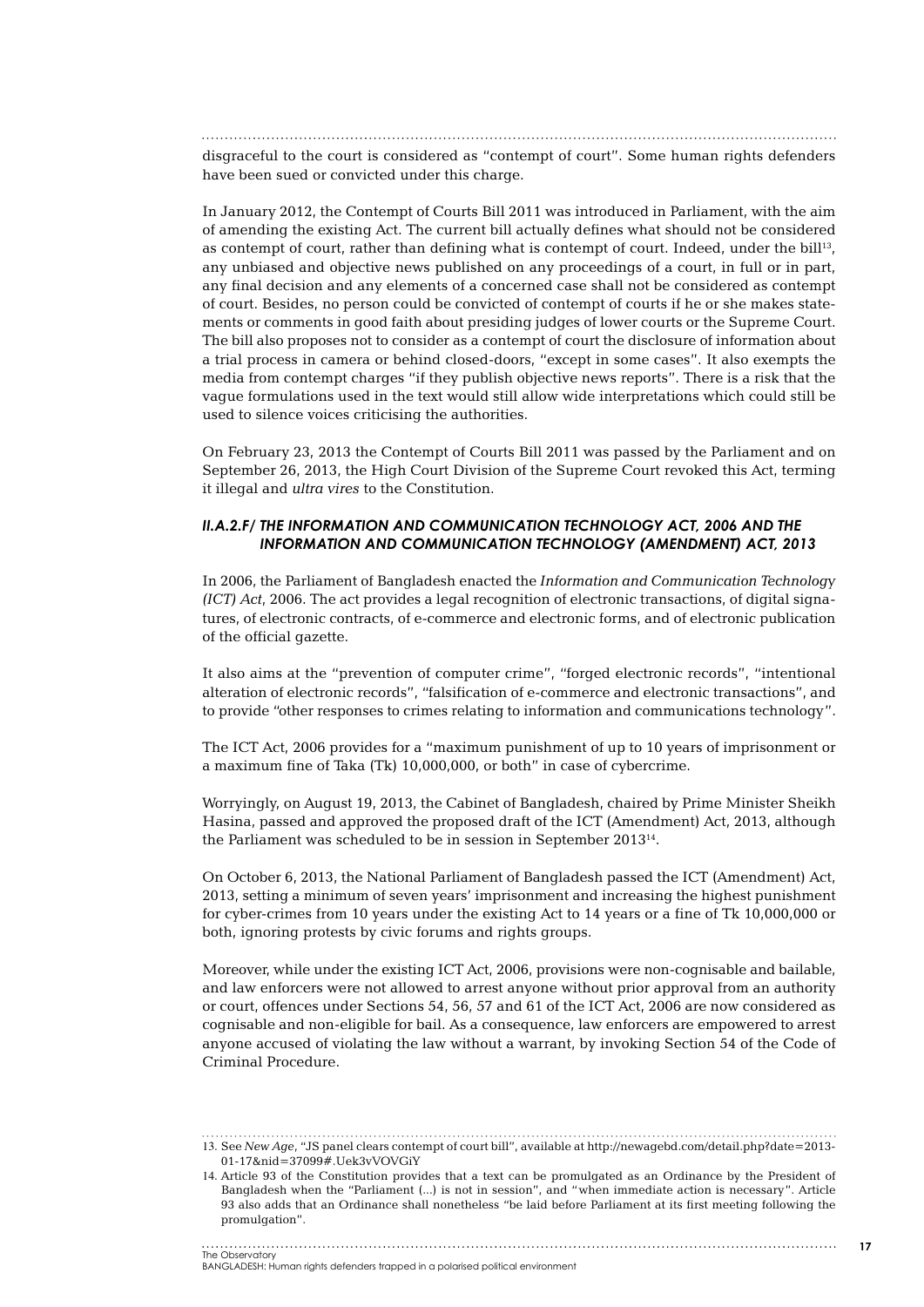disgraceful to the court is considered as "contempt of court". Some human rights defenders have been sued or convicted under this charge.

In January 2012, the Contempt of Courts Bill 2011 was introduced in Parliament, with the aim of amending the existing Act. The current bill actually defines what should not be considered as contempt of court, rather than defining what is contempt of court. Indeed, under the bill[13], any unbiased and objective news published on any proceedings of a court, in full or in part, any final decision and any elements of a concerned case shall not be considered as contempt of court. Besides, no person could be convicted of contempt of courts if he or she makes statements or comments in good faith about presiding judges of lower courts or the Supreme Court. The bill also proposes not to consider as a contempt of court the disclosure of information about a trial process in camera or behind closed-doors, "except in some cases". It also exempts the media from contempt charges "if they publish objective news reports". There is a risk that the vague formulations used in the text would still allow wide interpretations which could still be used to silence voices criticising the authorities.

On February 23, 2013 the Contempt of Courts Bill 2011 was passed by the Parliament and on September 26, 2013, the High Court Division of the Supreme Court revoked this Act, terming it illegal and *ultra vires* to the Constitution.

### *II.A.2.F/ THE INFORMATION AND COMMUNICATION TECHNOLOGY ACT, 2006 AND THE INFORMATION AND COMMUNICATION TECHNOLOGY (AMENDMENT) ACT, 2013*

In 2006, the Parliament of Bangladesh enacted the *Information and Communication Technology (ICT) Act*, 2006. The act provides a legal recognition of electronic transactions, of digital signatures, of electronic contracts, of e-commerce and electronic forms, and of electronic publication of the official gazette.

It also aims at the "prevention of computer crime", "forged electronic records", "intentional alteration of electronic records", "falsification of e-commerce and electronic transactions", and to provide "other responses to crimes relating to information and communications technology".

The ICT Act, 2006 provides for a "maximum punishment of up to 10 years of imprisonment or a maximum fine of Taka (Tk) 10,000,000, or both" in case of cybercrime.

Worryingly, on August 19, 2013, the Cabinet of Bangladesh, chaired by Prime Minister Sheikh Hasina, passed and approved the proposed draft of the ICT (Amendment) Act, 2013, although the Parliament was scheduled to be in session in September 2013[14].

On October 6, 2013, the National Parliament of Bangladesh passed the ICT (Amendment) Act, 2013, setting a minimum of seven years' imprisonment and increasing the highest punishment for cyber-crimes from 10 years under the existing Act to 14 years or a fine of Tk 10,000,000 or both, ignoring protests by civic forums and rights groups.

Moreover, while under the existing ICT Act, 2006, provisions were non-cognisable and bailable, and law enforcers were not allowed to arrest anyone without prior approval from an authority or court, offences under Sections 54, 56, 57 and 61 of the ICT Act, 2006 are now considered as cognisable and non-eligible for bail. As a consequence, law enforcers are empowered to arrest anyone accused of violating the law without a warrant, by invoking Section 54 of the Code of Criminal Procedure.

---

13. See *New Age*, "JS panel clears contempt of court bill", available at http://newagebd.com/detail.php?date=2013-01-17&nid=37099#.Uek3vVOVGiY

14. Article 93 of the Constitution provides that a text can be promulgated as an Ordinance by the President of Bangladesh when the "Parliament (...) is not in session", and "when immediate action is necessary". Article 93 also adds that an Ordinance shall nonetheless "be laid before Parliament at its first meeting following the promulgation".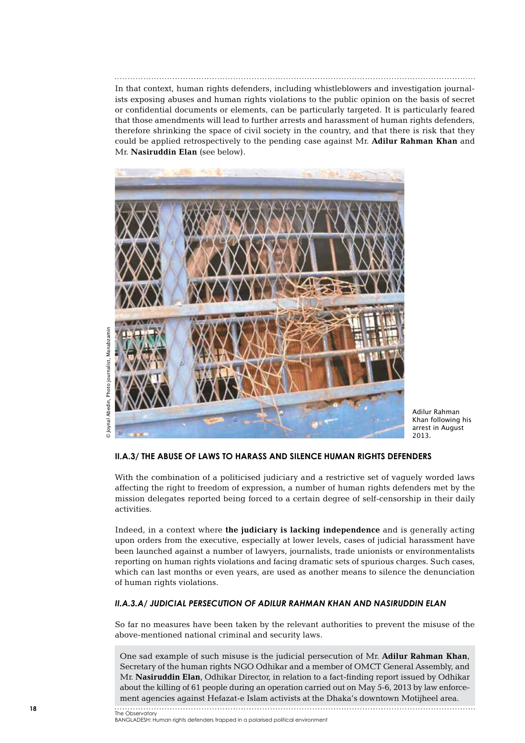In that context, human rights defenders, including whistleblowers and investigation journalists exposing abuses and human rights violations to the public opinion on the basis of secret or confidential documents or elements, can be particularly targeted. It is particularly feared that those amendments will lead to further arrests and harassment of human rights defenders, therefore shrinking the space of civil society in the country, and that there is risk that they could be applied retrospectively to the pending case against Mr. **Adilur Rahman Khan** and Mr. **Nasiruddin Elan** (see below).

© Joynal Abedin, Photo journalist, Manabzamin

Adilur Rahman Khan following his arrest in August 2013.

### II.A.3/ THE ABUSE OF LAWS TO HARASS AND SILENCE HUMAN RIGHTS DEFENDERS

With the combination of a politicised judiciary and a restrictive set of vaguely worded laws affecting the right to freedom of expression, a number of human rights defenders met by the mission delegates reported being forced to a certain degree of self-censorship in their daily activities.

Indeed, in a context where **the judiciary is lacking independence** and is generally acting upon orders from the executive, especially at lower levels, cases of judicial harassment have been launched against a number of lawyers, journalists, trade unionists or environmentalists reporting on human rights violations and facing dramatic sets of spurious charges. Such cases, which can last months or even years, are used as another means to silence the denunciation of human rights violations.

#### *II.A.3.A/ JUDICIAL PERSECUTION OF ADILUR RAHMAN KHAN AND NASIRUDDIN ELAN*

So far no measures have been taken by the relevant authorities to prevent the misuse of the above-mentioned national criminal and security laws.

One sad example of such misuse is the judicial persecution of Mr. **Adilur Rahman Khan**, Secretary of the human rights NGO Odhikar and a member of OMCT General Assembly, and Mr. **Nasiruddin Elan**, Odhikar Director, in relation to a fact-finding report issued by Odhikar about the killing of 61 people during an operation carried out on May 5-6, 2013 by law enforcement agencies against Hefazat-e Islam activists at the Dhaka's downtown Motijheel area.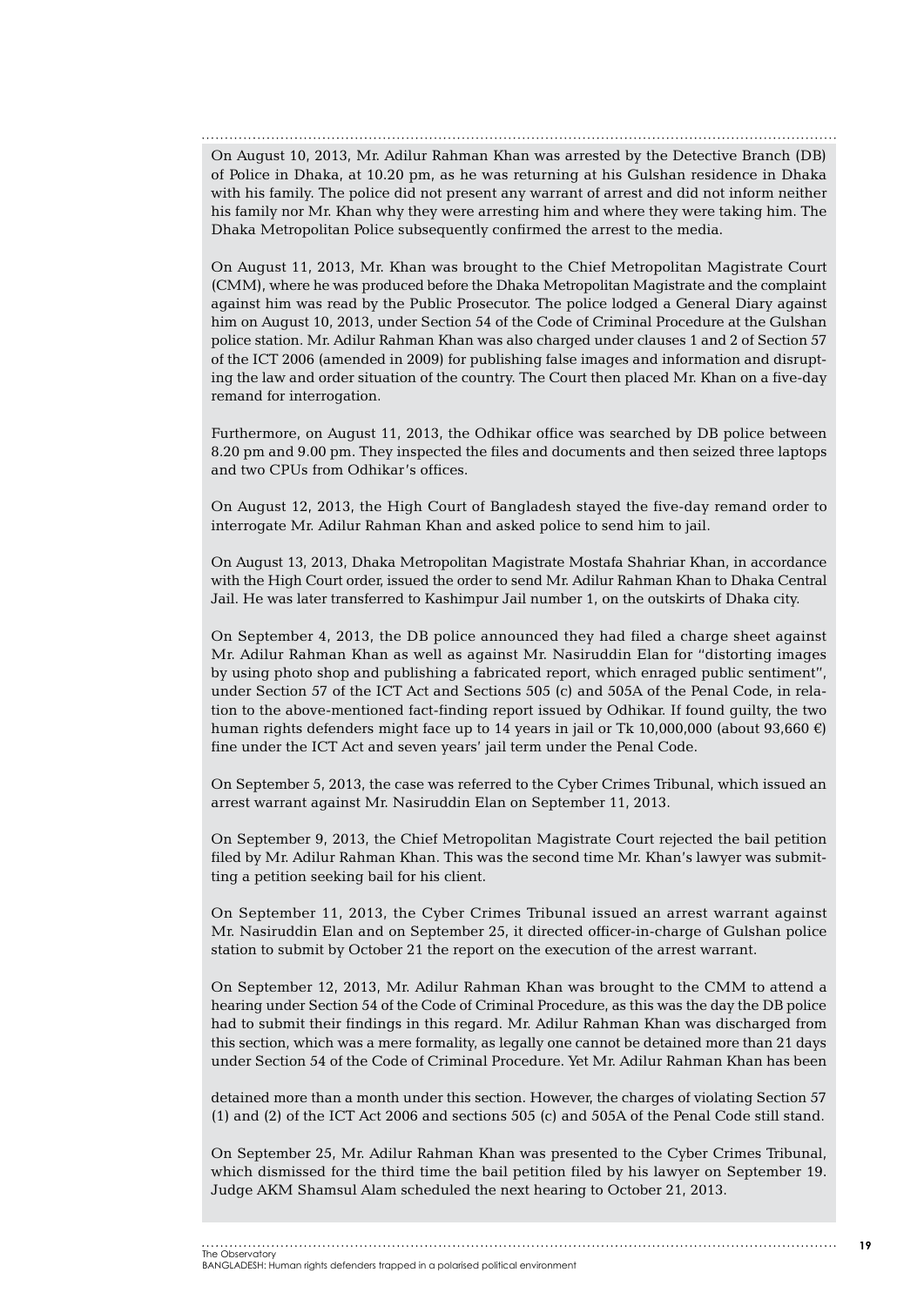On August 10, 2013, Mr. Adilur Rahman Khan was arrested by the Detective Branch (DB) of Police in Dhaka, at 10.20 pm, as he was returning at his Gulshan residence in Dhaka with his family. The police did not present any warrant of arrest and did not inform neither his family nor Mr. Khan why they were arresting him and where they were taking him. The Dhaka Metropolitan Police subsequently confirmed the arrest to the media.

On August 11, 2013, Mr. Khan was brought to the Chief Metropolitan Magistrate Court (CMM), where he was produced before the Dhaka Metropolitan Magistrate and the complaint against him was read by the Public Prosecutor. The police lodged a General Diary against him on August 10, 2013, under Section 54 of the Code of Criminal Procedure at the Gulshan police station. Mr. Adilur Rahman Khan was also charged under clauses 1 and 2 of Section 57 of the ICT 2006 (amended in 2009) for publishing false images and information and disrupting the law and order situation of the country. The Court then placed Mr. Khan on a five-day remand for interrogation.

Furthermore, on August 11, 2013, the Odhikar office was searched by DB police between 8.20 pm and 9.00 pm. They inspected the files and documents and then seized three laptops and two CPUs from Odhikar's offices.

On August 12, 2013, the High Court of Bangladesh stayed the five-day remand order to interrogate Mr. Adilur Rahman Khan and asked police to send him to jail.

On August 13, 2013, Dhaka Metropolitan Magistrate Mostafa Shahriar Khan, in accordance with the High Court order, issued the order to send Mr. Adilur Rahman Khan to Dhaka Central Jail. He was later transferred to Kashimpur Jail number 1, on the outskirts of Dhaka city.

On September 4, 2013, the DB police announced they had filed a charge sheet against Mr. Adilur Rahman Khan as well as against Mr. Nasiruddin Elan for "distorting images by using photo shop and publishing a fabricated report, which enraged public sentiment", under Section 57 of the ICT Act and Sections 505 (c) and 505A of the Penal Code, in relation to the above-mentioned fact-finding report issued by Odhikar. If found guilty, the two human rights defenders might face up to 14 years in jail or Tk 10,000,000 (about 93,660 €) fine under the ICT Act and seven years' jail term under the Penal Code.

On September 5, 2013, the case was referred to the Cyber Crimes Tribunal, which issued an arrest warrant against Mr. Nasiruddin Elan on September 11, 2013.

On September 9, 2013, the Chief Metropolitan Magistrate Court rejected the bail petition filed by Mr. Adilur Rahman Khan. This was the second time Mr. Khan's lawyer was submitting a petition seeking bail for his client.

On September 11, 2013, the Cyber Crimes Tribunal issued an arrest warrant against Mr. Nasiruddin Elan and on September 25, it directed officer-in-charge of Gulshan police station to submit by October 21 the report on the execution of the arrest warrant.

On September 12, 2013, Mr. Adilur Rahman Khan was brought to the CMM to attend a hearing under Section 54 of the Code of Criminal Procedure, as this was the day the DB police had to submit their findings in this regard. Mr. Adilur Rahman Khan was discharged from this section, which was a mere formality, as legally one cannot be detained more than 21 days under Section 54 of the Code of Criminal Procedure. Yet Mr. Adilur Rahman Khan has been detained more than a month under this section. However, the charges of violating Section 57 (1) and (2) of the ICT Act 2006 and sections 505 (c) and 505A of the Penal Code still stand.

On September 25, Mr. Adilur Rahman Khan was presented to the Cyber Crimes Tribunal, which dismissed for the third time the bail petition filed by his lawyer on September 19. Judge AKM Shamsul Alam scheduled the next hearing to October 21, 2013.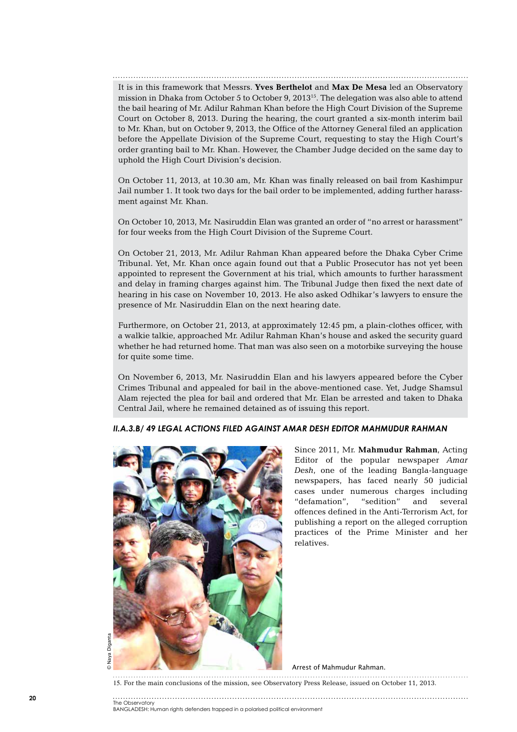It is in this framework that Messrs. **Yves Berthelot** and **Max De Mesa** led an Observatory mission in Dhaka from October 5 to October 9, 2013[15]. The delegation was also able to attend the bail hearing of Mr. Adilur Rahman Khan before the High Court Division of the Supreme Court on October 8, 2013. During the hearing, the court granted a six-month interim bail to Mr. Khan, but on October 9, 2013, the Office of the Attorney General filed an application before the Appellate Division of the Supreme Court, requesting to stay the High Court's order granting bail to Mr. Khan. However, the Chamber Judge decided on the same day to uphold the High Court Division's decision.

On October 11, 2013, at 10.30 am, Mr. Khan was finally released on bail from Kashimpur Jail number 1. It took two days for the bail order to be implemented, adding further harassment against Mr. Khan.

On October 10, 2013, Mr. Nasiruddin Elan was granted an order of "no arrest or harassment" for four weeks from the High Court Division of the Supreme Court.

On October 21, 2013, Mr. Adilur Rahman Khan appeared before the Dhaka Cyber Crime Tribunal. Yet, Mr. Khan once again found out that a Public Prosecutor has not yet been appointed to represent the Government at his trial, which amounts to further harassment and delay in framing charges against him. The Tribunal Judge then fixed the next date of hearing in his case on November 10, 2013. He also asked Odhikar's lawyers to ensure the presence of Mr. Nasiruddin Elan on the next hearing date.

Furthermore, on October 21, 2013, at approximately 12:45 pm, a plain-clothes officer, with a walkie talkie, approached Mr. Adilur Rahman Khan's house and asked the security guard whether he had returned home. That man was also seen on a motorbike surveying the house for quite some time.

On November 6, 2013, Mr. Nasiruddin Elan and his lawyers appeared before the Cyber Crimes Tribunal and appealed for bail in the above-mentioned case. Yet, Judge Shamsul Alam rejected the plea for bail and ordered that Mr. Elan be arrested and taken to Dhaka Central Jail, where he remained detained as of issuing this report.

#### *II.A.3.B/ 49 LEGAL ACTIONS FILED AGAINST AMAR DESH EDITOR MAHMUDUR RAHMAN*

Since 2011, Mr. **Mahmudur Rahman**, Acting Editor of the popular newspaper *Amar Desh*, one of the leading Bangla-language newspapers, has faced nearly 50 judicial cases under numerous charges including "defamation", "sedition" and several offences defined in the Anti-Terrorism Act, for publishing a report on the alleged corruption practices of the Prime Minister and her relatives.

© Naya Diganta

Arrest of Mahmudur Rahman.

15. For the main conclusions of the mission, see Observatory Press Release, issued on October 11, 2013.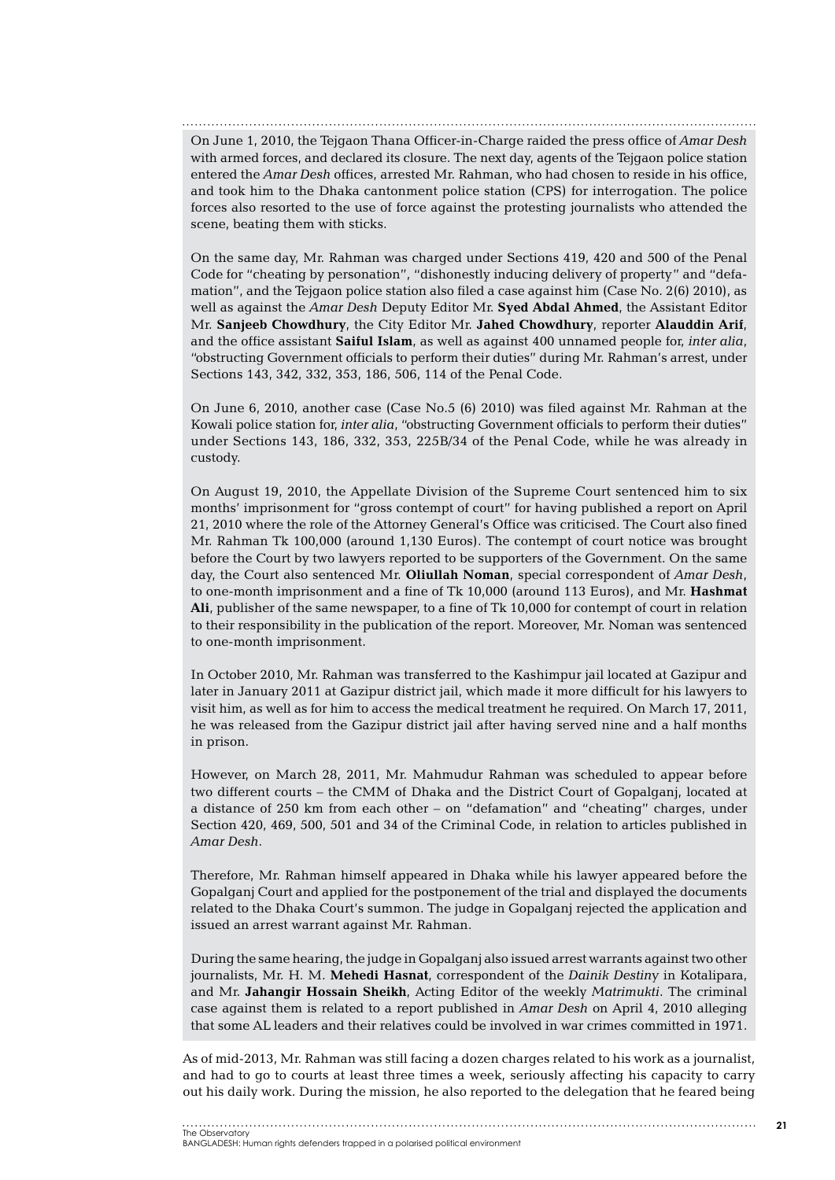On June 1, 2010, the Tejgaon Thana Officer-in-Charge raided the press office of *Amar Desh* with armed forces, and declared its closure. The next day, agents of the Tejgaon police station entered the *Amar Desh* offices, arrested Mr. Rahman, who had chosen to reside in his office, and took him to the Dhaka cantonment police station (CPS) for interrogation. The police forces also resorted to the use of force against the protesting journalists who attended the scene, beating them with sticks.

On the same day, Mr. Rahman was charged under Sections 419, 420 and 500 of the Penal Code for "cheating by personation", "dishonestly inducing delivery of property" and "defamation", and the Tejgaon police station also filed a case against him (Case No. 2(6) 2010), as well as against the *Amar Desh* Deputy Editor Mr. **Syed Abdal Ahmed**, the Assistant Editor Mr. **Sanjeeb Chowdhury**, the City Editor Mr. **Jahed Chowdhury**, reporter **Alauddin Arif**, and the office assistant **Saiful Islam**, as well as against 400 unnamed people for, *inter alia*, "obstructing Government officials to perform their duties" during Mr. Rahman's arrest, under Sections 143, 342, 332, 353, 186, 506, 114 of the Penal Code.

On June 6, 2010, another case (Case No.5 (6) 2010) was filed against Mr. Rahman at the Kowali police station for, *inter alia*, "obstructing Government officials to perform their duties" under Sections 143, 186, 332, 353, 225B/34 of the Penal Code, while he was already in custody.

On August 19, 2010, the Appellate Division of the Supreme Court sentenced him to six months' imprisonment for "gross contempt of court" for having published a report on April 21, 2010 where the role of the Attorney General's Office was criticised. The Court also fined Mr. Rahman Tk 100,000 (around 1,130 Euros). The contempt of court notice was brought before the Court by two lawyers reported to be supporters of the Government. On the same day, the Court also sentenced Mr. **Oliullah Noman**, special correspondent of *Amar Desh*, to one-month imprisonment and a fine of Tk 10,000 (around 113 Euros), and Mr. **Hashmat Ali**, publisher of the same newspaper, to a fine of Tk 10,000 for contempt of court in relation to their responsibility in the publication of the report. Moreover, Mr. Noman was sentenced to one-month imprisonment.

In October 2010, Mr. Rahman was transferred to the Kashimpur jail located at Gazipur and later in January 2011 at Gazipur district jail, which made it more difficult for his lawyers to visit him, as well as for him to access the medical treatment he required. On March 17, 2011, he was released from the Gazipur district jail after having served nine and a half months in prison.

However, on March 28, 2011, Mr. Mahmudur Rahman was scheduled to appear before two different courts – the CMM of Dhaka and the District Court of Gopalganj, located at a distance of 250 km from each other – on "defamation" and "cheating" charges, under Section 420, 469, 500, 501 and 34 of the Criminal Code, in relation to articles published in *Amar Desh*.

Therefore, Mr. Rahman himself appeared in Dhaka while his lawyer appeared before the Gopalganj Court and applied for the postponement of the trial and displayed the documents related to the Dhaka Court's summon. The judge in Gopalganj rejected the application and issued an arrest warrant against Mr. Rahman.

During the same hearing, the judge in Gopalganj also issued arrest warrants against two other journalists, Mr. H. M. **Mehedi Hasnat**, correspondent of the *Dainik Destiny* in Kotalipara, and Mr. **Jahangir Hossain Sheikh**, Acting Editor of the weekly *Matrimukti*. The criminal case against them is related to a report published in *Amar Desh* on April 4, 2010 alleging that some AL leaders and their relatives could be involved in war crimes committed in 1971.

As of mid-2013, Mr. Rahman was still facing a dozen charges related to his work as a journalist, and had to go to courts at least three times a week, seriously affecting his capacity to carry out his daily work. During the mission, he also reported to the delegation that he feared being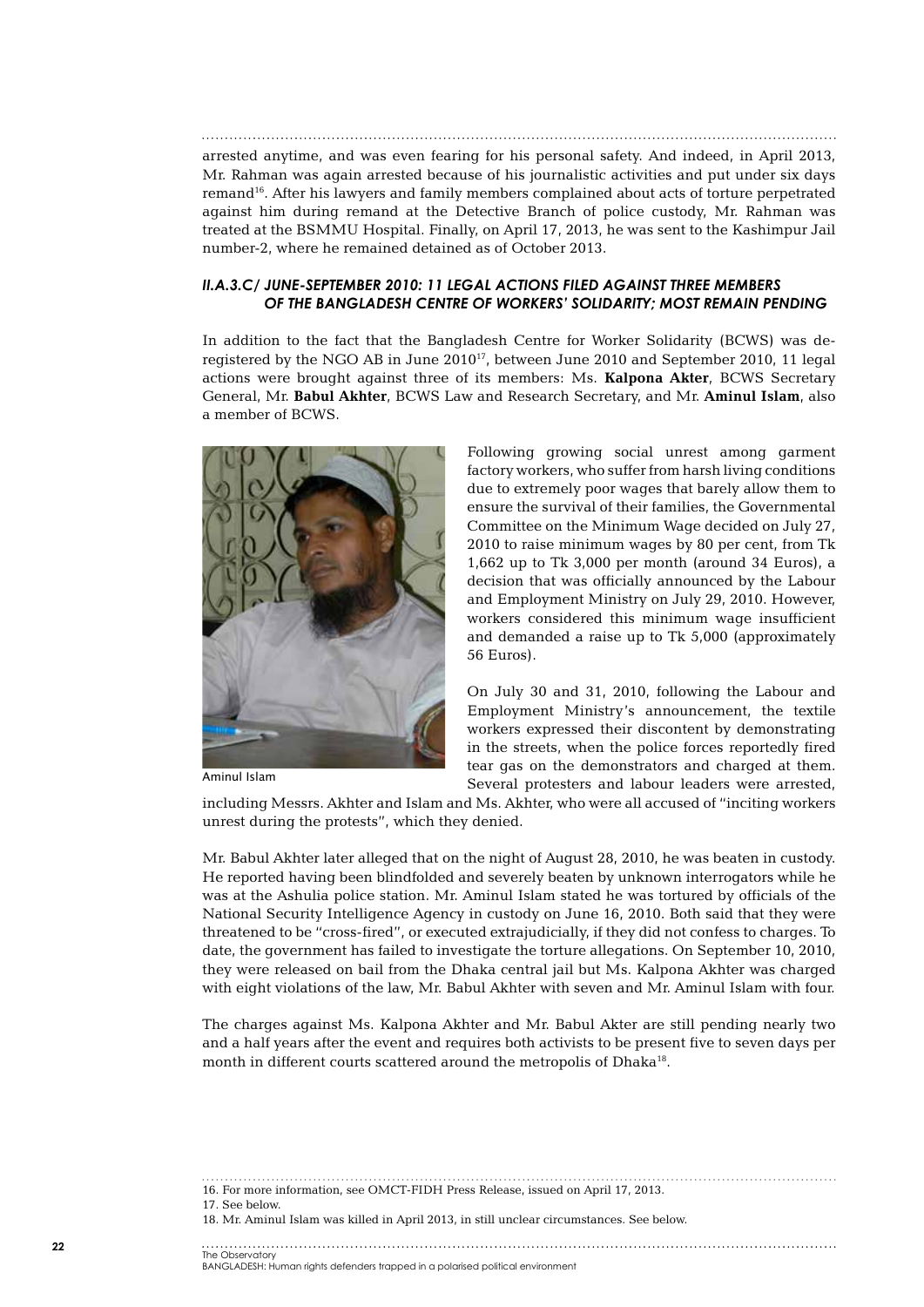arrested anytime, and was even fearing for his personal safety. And indeed, in April 2013, Mr. Rahman was again arrested because of his journalistic activities and put under six days remand[16]. After his lawyers and family members complained about acts of torture perpetrated against him during remand at the Detective Branch of police custody, Mr. Rahman was treated at the BSMMU Hospital. Finally, on April 17, 2013, he was sent to the Kashimpur Jail number-2, where he remained detained as of October 2013.

### *II.A.3.C/ June-September 2010: 11 legal actions filed against three members of the Bangladesh Centre of Workers' Solidarity; most remain pending*

In addition to the fact that the Bangladesh Centre for Worker Solidarity (BCWS) was de-registered by the NGO AB in June 2010[17], between June 2010 and September 2010, 11 legal actions were brought against three of its members: Ms. **Kalpona Akter**, BCWS Secretary General, Mr. **Babul Akhter**, BCWS Law and Research Secretary, and Mr. **Aminul Islam**, also a member of BCWS.

Aminul Islam

Following growing social unrest among garment factory workers, who suffer from harsh living conditions due to extremely poor wages that barely allow them to ensure the survival of their families, the Governmental Committee on the Minimum Wage decided on July 27, 2010 to raise minimum wages by 80 per cent, from Tk 1,662 up to Tk 3,000 per month (around 34 Euros), a decision that was officially announced by the Labour and Employment Ministry on July 29, 2010. However, workers considered this minimum wage insufficient and demanded a raise up to Tk 5,000 (approximately 56 Euros).

On July 30 and 31, 2010, following the Labour and Employment Ministry's announcement, the textile workers expressed their discontent by demonstrating in the streets, when the police forces reportedly fired tear gas on the demonstrators and charged at them. Several protesters and labour leaders were arrested, including Messrs. Akhter and Islam and Ms. Akhter, who were all accused of "inciting workers unrest during the protests", which they denied.

Mr. Babul Akhter later alleged that on the night of August 28, 2010, he was beaten in custody. He reported having been blindfolded and severely beaten by unknown interrogators while he was at the Ashulia police station. Mr. Aminul Islam stated he was tortured by officials of the National Security Intelligence Agency in custody on June 16, 2010. Both said that they were threatened to be "cross-fired", or executed extrajudicially, if they did not confess to charges. To date, the government has failed to investigate the torture allegations. On September 10, 2010, they were released on bail from the Dhaka central jail but Ms. Kalpona Akhter was charged with eight violations of the law, Mr. Babul Akhter with seven and Mr. Aminul Islam with four.

The charges against Ms. Kalpona Akhter and Mr. Babul Akter are still pending nearly two and a half years after the event and requires both activists to be present five to seven days per month in different courts scattered around the metropolis of Dhaka[18].

16. For more information, see OMCT-FIDH Press Release, issued on April 17, 2013.
17. See below.
18. Mr. Aminul Islam was killed in April 2013, in still unclear circumstances. See below.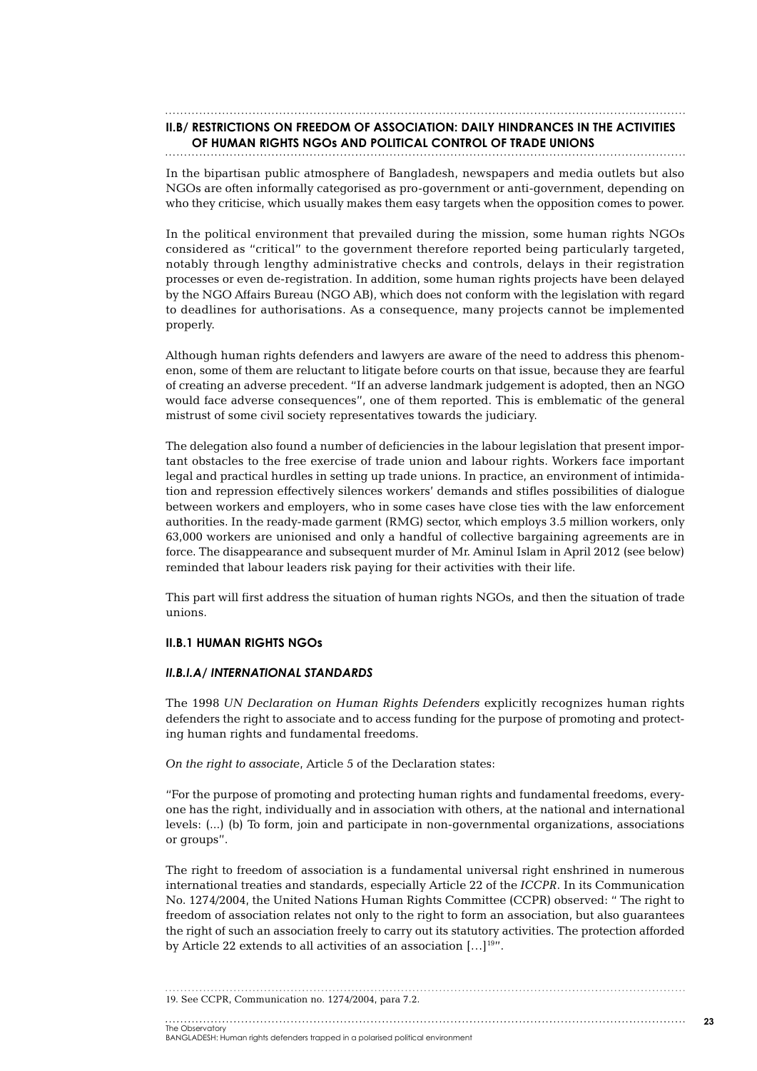## II.B/ RESTRICTIONS ON FREEDOM OF ASSOCIATION: DAILY HINDRANCES IN THE ACTIVITIES OF HUMAN RIGHTS NGOs AND POLITICAL CONTROL OF TRADE UNIONS

In the bipartisan public atmosphere of Bangladesh, newspapers and media outlets but also NGOs are often informally categorised as pro-government or anti-government, depending on who they criticise, which usually makes them easy targets when the opposition comes to power.

In the political environment that prevailed during the mission, some human rights NGOs considered as "critical" to the government therefore reported being particularly targeted, notably through lengthy administrative checks and controls, delays in their registration processes or even de-registration. In addition, some human rights projects have been delayed by the NGO Affairs Bureau (NGO AB), which does not conform with the legislation with regard to deadlines for authorisations. As a consequence, many projects cannot be implemented properly.

Although human rights defenders and lawyers are aware of the need to address this phenomenon, some of them are reluctant to litigate before courts on that issue, because they are fearful of creating an adverse precedent. "If an adverse landmark judgement is adopted, then an NGO would face adverse consequences", one of them reported. This is emblematic of the general mistrust of some civil society representatives towards the judiciary.

The delegation also found a number of deficiencies in the labour legislation that present important obstacles to the free exercise of trade union and labour rights. Workers face important legal and practical hurdles in setting up trade unions. In practice, an environment of intimidation and repression effectively silences workers' demands and stifles possibilities of dialogue between workers and employers, who in some cases have close ties with the law enforcement authorities. In the ready-made garment (RMG) sector, which employs 3.5 million workers, only 63,000 workers are unionised and only a handful of collective bargaining agreements are in force. The disappearance and subsequent murder of Mr. Aminul Islam in April 2012 (see below) reminded that labour leaders risk paying for their activities with their life.

This part will first address the situation of human rights NGOs, and then the situation of trade unions.

### II.B.1 HUMAN RIGHTS NGOs

#### *II.B.I.A/ INTERNATIONAL STANDARDS*

The 1998 *UN Declaration on Human Rights Defenders* explicitly recognizes human rights defenders the right to associate and to access funding for the purpose of promoting and protecting human rights and fundamental freedoms.

*On the right to associate*, Article 5 of the Declaration states:

"For the purpose of promoting and protecting human rights and fundamental freedoms, everyone has the right, individually and in association with others, at the national and international levels: (...) (b) To form, join and participate in non-governmental organizations, associations or groups".

The right to freedom of association is a fundamental universal right enshrined in numerous international treaties and standards, especially Article 22 of the *ICCPR*. In its Communication No. 1274/2004, the United Nations Human Rights Committee (CCPR) observed: " The right to freedom of association relates not only to the right to form an association, but also guarantees the right of such an association freely to carry out its statutory activities. The protection afforded by Article 22 extends to all activities of an association […][19]".

19. See CCPR, Communication no. 1274/2004, para 7.2.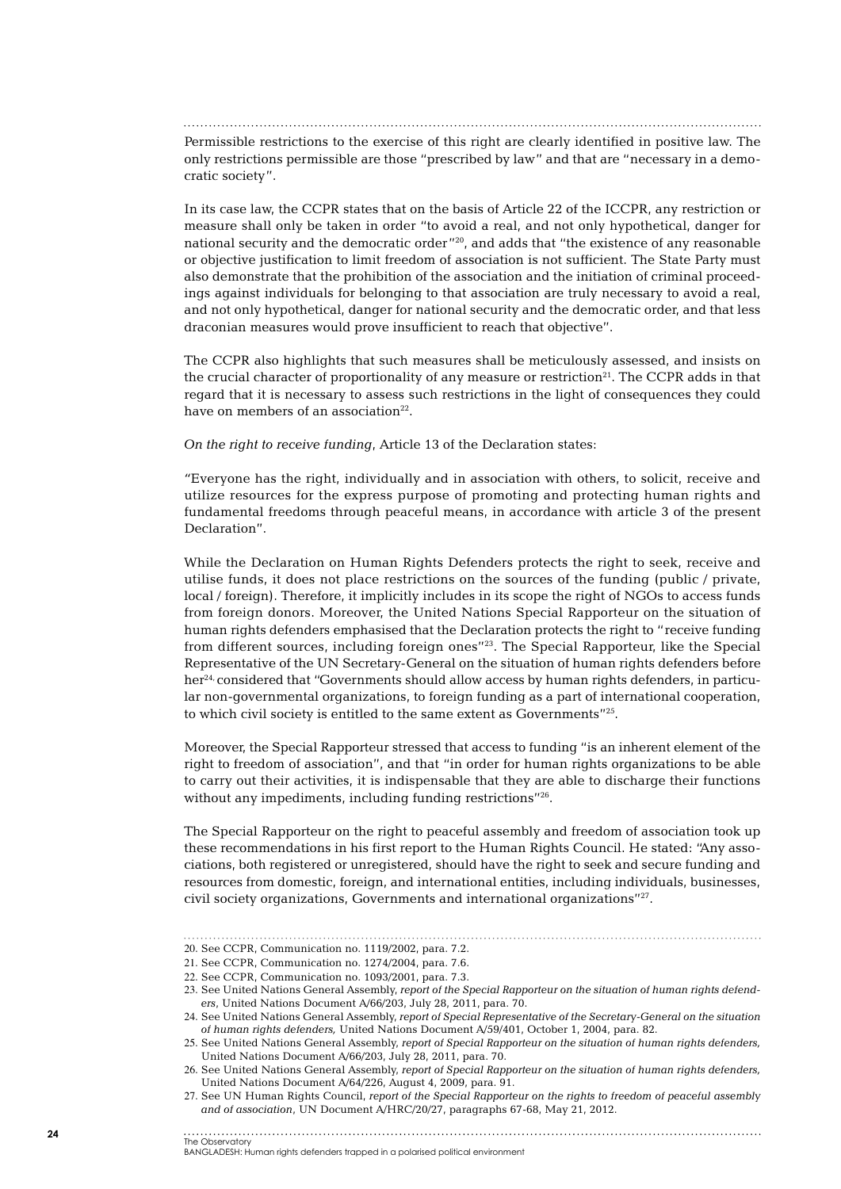Permissible restrictions to the exercise of this right are clearly identified in positive law. The only restrictions permissible are those "prescribed by law" and that are "necessary in a democratic society".

In its case law, the CCPR states that on the basis of Article 22 of the ICCPR, any restriction or measure shall only be taken in order "to avoid a real, and not only hypothetical, danger for national security and the democratic order"[20], and adds that "the existence of any reasonable or objective justification to limit freedom of association is not sufficient. The State Party must also demonstrate that the prohibition of the association and the initiation of criminal proceedings against individuals for belonging to that association are truly necessary to avoid a real, and not only hypothetical, danger for national security and the democratic order, and that less draconian measures would prove insufficient to reach that objective".

The CCPR also highlights that such measures shall be meticulously assessed, and insists on the crucial character of proportionality of any measure or restriction[21]. The CCPR adds in that regard that it is necessary to assess such restrictions in the light of consequences they could have on members of an association[22].

*On the right to receive funding*, Article 13 of the Declaration states:

"Everyone has the right, individually and in association with others, to solicit, receive and utilize resources for the express purpose of promoting and protecting human rights and fundamental freedoms through peaceful means, in accordance with article 3 of the present Declaration".

While the Declaration on Human Rights Defenders protects the right to seek, receive and utilise funds, it does not place restrictions on the sources of the funding (public / private, local / foreign). Therefore, it implicitly includes in its scope the right of NGOs to access funds from foreign donors. Moreover, the United Nations Special Rapporteur on the situation of human rights defenders emphasised that the Declaration protects the right to "receive funding from different sources, including foreign ones"[23]. The Special Rapporteur, like the Special Representative of the UN Secretary-General on the situation of human rights defenders before her[24], considered that "Governments should allow access by human rights defenders, in particular non-governmental organizations, to foreign funding as a part of international cooperation, to which civil society is entitled to the same extent as Governments"[25].

Moreover, the Special Rapporteur stressed that access to funding "is an inherent element of the right to freedom of association", and that "in order for human rights organizations to be able to carry out their activities, it is indispensable that they are able to discharge their functions without any impediments, including funding restrictions"[26].

The Special Rapporteur on the right to peaceful assembly and freedom of association took up these recommendations in his first report to the Human Rights Council. He stated: "Any associations, both registered or unregistered, should have the right to seek and secure funding and resources from domestic, foreign, and international entities, including individuals, businesses, civil society organizations, Governments and international organizations"[27].

---

20. See CCPR, Communication no. 1119/2002, para. 7.2.
21. See CCPR, Communication no. 1274/2004, para. 7.6.
22. See CCPR, Communication no. 1093/2001, para. 7.3.
23. See United Nations General Assembly, *report of the Special Rapporteur on the situation of human rights defenders*, United Nations Document A/66/203, July 28, 2011, para. 70.
24. See United Nations General Assembly, *report of Special Representative of the Secretary-General on the situation of human rights defenders,* United Nations Document A/59/401, October 1, 2004, para. 82.
25. See United Nations General Assembly, *report of Special Rapporteur on the situation of human rights defenders,* United Nations Document A/66/203, July 28, 2011, para. 70.
26. See United Nations General Assembly, *report of Special Rapporteur on the situation of human rights defenders,* United Nations Document A/64/226, August 4, 2009, para. 91.
27. See UN Human Rights Council, *report of the Special Rapporteur on the rights to freedom of peaceful assembly and of association*, UN Document A/HRC/20/27, paragraphs 67-68, May 21, 2012.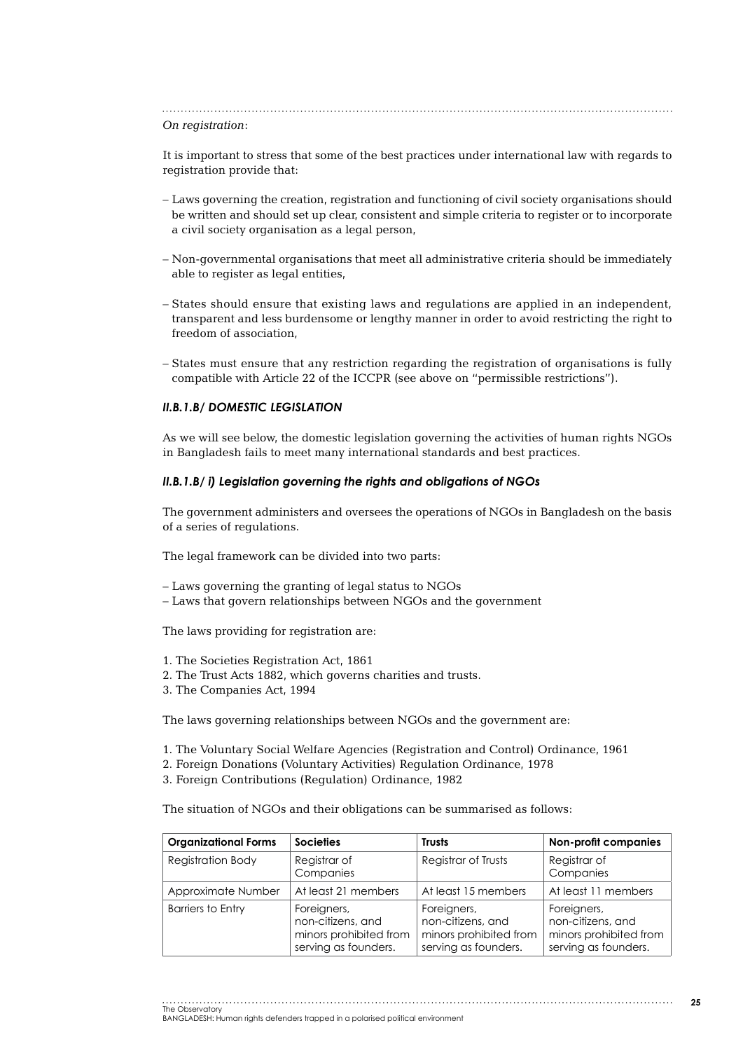*On registration*:

It is important to stress that some of the best practices under international law with regards to registration provide that:

– Laws governing the creation, registration and functioning of civil society organisations should be written and should set up clear, consistent and simple criteria to register or to incorporate a civil society organisation as a legal person,

– Non-governmental organisations that meet all administrative criteria should be immediately able to register as legal entities,

– States should ensure that existing laws and regulations are applied in an independent, transparent and less burdensome or lengthy manner in order to avoid restricting the right to freedom of association,

– States must ensure that any restriction regarding the registration of organisations is fully compatible with Article 22 of the ICCPR (see above on "permissible restrictions").

### *II.B.1.B/ DOMESTIC LEGISLATION*

As we will see below, the domestic legislation governing the activities of human rights NGOs in Bangladesh fails to meet many international standards and best practices.

#### *II.B.1.B/ i) Legislation governing the rights and obligations of NGOs*

The government administers and oversees the operations of NGOs in Bangladesh on the basis of a series of regulations.

The legal framework can be divided into two parts:

– Laws governing the granting of legal status to NGOs
– Laws that govern relationships between NGOs and the government

The laws providing for registration are:

1. The Societies Registration Act, 1861
2. The Trust Acts 1882, which governs charities and trusts.
3. The Companies Act, 1994

The laws governing relationships between NGOs and the government are:

1. The Voluntary Social Welfare Agencies (Registration and Control) Ordinance, 1961
2. Foreign Donations (Voluntary Activities) Regulation Ordinance, 1978
3. Foreign Contributions (Regulation) Ordinance, 1982

The situation of NGOs and their obligations can be summarised as follows:

| Organizational Forms | Societies | Trusts | Non-profit companies |
|---|---|---|---|
| Registration Body | Registrar of Companies | Registrar of Trusts | Registrar of Companies |
| Approximate Number | At least 21 members | At least 15 members | At least 11 members |
| Barriers to Entry | Foreigners, non-citizens, and minors prohibited from serving as founders. | Foreigners, non-citizens, and minors prohibited from serving as founders. | Foreigners, non-citizens, and minors prohibited from serving as founders. |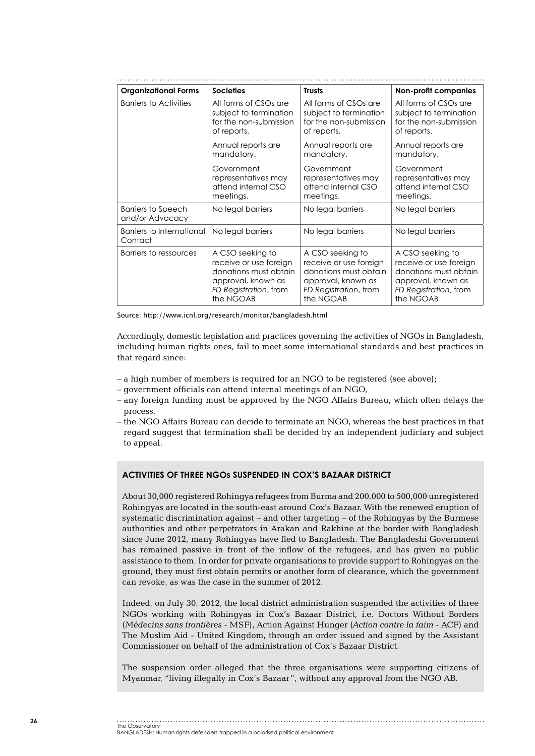| Organizational Forms | Societies | Trusts | Non-profit companies |
|---|---|---|---|
| Barriers to Activities | All forms of CSOs are subject to termination for the non-submission of reports.<br><br>Annual reports are mandatory.<br><br>Government representatives may attend internal CSO meetings. | All forms of CSOs are subject to termination for the non-submission of reports.<br><br>Annual reports are mandatory.<br><br>Government representatives may attend internal CSO meetings. | All forms of CSOs are subject to termination for the non-submission of reports.<br><br>Annual reports are mandatory.<br><br>Government representatives may attend internal CSO meetings. |
| Barriers to Speech and/or Advocacy | No legal barriers | No legal barriers | No legal barriers |
| Barriers to International Contact | No legal barriers | No legal barriers | No legal barriers |
| Barriers to ressources | A CSO seeking to receive or use foreign donations must obtain approval, known as *FD Registration*, from the NGOAB | A CSO seeking to receive or use foreign donations must obtain approval, known as *FD Registration*, from the NGOAB | A CSO seeking to receive or use foreign donations must obtain approval, known as *FD Registration*, from the NGOAB |

Source: http://www.icnl.org/research/monitor/bangladesh.html

Accordingly, domestic legislation and practices governing the activities of NGOs in Bangladesh, including human rights ones, fail to meet some international standards and best practices in that regard since:

– a high number of members is required for an NGO to be registered (see above);
– government officials can attend internal meetings of an NGO,
– any foreign funding must be approved by the NGO Affairs Bureau, which often delays the process,
– the NGO Affairs Bureau can decide to terminate an NGO, whereas the best practices in that regard suggest that termination shall be decided by an independent judiciary and subject to appeal.

#### ACTIVITIES OF THREE NGOs SUSPENDED IN COX'S BAZAAR DISTRICT

About 30,000 registered Rohingya refugees from Burma and 200,000 to 500,000 unregistered Rohingyas are located in the south-east around Cox's Bazaar. With the renewed eruption of systematic discrimination against – and other targeting – of the Rohingyas by the Burmese authorities and other perpetrators in Arakan and Rakhine at the border with Bangladesh since June 2012, many Rohingyas have fled to Bangladesh. The Bangladeshi Government has remained passive in front of the inflow of the refugees, and has given no public assistance to them. In order for private organisations to provide support to Rohingyas on the ground, they must first obtain permits or another form of clearance, which the government can revoke, as was the case in the summer of 2012.

Indeed, on July 30, 2012, the local district administration suspended the activities of three NGOs working with Rohingyas in Cox's Bazaar District, i.e. Doctors Without Borders (*Médecins sans frontières* - MSF), Action Against Hunger (*Action contre la faim* - ACF) and The Muslim Aid - United Kingdom, through an order issued and signed by the Assistant Commissioner on behalf of the administration of Cox's Bazaar District.

The suspension order alleged that the three organisations were supporting citizens of Myanmar, "living illegally in Cox's Bazaar", without any approval from the NGO AB.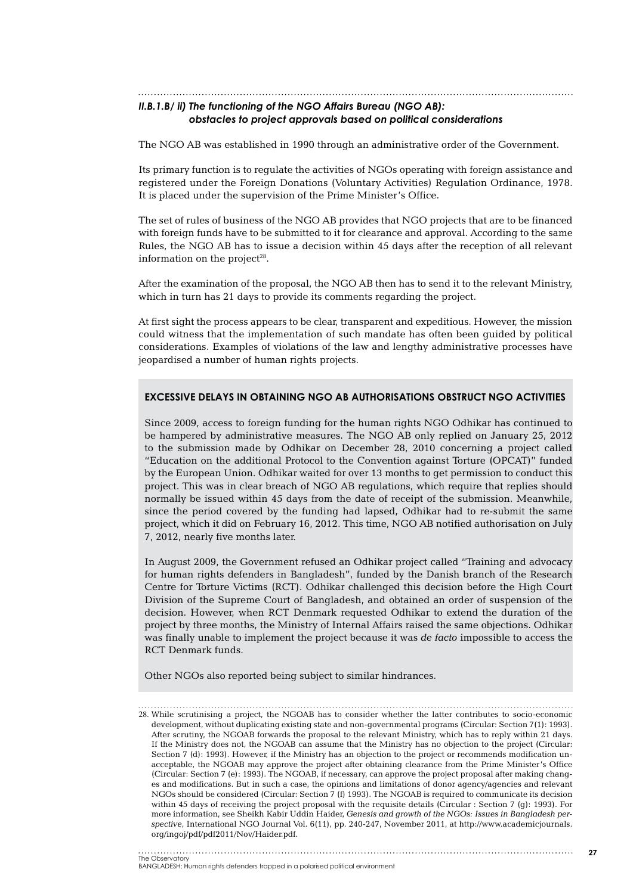### *II.B.1.B/ ii) The functioning of the NGO Affairs Bureau (NGO AB): obstacles to project approvals based on political considerations*

The NGO AB was established in 1990 through an administrative order of the Government.

Its primary function is to regulate the activities of NGOs operating with foreign assistance and registered under the Foreign Donations (Voluntary Activities) Regulation Ordinance, 1978. It is placed under the supervision of the Prime Minister's Office.

The set of rules of business of the NGO AB provides that NGO projects that are to be financed with foreign funds have to be submitted to it for clearance and approval. According to the same Rules, the NGO AB has to issue a decision within 45 days after the reception of all relevant information on the project[28].

After the examination of the proposal, the NGO AB then has to send it to the relevant Ministry, which in turn has 21 days to provide its comments regarding the project.

At first sight the process appears to be clear, transparent and expeditious. However, the mission could witness that the implementation of such mandate has often been guided by political considerations. Examples of violations of the law and lengthy administrative processes have jeopardised a number of human rights projects.

#### EXCESSIVE DELAYS IN OBTAINING NGO AB AUTHORISATIONS OBSTRUCT NGO ACTIVITIES

Since 2009, access to foreign funding for the human rights NGO Odhikar has continued to be hampered by administrative measures. The NGO AB only replied on January 25, 2012 to the submission made by Odhikar on December 28, 2010 concerning a project called "Education on the additional Protocol to the Convention against Torture (OPCAT)" funded by the European Union. Odhikar waited for over 13 months to get permission to conduct this project. This was in clear breach of NGO AB regulations, which require that replies should normally be issued within 45 days from the date of receipt of the submission. Meanwhile, since the period covered by the funding had lapsed, Odhikar had to re-submit the same project, which it did on February 16, 2012. This time, NGO AB notified authorisation on July 7, 2012, nearly five months later.

In August 2009, the Government refused an Odhikar project called "Training and advocacy for human rights defenders in Bangladesh", funded by the Danish branch of the Research Centre for Torture Victims (RCT). Odhikar challenged this decision before the High Court Division of the Supreme Court of Bangladesh, and obtained an order of suspension of the decision. However, when RCT Denmark requested Odhikar to extend the duration of the project by three months, the Ministry of Internal Affairs raised the same objections. Odhikar was finally unable to implement the project because it was *de facto* impossible to access the RCT Denmark funds.

Other NGOs also reported being subject to similar hindrances.

28. While scrutinising a project, the NGOAB has to consider whether the latter contributes to socio-economic development, without duplicating existing state and non-governmental programs (Circular: Section 7(1): 1993). After scrutiny, the NGOAB forwards the proposal to the relevant Ministry, which has to reply within 21 days. If the Ministry does not, the NGOAB can assume that the Ministry has no objection to the project (Circular: Section 7 (d): 1993). However, if the Ministry has an objection to the project or recommends modification unacceptable, the NGOAB may approve the project after obtaining clearance from the Prime Minister's Office (Circular: Section 7 (e): 1993). The NGOAB, if necessary, can approve the project proposal after making changes and modifications. But in such a case, the opinions and limitations of donor agency/agencies and relevant NGOs should be considered (Circular: Section 7 (f) 1993). The NGOAB is required to communicate its decision within 45 days of receiving the project proposal with the requisite details (Circular : Section 7 (g): 1993). For more information, see Sheikh Kabir Uddin Haider, *Genesis and growth of the NGOs: Issues in Bangladesh perspective*, International NGO Journal Vol. 6(11), pp. 240-247, November 2011, at http://www.academicjournals.org/ingoj/pdf/pdf2011/Nov/Haider.pdf.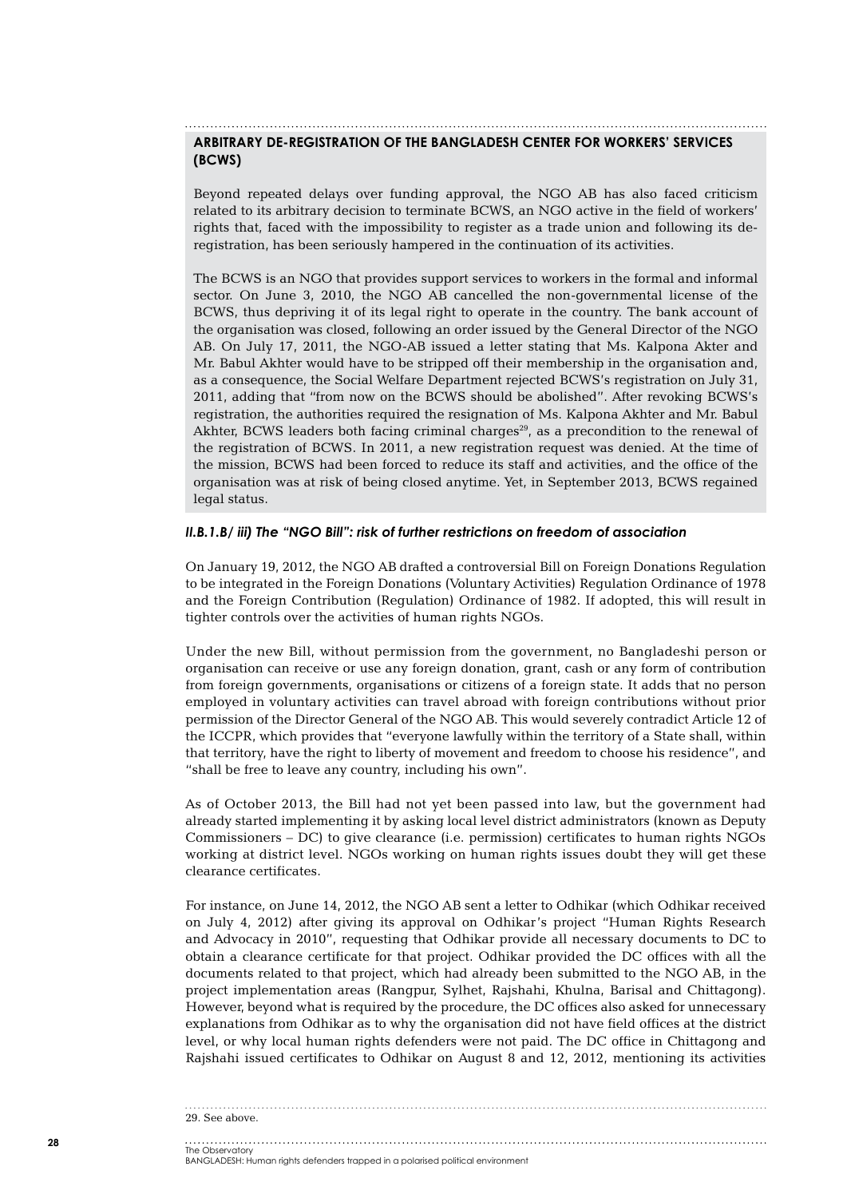### ARBITRARY DE-REGISTRATION OF THE BANGLADESH CENTER FOR WORKERS' SERVICES (BCWS)

Beyond repeated delays over funding approval, the NGO AB has also faced criticism related to its arbitrary decision to terminate BCWS, an NGO active in the field of workers' rights that, faced with the impossibility to register as a trade union and following its de-registration, has been seriously hampered in the continuation of its activities.

The BCWS is an NGO that provides support services to workers in the formal and informal sector. On June 3, 2010, the NGO AB cancelled the non-governmental license of the BCWS, thus depriving it of its legal right to operate in the country. The bank account of the organisation was closed, following an order issued by the General Director of the NGO AB. On July 17, 2011, the NGO-AB issued a letter stating that Ms. Kalpona Akter and Mr. Babul Akhter would have to be stripped off their membership in the organisation and, as a consequence, the Social Welfare Department rejected BCWS's registration on July 31, 2011, adding that "from now on the BCWS should be abolished". After revoking BCWS's registration, the authorities required the resignation of Ms. Kalpona Akhter and Mr. Babul Akhter, BCWS leaders both facing criminal charges[29], as a precondition to the renewal of the registration of BCWS. In 2011, a new registration request was denied. At the time of the mission, BCWS had been forced to reduce its staff and activities, and the office of the organisation was at risk of being closed anytime. Yet, in September 2013, BCWS regained legal status.

#### *II.B.1.B/ iii) The "NGO Bill": risk of further restrictions on freedom of association*

On January 19, 2012, the NGO AB drafted a controversial Bill on Foreign Donations Regulation to be integrated in the Foreign Donations (Voluntary Activities) Regulation Ordinance of 1978 and the Foreign Contribution (Regulation) Ordinance of 1982. If adopted, this will result in tighter controls over the activities of human rights NGOs.

Under the new Bill, without permission from the government, no Bangladeshi person or organisation can receive or use any foreign donation, grant, cash or any form of contribution from foreign governments, organisations or citizens of a foreign state. It adds that no person employed in voluntary activities can travel abroad with foreign contributions without prior permission of the Director General of the NGO AB. This would severely contradict Article 12 of the ICCPR, which provides that "everyone lawfully within the territory of a State shall, within that territory, have the right to liberty of movement and freedom to choose his residence", and "shall be free to leave any country, including his own".

As of October 2013, the Bill had not yet been passed into law, but the government had already started implementing it by asking local level district administrators (known as Deputy Commissioners – DC) to give clearance (i.e. permission) certificates to human rights NGOs working at district level. NGOs working on human rights issues doubt they will get these clearance certificates.

For instance, on June 14, 2012, the NGO AB sent a letter to Odhikar (which Odhikar received on July 4, 2012) after giving its approval on Odhikar's project "Human Rights Research and Advocacy in 2010", requesting that Odhikar provide all necessary documents to DC to obtain a clearance certificate for that project. Odhikar provided the DC offices with all the documents related to that project, which had already been submitted to the NGO AB, in the project implementation areas (Rangpur, Sylhet, Rajshahi, Khulna, Barisal and Chittagong). However, beyond what is required by the procedure, the DC offices also asked for unnecessary explanations from Odhikar as to why the organisation did not have field offices at the district level, or why local human rights defenders were not paid. The DC office in Chittagong and Rajshahi issued certificates to Odhikar on August 8 and 12, 2012, mentioning its activities

---

29. See above.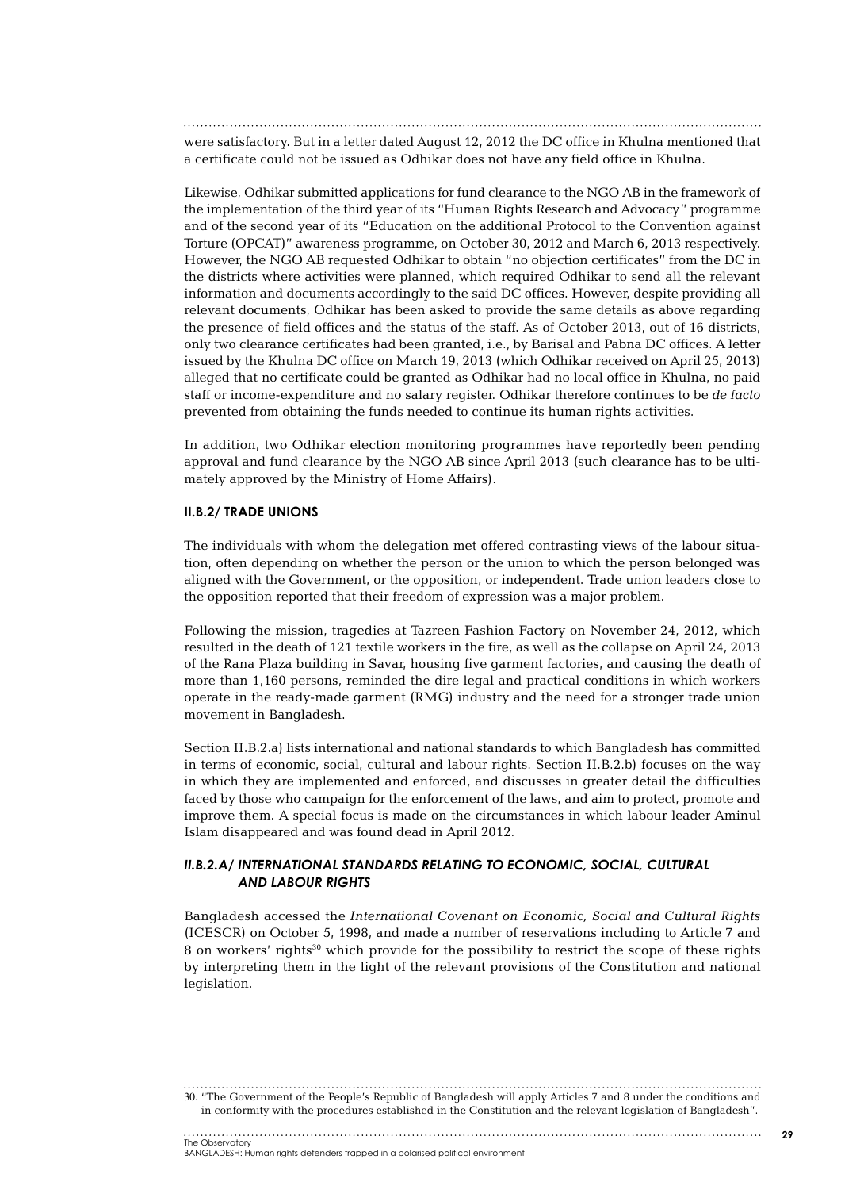were satisfactory. But in a letter dated August 12, 2012 the DC office in Khulna mentioned that a certificate could not be issued as Odhikar does not have any field office in Khulna.

Likewise, Odhikar submitted applications for fund clearance to the NGO AB in the framework of the implementation of the third year of its "Human Rights Research and Advocacy" programme and of the second year of its "Education on the additional Protocol to the Convention against Torture (OPCAT)" awareness programme, on October 30, 2012 and March 6, 2013 respectively. However, the NGO AB requested Odhikar to obtain "no objection certificates" from the DC in the districts where activities were planned, which required Odhikar to send all the relevant information and documents accordingly to the said DC offices. However, despite providing all relevant documents, Odhikar has been asked to provide the same details as above regarding the presence of field offices and the status of the staff. As of October 2013, out of 16 districts, only two clearance certificates had been granted, i.e., by Barisal and Pabna DC offices. A letter issued by the Khulna DC office on March 19, 2013 (which Odhikar received on April 25, 2013) alleged that no certificate could be granted as Odhikar had no local office in Khulna, no paid staff or income-expenditure and no salary register. Odhikar therefore continues to be *de facto* prevented from obtaining the funds needed to continue its human rights activities.

In addition, two Odhikar election monitoring programmes have reportedly been pending approval and fund clearance by the NGO AB since April 2013 (such clearance has to be ultimately approved by the Ministry of Home Affairs).

### II.B.2/ TRADE UNIONS

The individuals with whom the delegation met offered contrasting views of the labour situation, often depending on whether the person or the union to which the person belonged was aligned with the Government, or the opposition, or independent. Trade union leaders close to the opposition reported that their freedom of expression was a major problem.

Following the mission, tragedies at Tazreen Fashion Factory on November 24, 2012, which resulted in the death of 121 textile workers in the fire, as well as the collapse on April 24, 2013 of the Rana Plaza building in Savar, housing five garment factories, and causing the death of more than 1,160 persons, reminded the dire legal and practical conditions in which workers operate in the ready-made garment (RMG) industry and the need for a stronger trade union movement in Bangladesh.

Section II.B.2.a) lists international and national standards to which Bangladesh has committed in terms of economic, social, cultural and labour rights. Section II.B.2.b) focuses on the way in which they are implemented and enforced, and discusses in greater detail the difficulties faced by those who campaign for the enforcement of the laws, and aim to protect, promote and improve them. A special focus is made on the circumstances in which labour leader Aminul Islam disappeared and was found dead in April 2012.

#### *II.B.2.A/ INTERNATIONAL STANDARDS RELATING TO ECONOMIC, SOCIAL, CULTURAL AND LABOUR RIGHTS*

Bangladesh accessed the *International Covenant on Economic, Social and Cultural Rights* (ICESCR) on October 5, 1998, and made a number of reservations including to Article 7 and 8 on workers' rights[30] which provide for the possibility to restrict the scope of these rights by interpreting them in the light of the relevant provisions of the Constitution and national legislation.

30. "The Government of the People's Republic of Bangladesh will apply Articles 7 and 8 under the conditions and in conformity with the procedures established in the Constitution and the relevant legislation of Bangladesh".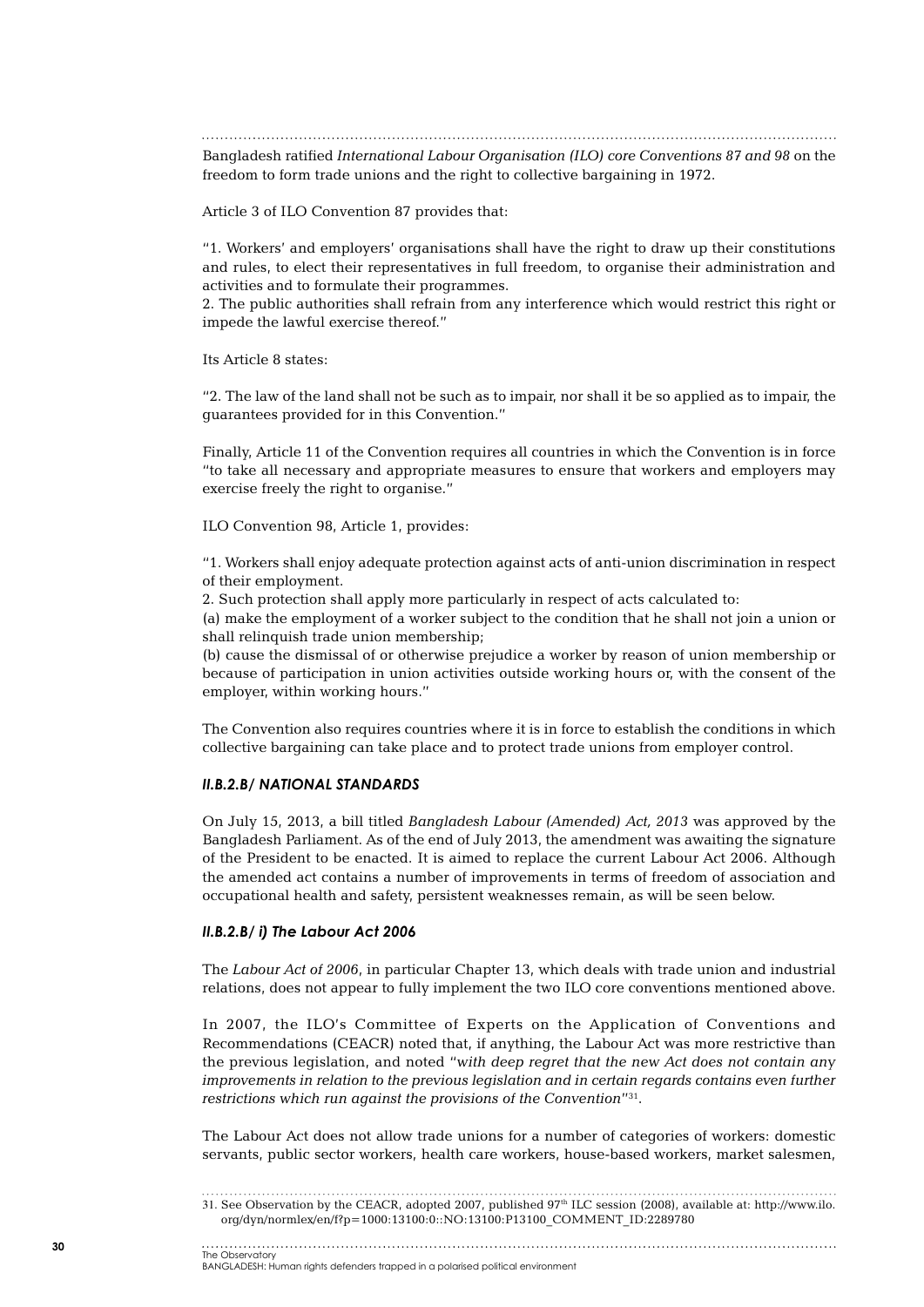Bangladesh ratified *International Labour Organisation (ILO) core Conventions 87 and 98* on the freedom to form trade unions and the right to collective bargaining in 1972.

Article 3 of ILO Convention 87 provides that:

"1. Workers' and employers' organisations shall have the right to draw up their constitutions and rules, to elect their representatives in full freedom, to organise their administration and activities and to formulate their programmes.
2. The public authorities shall refrain from any interference which would restrict this right or impede the lawful exercise thereof."

Its Article 8 states:

"2. The law of the land shall not be such as to impair, nor shall it be so applied as to impair, the guarantees provided for in this Convention."

Finally, Article 11 of the Convention requires all countries in which the Convention is in force "to take all necessary and appropriate measures to ensure that workers and employers may exercise freely the right to organise."

ILO Convention 98, Article 1, provides:

"1. Workers shall enjoy adequate protection against acts of anti-union discrimination in respect of their employment.
2. Such protection shall apply more particularly in respect of acts calculated to:
(a) make the employment of a worker subject to the condition that he shall not join a union or shall relinquish trade union membership;
(b) cause the dismissal of or otherwise prejudice a worker by reason of union membership or because of participation in union activities outside working hours or, with the consent of the employer, within working hours."

The Convention also requires countries where it is in force to establish the conditions in which collective bargaining can take place and to protect trade unions from employer control.

#### *II.B.2.B/ NATIONAL STANDARDS*

On July 15, 2013, a bill titled *Bangladesh Labour (Amended) Act, 2013* was approved by the Bangladesh Parliament. As of the end of July 2013, the amendment was awaiting the signature of the President to be enacted. It is aimed to replace the current Labour Act 2006. Although the amended act contains a number of improvements in terms of freedom of association and occupational health and safety, persistent weaknesses remain, as will be seen below.

#### *II.B.2.B/ i) The Labour Act 2006*

The *Labour Act of 2006*, in particular Chapter 13, which deals with trade union and industrial relations, does not appear to fully implement the two ILO core conventions mentioned above.

In 2007, the ILO's Committee of Experts on the Application of Conventions and Recommendations (CEACR) noted that, if anything, the Labour Act was more restrictive than the previous legislation, and noted "*with deep regret that the new Act does not contain any improvements in relation to the previous legislation and in certain regards contains even further restrictions which run against the provisions of the Convention*"[31].

The Labour Act does not allow trade unions for a number of categories of workers: domestic servants, public sector workers, health care workers, house-based workers, market salesmen,

31. See Observation by the CEACR, adopted 2007, published 97th ILC session (2008), available at: http://www.ilo.org/dyn/normlex/en/f?p=1000:13100:0::NO:13100:P13100_COMMENT_ID:2289780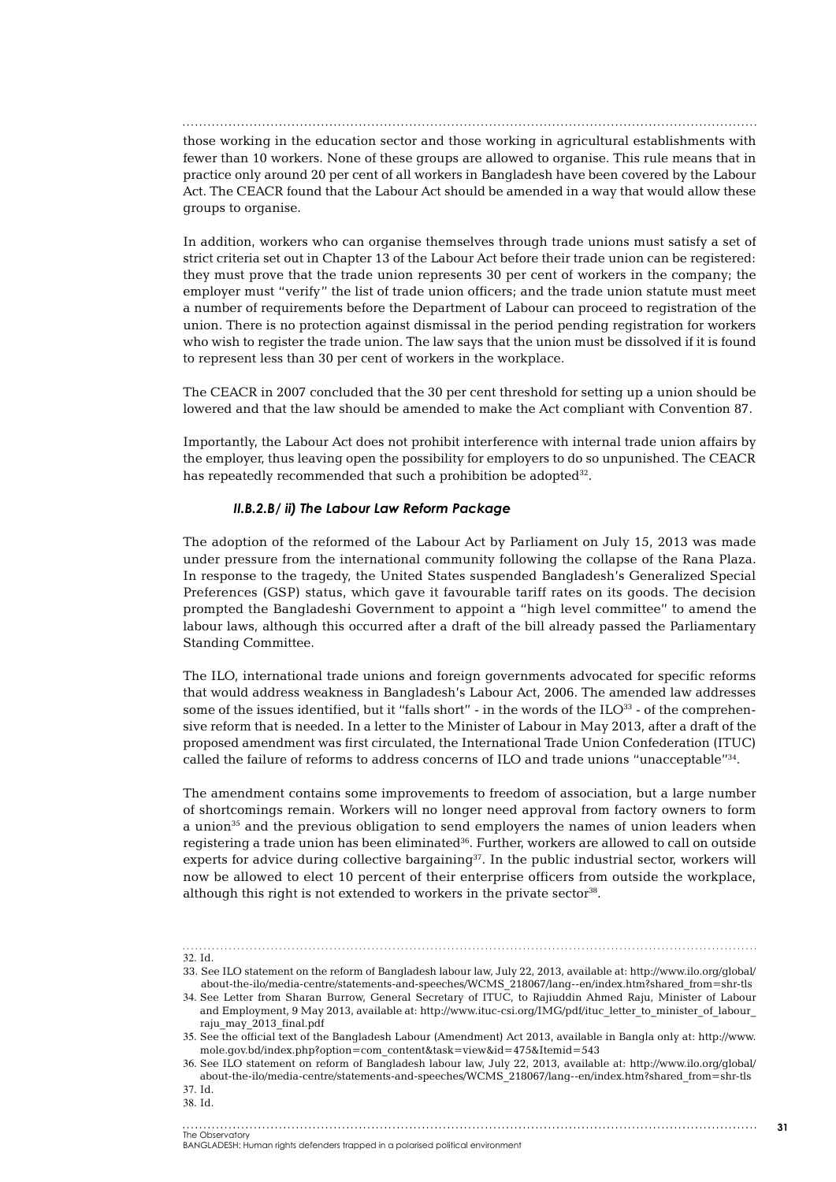those working in the education sector and those working in agricultural establishments with fewer than 10 workers. None of these groups are allowed to organise. This rule means that in practice only around 20 per cent of all workers in Bangladesh have been covered by the Labour Act. The CEACR found that the Labour Act should be amended in a way that would allow these groups to organise.

In addition, workers who can organise themselves through trade unions must satisfy a set of strict criteria set out in Chapter 13 of the Labour Act before their trade union can be registered: they must prove that the trade union represents 30 per cent of workers in the company; the employer must "verify" the list of trade union officers; and the trade union statute must meet a number of requirements before the Department of Labour can proceed to registration of the union. There is no protection against dismissal in the period pending registration for workers who wish to register the trade union. The law says that the union must be dissolved if it is found to represent less than 30 per cent of workers in the workplace.

The CEACR in 2007 concluded that the 30 per cent threshold for setting up a union should be lowered and that the law should be amended to make the Act compliant with Convention 87.

Importantly, the Labour Act does not prohibit interference with internal trade union affairs by the employer, thus leaving open the possibility for employers to do so unpunished. The CEACR has repeatedly recommended that such a prohibition be adopted[32].

#### *II.B.2.B/ ii) The Labour Law Reform Package*

The adoption of the reformed of the Labour Act by Parliament on July 15, 2013 was made under pressure from the international community following the collapse of the Rana Plaza. In response to the tragedy, the United States suspended Bangladesh's Generalized Special Preferences (GSP) status, which gave it favourable tariff rates on its goods. The decision prompted the Bangladeshi Government to appoint a "high level committee" to amend the labour laws, although this occurred after a draft of the bill already passed the Parliamentary Standing Committee.

The ILO, international trade unions and foreign governments advocated for specific reforms that would address weakness in Bangladesh's Labour Act, 2006. The amended law addresses some of the issues identified, but it "falls short" - in the words of the ILO[33] - of the comprehensive reform that is needed. In a letter to the Minister of Labour in May 2013, after a draft of the proposed amendment was first circulated, the International Trade Union Confederation (ITUC) called the failure of reforms to address concerns of ILO and trade unions "unacceptable"[34].

The amendment contains some improvements to freedom of association, but a large number of shortcomings remain. Workers will no longer need approval from factory owners to form a union[35] and the previous obligation to send employers the names of union leaders when registering a trade union has been eliminated[36]. Further, workers are allowed to call on outside experts for advice during collective bargaining[37]. In the public industrial sector, workers will now be allowed to elect 10 percent of their enterprise officers from outside the workplace, although this right is not extended to workers in the private sector[38].

---

32. Id.
33. See ILO statement on the reform of Bangladesh labour law, July 22, 2013, available at: http://www.ilo.org/global/about-the-ilo/media-centre/statements-and-speeches/WCMS_218067/lang--en/index.htm?shared_from=shr-tls
34. See Letter from Sharan Burrow, General Secretary of ITUC, to Rajiuddin Ahmed Raju, Minister of Labour and Employment, 9 May 2013, available at: http://www.ituc-csi.org/IMG/pdf/ituc_letter_to_minister_of_labour_raju_may_2013_final.pdf
35. See the official text of the Bangladesh Labour (Amendment) Act 2013, available in Bangla only at: http://www.mole.gov.bd/index.php?option=com_content&task=view&id=475&Itemid=543
36. See ILO statement on reform of Bangladesh labour law, July 22, 2013, available at: http://www.ilo.org/global/about-the-ilo/media-centre/statements-and-speeches/WCMS_218067/lang--en/index.htm?shared_from=shr-tls
37. Id.
38. Id.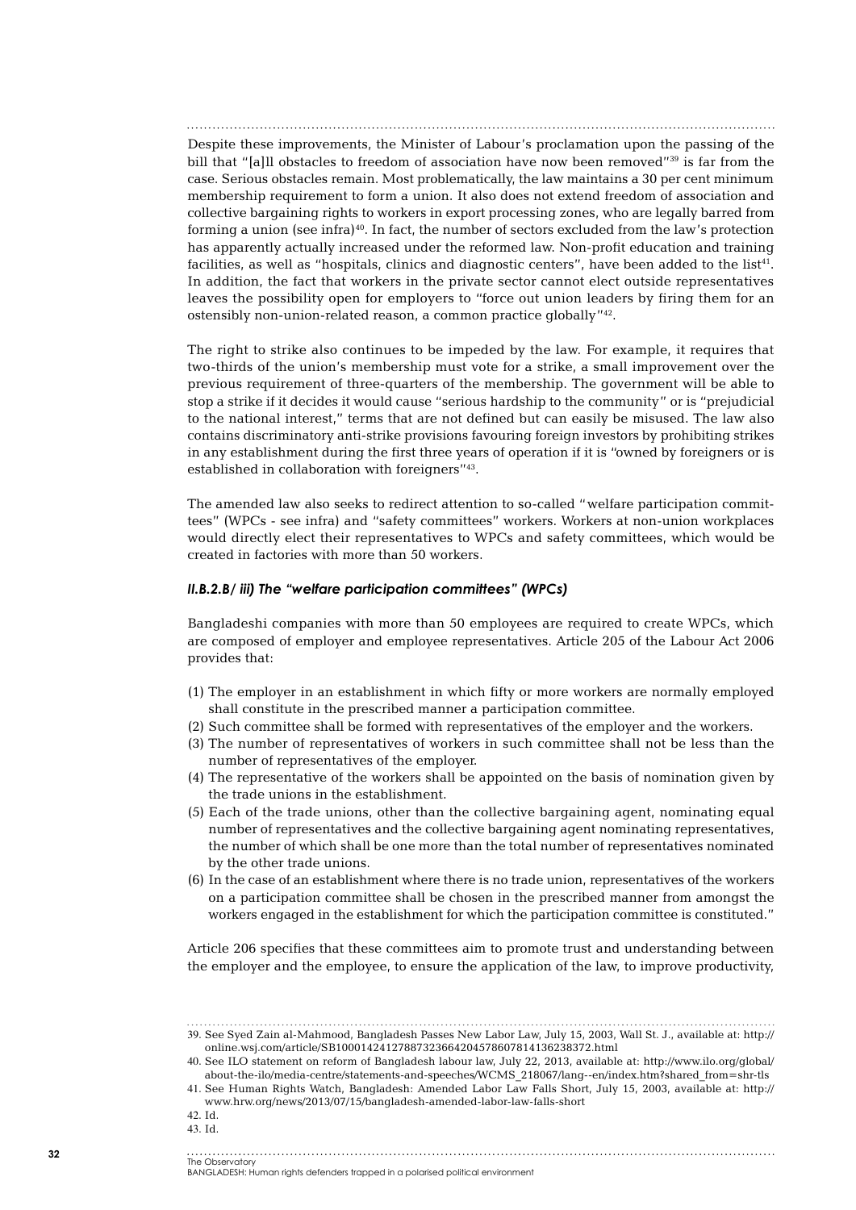Despite these improvements, the Minister of Labour's proclamation upon the passing of the bill that "[a]ll obstacles to freedom of association have now been removed"[39] is far from the case. Serious obstacles remain. Most problematically, the law maintains a 30 per cent minimum membership requirement to form a union. It also does not extend freedom of association and collective bargaining rights to workers in export processing zones, who are legally barred from forming a union (see infra)[40]. In fact, the number of sectors excluded from the law's protection has apparently actually increased under the reformed law. Non-profit education and training facilities, as well as "hospitals, clinics and diagnostic centers", have been added to the list[41]. In addition, the fact that workers in the private sector cannot elect outside representatives leaves the possibility open for employers to "force out union leaders by firing them for an ostensibly non-union-related reason, a common practice globally"[42].

The right to strike also continues to be impeded by the law. For example, it requires that two-thirds of the union's membership must vote for a strike, a small improvement over the previous requirement of three-quarters of the membership. The government will be able to stop a strike if it decides it would cause "serious hardship to the community" or is "prejudicial to the national interest," terms that are not defined but can easily be misused. The law also contains discriminatory anti-strike provisions favouring foreign investors by prohibiting strikes in any establishment during the first three years of operation if it is "owned by foreigners or is established in collaboration with foreigners"[43].

The amended law also seeks to redirect attention to so-called "welfare participation committees" (WPCs - see infra) and "safety committees" workers. Workers at non-union workplaces would directly elect their representatives to WPCs and safety committees, which would be created in factories with more than 50 workers.

#### *II.B.2.B/ iii) The "welfare participation committees" (WPCs)*

Bangladeshi companies with more than 50 employees are required to create WPCs, which are composed of employer and employee representatives. Article 205 of the Labour Act 2006 provides that:

(1) The employer in an establishment in which fifty or more workers are normally employed shall constitute in the prescribed manner a participation committee.
(2) Such committee shall be formed with representatives of the employer and the workers.
(3) The number of representatives of workers in such committee shall not be less than the number of representatives of the employer.
(4) The representative of the workers shall be appointed on the basis of nomination given by the trade unions in the establishment.
(5) Each of the trade unions, other than the collective bargaining agent, nominating equal number of representatives and the collective bargaining agent nominating representatives, the number of which shall be one more than the total number of representatives nominated by the other trade unions.
(6) In the case of an establishment where there is no trade union, representatives of the workers on a participation committee shall be chosen in the prescribed manner from amongst the workers engaged in the establishment for which the participation committee is constituted."

Article 206 specifies that these committees aim to promote trust and understanding between the employer and the employee, to ensure the application of the law, to improve productivity,

---

39. See Syed Zain al-Mahmood, Bangladesh Passes New Labor Law, July 15, 2003, Wall St. J., available at: http://online.wsj.com/article/SB10001424127887323664204578607814136238372.html

40. See ILO statement on reform of Bangladesh labour law, July 22, 2013, available at: http://www.ilo.org/global/about-the-ilo/media-centre/statements-and-speeches/WCMS_218067/lang--en/index.htm?shared_from=shr-tls

41. See Human Rights Watch, Bangladesh: Amended Labor Law Falls Short, July 15, 2003, available at: http://www.hrw.org/news/2013/07/15/bangladesh-amended-labor-law-falls-short

42. Id.

43. Id.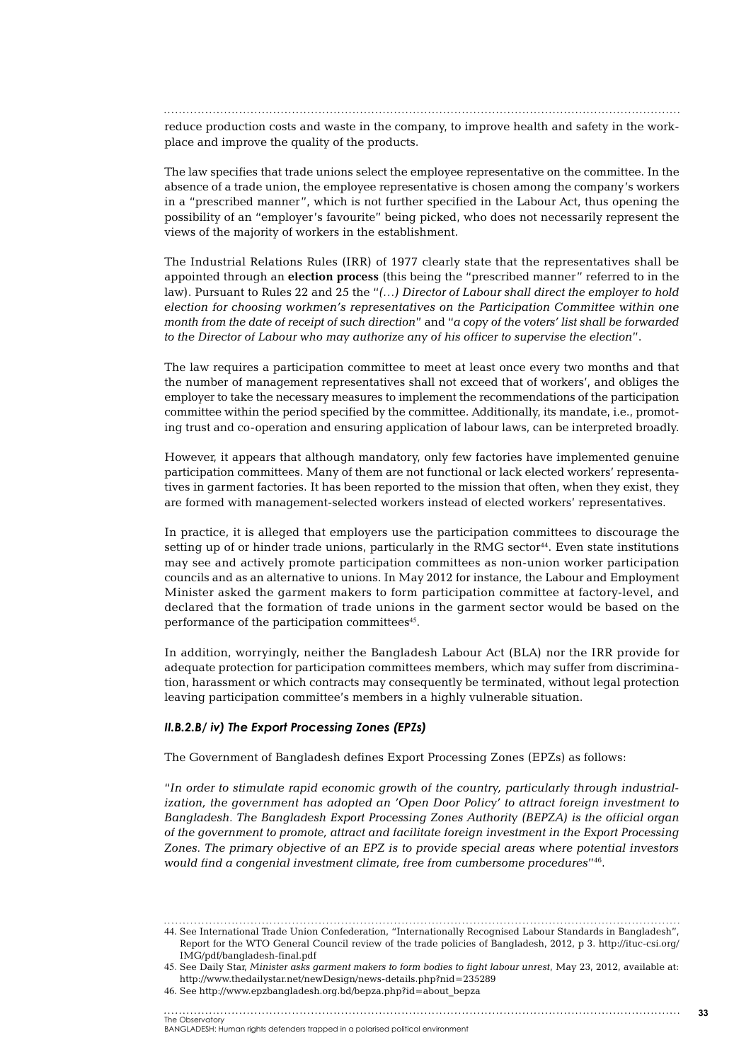reduce production costs and waste in the company, to improve health and safety in the workplace and improve the quality of the products.

The law specifies that trade unions select the employee representative on the committee. In the absence of a trade union, the employee representative is chosen among the company's workers in a "prescribed manner", which is not further specified in the Labour Act, thus opening the possibility of an "employer's favourite" being picked, who does not necessarily represent the views of the majority of workers in the establishment.

The Industrial Relations Rules (IRR) of 1977 clearly state that the representatives shall be appointed through an **election process** (this being the "prescribed manner" referred to in the law). Pursuant to Rules 22 and 25 the "*(…) Director of Labour shall direct the employer to hold election for choosing workmen's representatives on the Participation Committee within one month from the date of receipt of such direction*" and "*a copy of the voters' list shall be forwarded to the Director of Labour who may authorize any of his officer to supervise the election*".

The law requires a participation committee to meet at least once every two months and that the number of management representatives shall not exceed that of workers', and obliges the employer to take the necessary measures to implement the recommendations of the participation committee within the period specified by the committee. Additionally, its mandate, i.e., promoting trust and co-operation and ensuring application of labour laws, can be interpreted broadly.

However, it appears that although mandatory, only few factories have implemented genuine participation committees. Many of them are not functional or lack elected workers' representatives in garment factories. It has been reported to the mission that often, when they exist, they are formed with management-selected workers instead of elected workers' representatives.

In practice, it is alleged that employers use the participation committees to discourage the setting up of or hinder trade unions, particularly in the RMG sector[44]. Even state institutions may see and actively promote participation committees as non-union worker participation councils and as an alternative to unions. In May 2012 for instance, the Labour and Employment Minister asked the garment makers to form participation committee at factory-level, and declared that the formation of trade unions in the garment sector would be based on the performance of the participation committees[45].

In addition, worryingly, neither the Bangladesh Labour Act (BLA) nor the IRR provide for adequate protection for participation committees members, which may suffer from discrimination, harassment or which contracts may consequently be terminated, without legal protection leaving participation committee's members in a highly vulnerable situation.

### *II.B.2.B/ iv) The Export Processing Zones (EPZs)*

The Government of Bangladesh defines Export Processing Zones (EPZs) as follows:

"*In order to stimulate rapid economic growth of the country, particularly through industrialization, the government has adopted an 'Open Door Policy' to attract foreign investment to Bangladesh. The Bangladesh Export Processing Zones Authority (BEPZA) is the official organ of the government to promote, attract and facilitate foreign investment in the Export Processing Zones. The primary objective of an EPZ is to provide special areas where potential investors would find a congenial investment climate, free from cumbersome procedures*"[46].

---

44. See International Trade Union Confederation, "Internationally Recognised Labour Standards in Bangladesh", Report for the WTO General Council review of the trade policies of Bangladesh, 2012, p 3. http://ituc-csi.org/IMG/pdf/bangladesh-final.pdf

45. See Daily Star, *Minister asks garment makers to form bodies to fight labour unrest*, May 23, 2012, available at: http://www.thedailystar.net/newDesign/news-details.php?nid=235289

46. See http://www.epzbangladesh.org.bd/bepza.php?id=about_bepza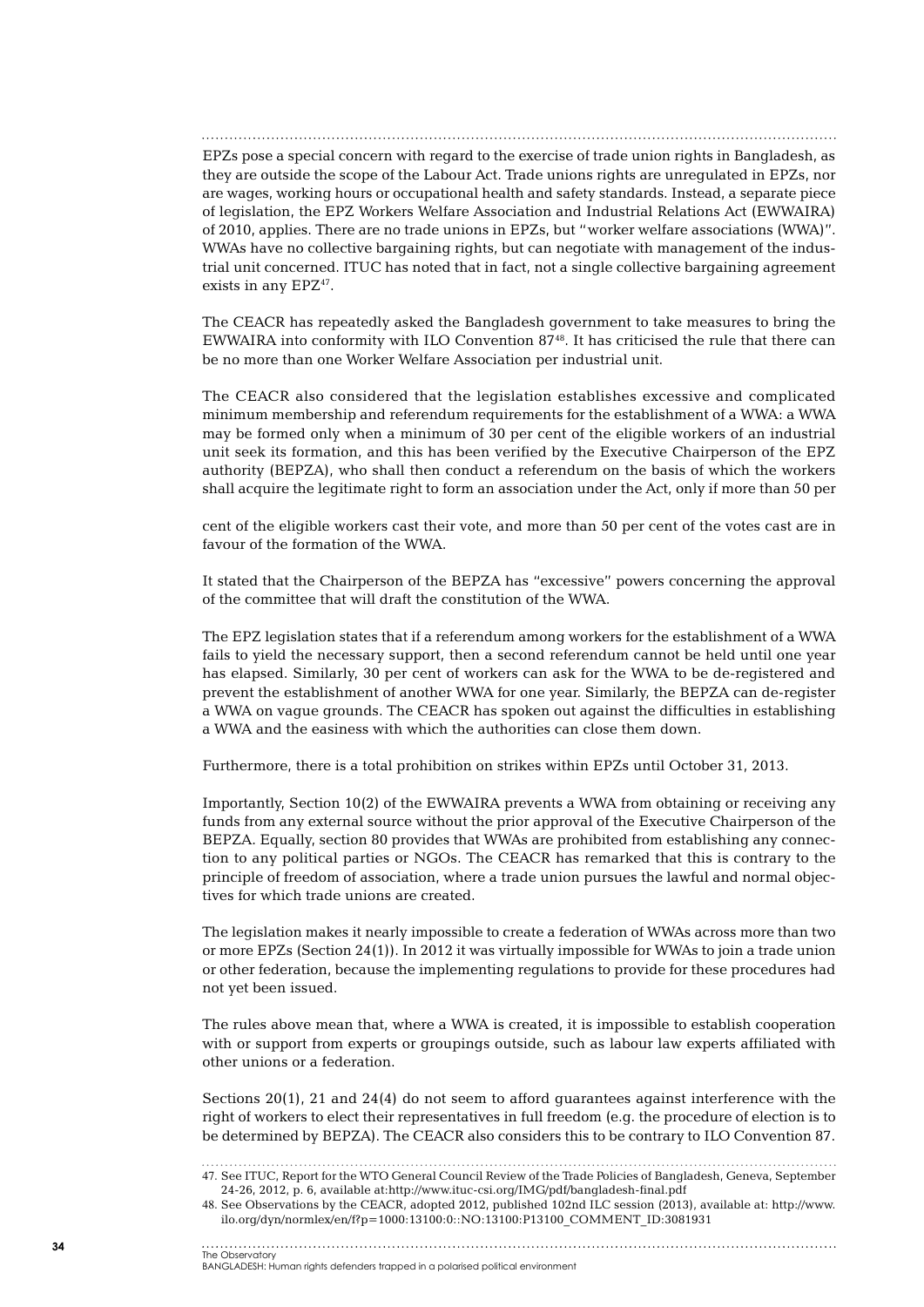EPZs pose a special concern with regard to the exercise of trade union rights in Bangladesh, as they are outside the scope of the Labour Act. Trade unions rights are unregulated in EPZs, nor are wages, working hours or occupational health and safety standards. Instead, a separate piece of legislation, the EPZ Workers Welfare Association and Industrial Relations Act (EWWAIRA) of 2010, applies. There are no trade unions in EPZs, but "worker welfare associations (WWA)". WWAs have no collective bargaining rights, but can negotiate with management of the industrial unit concerned. ITUC has noted that in fact, not a single collective bargaining agreement exists in any EPZ[47].

The CEACR has repeatedly asked the Bangladesh government to take measures to bring the EWWAIRA into conformity with ILO Convention 87[48]. It has criticised the rule that there can be no more than one Worker Welfare Association per industrial unit.

The CEACR also considered that the legislation establishes excessive and complicated minimum membership and referendum requirements for the establishment of a WWA: a WWA may be formed only when a minimum of 30 per cent of the eligible workers of an industrial unit seek its formation, and this has been verified by the Executive Chairperson of the EPZ authority (BEPZA), who shall then conduct a referendum on the basis of which the workers shall acquire the legitimate right to form an association under the Act, only if more than 50 per cent of the eligible workers cast their vote, and more than 50 per cent of the votes cast are in favour of the formation of the WWA.

It stated that the Chairperson of the BEPZA has "excessive" powers concerning the approval of the committee that will draft the constitution of the WWA.

The EPZ legislation states that if a referendum among workers for the establishment of a WWA fails to yield the necessary support, then a second referendum cannot be held until one year has elapsed. Similarly, 30 per cent of workers can ask for the WWA to be de-registered and prevent the establishment of another WWA for one year. Similarly, the BEPZA can de-register a WWA on vague grounds. The CEACR has spoken out against the difficulties in establishing a WWA and the easiness with which the authorities can close them down.

Furthermore, there is a total prohibition on strikes within EPZs until October 31, 2013.

Importantly, Section 10(2) of the EWWAIRA prevents a WWA from obtaining or receiving any funds from any external source without the prior approval of the Executive Chairperson of the BEPZA. Equally, section 80 provides that WWAs are prohibited from establishing any connection to any political parties or NGOs. The CEACR has remarked that this is contrary to the principle of freedom of association, where a trade union pursues the lawful and normal objectives for which trade unions are created.

The legislation makes it nearly impossible to create a federation of WWAs across more than two or more EPZs (Section 24(1)). In 2012 it was virtually impossible for WWAs to join a trade union or other federation, because the implementing regulations to provide for these procedures had not yet been issued.

The rules above mean that, where a WWA is created, it is impossible to establish cooperation with or support from experts or groupings outside, such as labour law experts affiliated with other unions or a federation.

Sections 20(1), 21 and 24(4) do not seem to afford guarantees against interference with the right of workers to elect their representatives in full freedom (e.g. the procedure of election is to be determined by BEPZA). The CEACR also considers this to be contrary to ILO Convention 87.

47. See ITUC, Report for the WTO General Council Review of the Trade Policies of Bangladesh, Geneva, September 24-26, 2012, p. 6, available at:http://www.ituc-csi.org/IMG/pdf/bangladesh-final.pdf

48. See Observations by the CEACR, adopted 2012, published 102nd ILC session (2013), available at: http://www.ilo.org/dyn/normlex/en/f?p=1000:13100:0::NO:13100:P13100_COMMENT_ID:3081931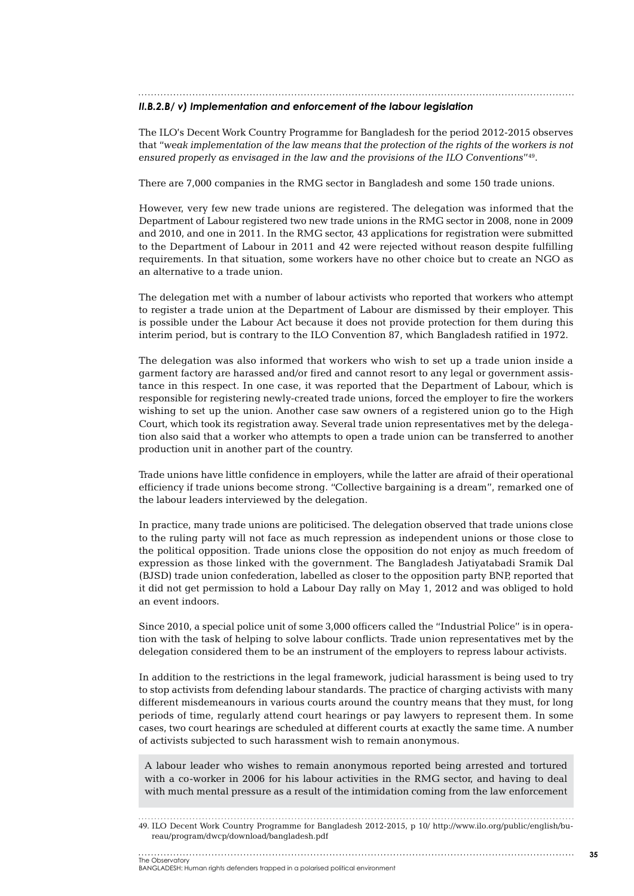#### *II.B.2.B/ v) Implementation and enforcement of the labour legislation*

The ILO's Decent Work Country Programme for Bangladesh for the period 2012-2015 observes that "*weak implementation of the law means that the protection of the rights of the workers is not ensured properly as envisaged in the law and the provisions of the ILO Conventions*"[49].

There are 7,000 companies in the RMG sector in Bangladesh and some 150 trade unions.

However, very few new trade unions are registered. The delegation was informed that the Department of Labour registered two new trade unions in the RMG sector in 2008, none in 2009 and 2010, and one in 2011. In the RMG sector, 43 applications for registration were submitted to the Department of Labour in 2011 and 42 were rejected without reason despite fulfilling requirements. In that situation, some workers have no other choice but to create an NGO as an alternative to a trade union.

The delegation met with a number of labour activists who reported that workers who attempt to register a trade union at the Department of Labour are dismissed by their employer. This is possible under the Labour Act because it does not provide protection for them during this interim period, but is contrary to the ILO Convention 87, which Bangladesh ratified in 1972.

The delegation was also informed that workers who wish to set up a trade union inside a garment factory are harassed and/or fired and cannot resort to any legal or government assistance in this respect. In one case, it was reported that the Department of Labour, which is responsible for registering newly-created trade unions, forced the employer to fire the workers wishing to set up the union. Another case saw owners of a registered union go to the High Court, which took its registration away. Several trade union representatives met by the delegation also said that a worker who attempts to open a trade union can be transferred to another production unit in another part of the country.

Trade unions have little confidence in employers, while the latter are afraid of their operational efficiency if trade unions become strong. "Collective bargaining is a dream", remarked one of the labour leaders interviewed by the delegation.

In practice, many trade unions are politicised. The delegation observed that trade unions close to the ruling party will not face as much repression as independent unions or those close to the political opposition. Trade unions close the opposition do not enjoy as much freedom of expression as those linked with the government. The Bangladesh Jatiyatabadi Sramik Dal (BJSD) trade union confederation, labelled as closer to the opposition party BNP, reported that it did not get permission to hold a Labour Day rally on May 1, 2012 and was obliged to hold an event indoors.

Since 2010, a special police unit of some 3,000 officers called the "Industrial Police" is in operation with the task of helping to solve labour conflicts. Trade union representatives met by the delegation considered them to be an instrument of the employers to repress labour activists.

In addition to the restrictions in the legal framework, judicial harassment is being used to try to stop activists from defending labour standards. The practice of charging activists with many different misdemeanours in various courts around the country means that they must, for long periods of time, regularly attend court hearings or pay lawyers to represent them. In some cases, two court hearings are scheduled at different courts at exactly the same time. A number of activists subjected to such harassment wish to remain anonymous.

A labour leader who wishes to remain anonymous reported being arrested and tortured with a co-worker in 2006 for his labour activities in the RMG sector, and having to deal with much mental pressure as a result of the intimidation coming from the law enforcement

49. ILO Decent Work Country Programme for Bangladesh 2012-2015, p 10/ http://www.ilo.org/public/english/bureau/program/dwcp/download/bangladesh.pdf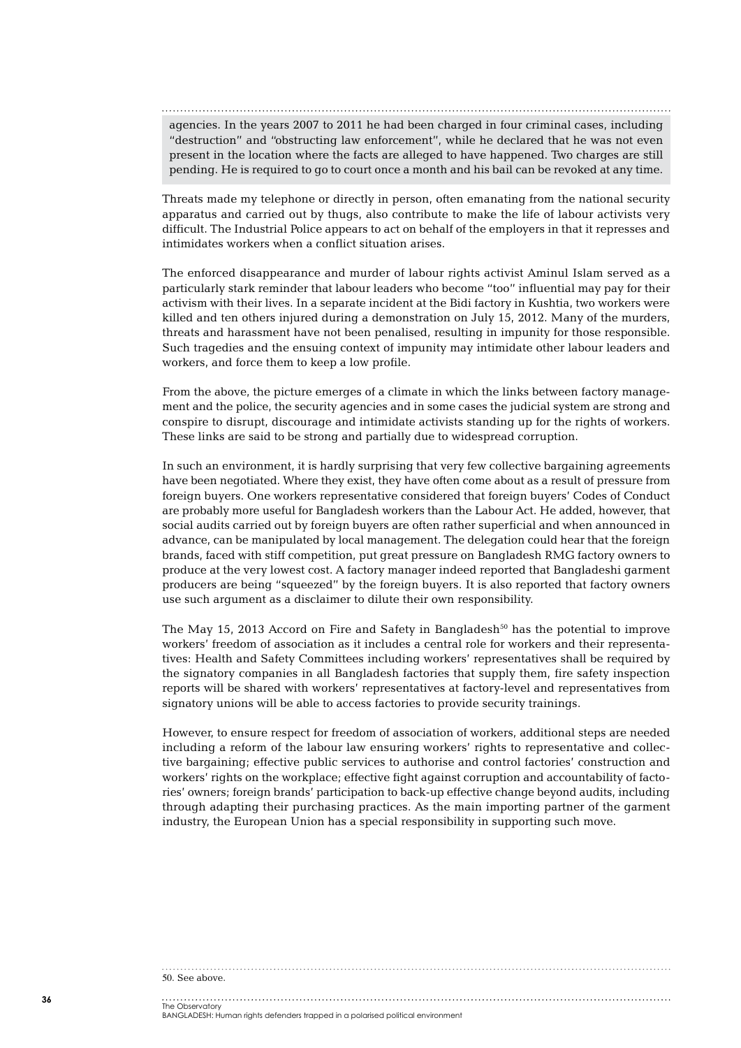agencies. In the years 2007 to 2011 he had been charged in four criminal cases, including "destruction" and "obstructing law enforcement", while he declared that he was not even present in the location where the facts are alleged to have happened. Two charges are still pending. He is required to go to court once a month and his bail can be revoked at any time.

Threats made my telephone or directly in person, often emanating from the national security apparatus and carried out by thugs, also contribute to make the life of labour activists very difficult. The Industrial Police appears to act on behalf of the employers in that it represses and intimidates workers when a conflict situation arises.

The enforced disappearance and murder of labour rights activist Aminul Islam served as a particularly stark reminder that labour leaders who become "too" influential may pay for their activism with their lives. In a separate incident at the Bidi factory in Kushtia, two workers were killed and ten others injured during a demonstration on July 15, 2012. Many of the murders, threats and harassment have not been penalised, resulting in impunity for those responsible. Such tragedies and the ensuing context of impunity may intimidate other labour leaders and workers, and force them to keep a low profile.

From the above, the picture emerges of a climate in which the links between factory management and the police, the security agencies and in some cases the judicial system are strong and conspire to disrupt, discourage and intimidate activists standing up for the rights of workers. These links are said to be strong and partially due to widespread corruption.

In such an environment, it is hardly surprising that very few collective bargaining agreements have been negotiated. Where they exist, they have often come about as a result of pressure from foreign buyers. One workers representative considered that foreign buyers' Codes of Conduct are probably more useful for Bangladesh workers than the Labour Act. He added, however, that social audits carried out by foreign buyers are often rather superficial and when announced in advance, can be manipulated by local management. The delegation could hear that the foreign brands, faced with stiff competition, put great pressure on Bangladesh RMG factory owners to produce at the very lowest cost. A factory manager indeed reported that Bangladeshi garment producers are being "squeezed" by the foreign buyers. It is also reported that factory owners use such argument as a disclaimer to dilute their own responsibility.

The May 15, 2013 Accord on Fire and Safety in Bangladesh[50] has the potential to improve workers' freedom of association as it includes a central role for workers and their representatives: Health and Safety Committees including workers' representatives shall be required by the signatory companies in all Bangladesh factories that supply them, fire safety inspection reports will be shared with workers' representatives at factory-level and representatives from signatory unions will be able to access factories to provide security trainings.

However, to ensure respect for freedom of association of workers, additional steps are needed including a reform of the labour law ensuring workers' rights to representative and collective bargaining; effective public services to authorise and control factories' construction and workers' rights on the workplace; effective fight against corruption and accountability of factories' owners; foreign brands' participation to back-up effective change beyond audits, including through adapting their purchasing practices. As the main importing partner of the garment industry, the European Union has a special responsibility in supporting such move.

50. See above.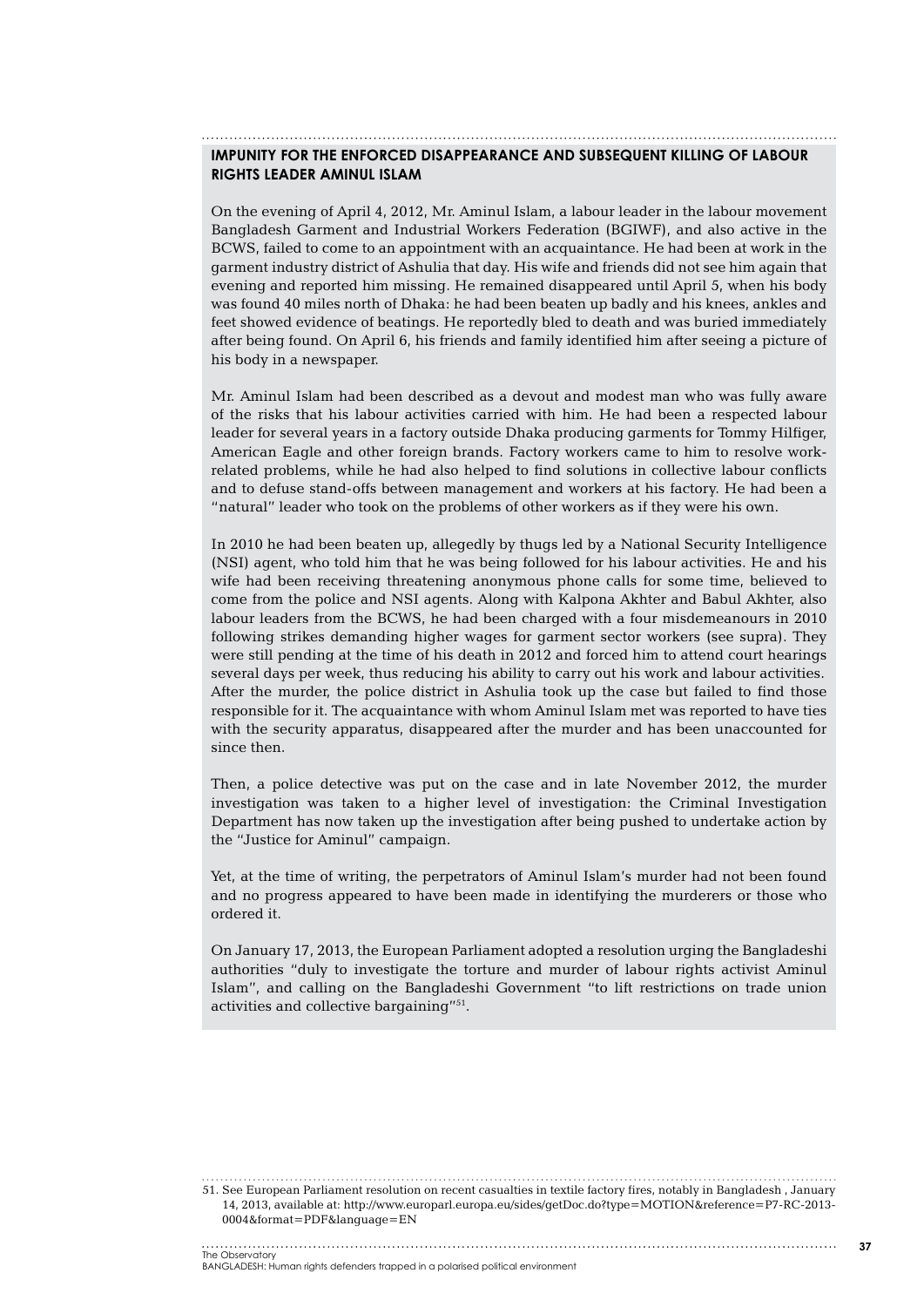### IMPUNITY FOR THE ENFORCED DISAPPEARANCE AND SUBSEQUENT KILLING OF LABOUR RIGHTS LEADER AMINUL ISLAM

On the evening of April 4, 2012, Mr. Aminul Islam, a labour leader in the labour movement Bangladesh Garment and Industrial Workers Federation (BGIWF), and also active in the BCWS, failed to come to an appointment with an acquaintance. He had been at work in the garment industry district of Ashulia that day. His wife and friends did not see him again that evening and reported him missing. He remained disappeared until April 5, when his body was found 40 miles north of Dhaka: he had been beaten up badly and his knees, ankles and feet showed evidence of beatings. He reportedly bled to death and was buried immediately after being found. On April 6, his friends and family identified him after seeing a picture of his body in a newspaper.

Mr. Aminul Islam had been described as a devout and modest man who was fully aware of the risks that his labour activities carried with him. He had been a respected labour leader for several years in a factory outside Dhaka producing garments for Tommy Hilfiger, American Eagle and other foreign brands. Factory workers came to him to resolve work-related problems, while he had also helped to find solutions in collective labour conflicts and to defuse stand-offs between management and workers at his factory. He had been a "natural" leader who took on the problems of other workers as if they were his own.

In 2010 he had been beaten up, allegedly by thugs led by a National Security Intelligence (NSI) agent, who told him that he was being followed for his labour activities. He and his wife had been receiving threatening anonymous phone calls for some time, believed to come from the police and NSI agents. Along with Kalpona Akhter and Babul Akhter, also labour leaders from the BCWS, he had been charged with a four misdemeanours in 2010 following strikes demanding higher wages for garment sector workers (see supra). They were still pending at the time of his death in 2012 and forced him to attend court hearings several days per week, thus reducing his ability to carry out his work and labour activities. After the murder, the police district in Ashulia took up the case but failed to find those responsible for it. The acquaintance with whom Aminul Islam met was reported to have ties with the security apparatus, disappeared after the murder and has been unaccounted for since then.

Then, a police detective was put on the case and in late November 2012, the murder investigation was taken to a higher level of investigation: the Criminal Investigation Department has now taken up the investigation after being pushed to undertake action by the "Justice for Aminul" campaign.

Yet, at the time of writing, the perpetrators of Aminul Islam's murder had not been found and no progress appeared to have been made in identifying the murderers or those who ordered it.

On January 17, 2013, the European Parliament adopted a resolution urging the Bangladeshi authorities "duly to investigate the torture and murder of labour rights activist Aminul Islam", and calling on the Bangladeshi Government "to lift restrictions on trade union activities and collective bargaining"[51].

51. See European Parliament resolution on recent casualties in textile factory fires, notably in Bangladesh , January 14, 2013, available at: http://www.europarl.europa.eu/sides/getDoc.do?type=MOTION&reference=P7-RC-2013-0004&format=PDF&language=EN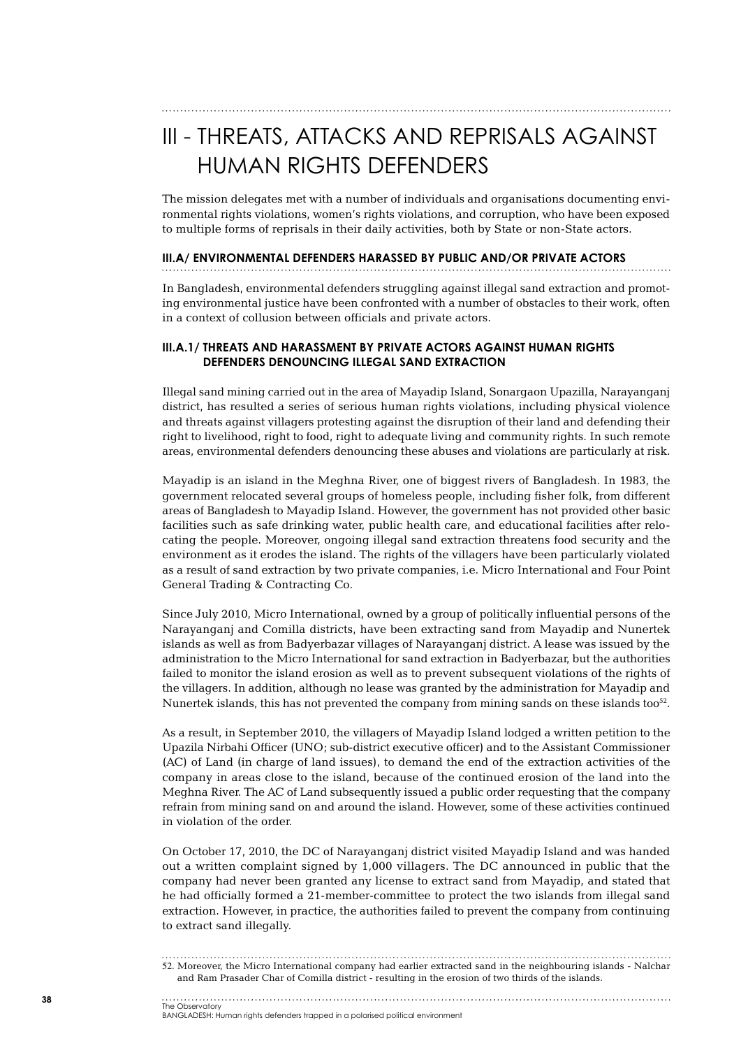# III - THREATS, ATTACKS AND REPRISALS AGAINST HUMAN RIGHTS DEFENDERS

The mission delegates met with a number of individuals and organisations documenting environmental rights violations, women's rights violations, and corruption, who have been exposed to multiple forms of reprisals in their daily activities, both by State or non-State actors.

## III.A/ ENVIRONMENTAL DEFENDERS HARASSED BY PUBLIC AND/OR PRIVATE ACTORS

In Bangladesh, environmental defenders struggling against illegal sand extraction and promoting environmental justice have been confronted with a number of obstacles to their work, often in a context of collusion between officials and private actors.

### III.A.1/ THREATS AND HARASSMENT BY PRIVATE ACTORS AGAINST HUMAN RIGHTS DEFENDERS DENOUNCING ILLEGAL SAND EXTRACTION

Illegal sand mining carried out in the area of Mayadip Island, Sonargaon Upazilla, Narayanganj district, has resulted a series of serious human rights violations, including physical violence and threats against villagers protesting against the disruption of their land and defending their right to livelihood, right to food, right to adequate living and community rights. In such remote areas, environmental defenders denouncing these abuses and violations are particularly at risk.

Mayadip is an island in the Meghna River, one of biggest rivers of Bangladesh. In 1983, the government relocated several groups of homeless people, including fisher folk, from different areas of Bangladesh to Mayadip Island. However, the government has not provided other basic facilities such as safe drinking water, public health care, and educational facilities after relocating the people. Moreover, ongoing illegal sand extraction threatens food security and the environment as it erodes the island. The rights of the villagers have been particularly violated as a result of sand extraction by two private companies, i.e. Micro International and Four Point General Trading & Contracting Co.

Since July 2010, Micro International, owned by a group of politically influential persons of the Narayanganj and Comilla districts, have been extracting sand from Mayadip and Nunertek islands as well as from Badyerbazar villages of Narayanganj district. A lease was issued by the administration to the Micro International for sand extraction in Badyerbazar, but the authorities failed to monitor the island erosion as well as to prevent subsequent violations of the rights of the villagers. In addition, although no lease was granted by the administration for Mayadip and Nunertek islands, this has not prevented the company from mining sands on these islands too[52].

As a result, in September 2010, the villagers of Mayadip Island lodged a written petition to the Upazila Nirbahi Officer (UNO; sub-district executive officer) and to the Assistant Commissioner (AC) of Land (in charge of land issues), to demand the end of the extraction activities of the company in areas close to the island, because of the continued erosion of the land into the Meghna River. The AC of Land subsequently issued a public order requesting that the company refrain from mining sand on and around the island. However, some of these activities continued in violation of the order.

On October 17, 2010, the DC of Narayanganj district visited Mayadip Island and was handed out a written complaint signed by 1,000 villagers. The DC announced in public that the company had never been granted any license to extract sand from Mayadip, and stated that he had officially formed a 21-member-committee to protect the two islands from illegal sand extraction. However, in practice, the authorities failed to prevent the company from continuing to extract sand illegally.

---

52. Moreover, the Micro International company had earlier extracted sand in the neighbouring islands - Nalchar and Ram Prasader Char of Comilla district - resulting in the erosion of two thirds of the islands.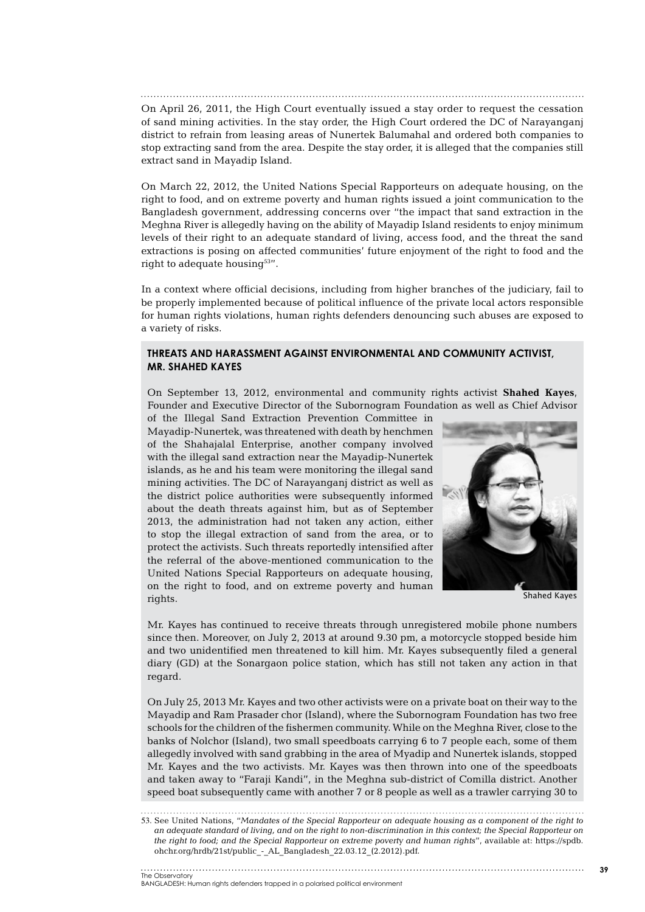On April 26, 2011, the High Court eventually issued a stay order to request the cessation of sand mining activities. In the stay order, the High Court ordered the DC of Narayanganj district to refrain from leasing areas of Nunertek Balumahal and ordered both companies to stop extracting sand from the area. Despite the stay order, it is alleged that the companies still extract sand in Mayadip Island.

On March 22, 2012, the United Nations Special Rapporteurs on adequate housing, on the right to food, and on extreme poverty and human rights issued a joint communication to the Bangladesh government, addressing concerns over "the impact that sand extraction in the Meghna River is allegedly having on the ability of Mayadip Island residents to enjoy minimum levels of their right to an adequate standard of living, access food, and the threat the sand extractions is posing on affected communities' future enjoyment of the right to food and the right to adequate housing[53]".

In a context where official decisions, including from higher branches of the judiciary, fail to be properly implemented because of political influence of the private local actors responsible for human rights violations, human rights defenders denouncing such abuses are exposed to a variety of risks.

#### THREATS AND HARASSMENT AGAINST ENVIRONMENTAL AND COMMUNITY ACTIVIST, MR. SHAHED KAYES

On September 13, 2012, environmental and community rights activist **Shahed Kayes**, Founder and Executive Director of the Subornogram Foundation as well as Chief Advisor of the Illegal Sand Extraction Prevention Committee in Mayadip-Nunertek, was threatened with death by henchmen of the Shahajalal Enterprise, another company involved with the illegal sand extraction near the Mayadip-Nunertek islands, as he and his team were monitoring the illegal sand mining activities. The DC of Narayanganj district as well as the district police authorities were subsequently informed about the death threats against him, but as of September 2013, the administration had not taken any action, either to stop the illegal extraction of sand from the area, or to protect the activists. Such threats reportedly intensified after the referral of the above-mentioned communication to the United Nations Special Rapporteurs on adequate housing, on the right to food, and on extreme poverty and human rights.

Shahed Kayes

Mr. Kayes has continued to receive threats through unregistered mobile phone numbers since then. Moreover, on July 2, 2013 at around 9.30 pm, a motorcycle stopped beside him and two unidentified men threatened to kill him. Mr. Kayes subsequently filed a general diary (GD) at the Sonargaon police station, which has still not taken any action in that regard.

On July 25, 2013 Mr. Kayes and two other activists were on a private boat on their way to the Mayadip and Ram Prasader chor (Island), where the Subornogram Foundation has two free schools for the children of the fishermen community. While on the Meghna River, close to the banks of Nolchor (Island), two small speedboats carrying 6 to 7 people each, some of them allegedly involved with sand grabbing in the area of Myadip and Nunertek islands, stopped Mr. Kayes and the two activists. Mr. Kayes was then thrown into one of the speedboats and taken away to "Faraji Kandi", in the Meghna sub-district of Comilla district. Another speed boat subsequently came with another 7 or 8 people as well as a trawler carrying 30 to

53. See United Nations, "*Mandates of the Special Rapporteur on adequate housing as a component of the right to an adequate standard of living, and on the right to non-discrimination in this context; the Special Rapporteur on the right to food; and the Special Rapporteur on extreme poverty and human rights*", available at: https://spdb.ohchr.org/hrdb/21st/public_-_AL_Bangladesh_22.03.12_(2.2012).pdf.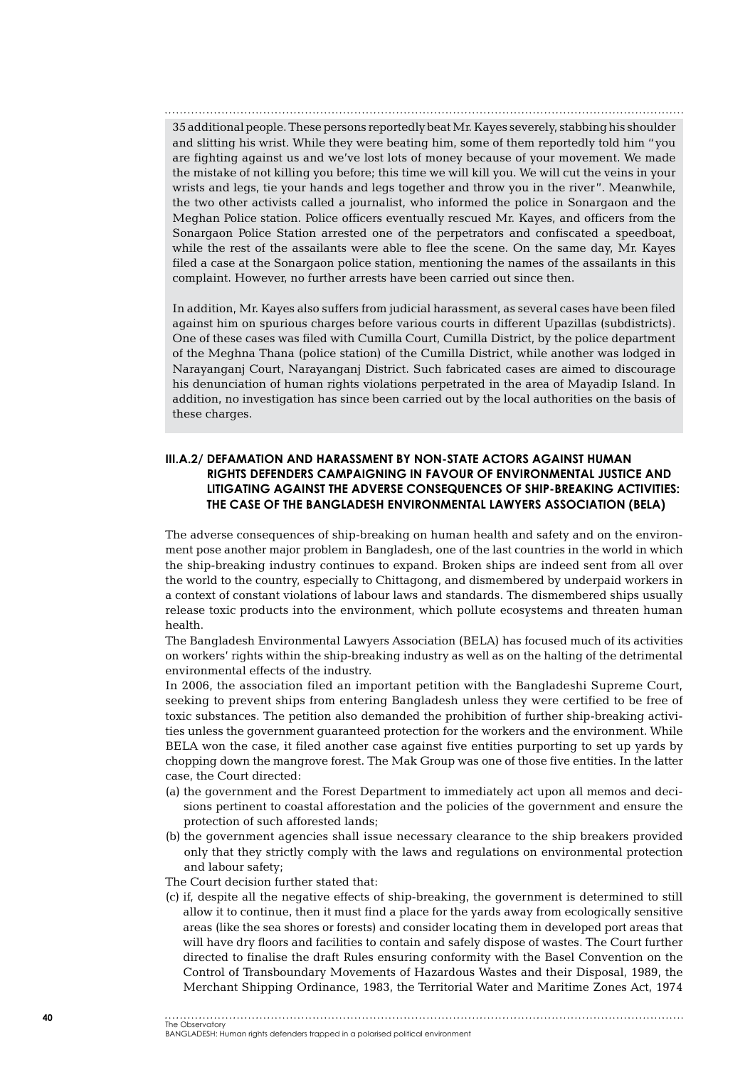35 additional people. These persons reportedly beat Mr. Kayes severely, stabbing his shoulder and slitting his wrist. While they were beating him, some of them reportedly told him "you are fighting against us and we've lost lots of money because of your movement. We made the mistake of not killing you before; this time we will kill you. We will cut the veins in your wrists and legs, tie your hands and legs together and throw you in the river". Meanwhile, the two other activists called a journalist, who informed the police in Sonargaon and the Meghan Police station. Police officers eventually rescued Mr. Kayes, and officers from the Sonargaon Police Station arrested one of the perpetrators and confiscated a speedboat, while the rest of the assailants were able to flee the scene. On the same day, Mr. Kayes filed a case at the Sonargaon police station, mentioning the names of the assailants in this complaint. However, no further arrests have been carried out since then.

In addition, Mr. Kayes also suffers from judicial harassment, as several cases have been filed against him on spurious charges before various courts in different Upazillas (subdistricts). One of these cases was filed with Cumilla Court, Cumilla District, by the police department of the Meghna Thana (police station) of the Cumilla District, while another was lodged in Narayanganj Court, Narayanganj District. Such fabricated cases are aimed to discourage his denunciation of human rights violations perpetrated in the area of Mayadip Island. In addition, no investigation has since been carried out by the local authorities on the basis of these charges.

### III.A.2/ DEFAMATION AND HARASSMENT BY NON-STATE ACTORS AGAINST HUMAN RIGHTS DEFENDERS CAMPAIGNING IN FAVOUR OF ENVIRONMENTAL JUSTICE AND LITIGATING AGAINST THE ADVERSE CONSEQUENCES OF SHIP-BREAKING ACTIVITIES: THE CASE OF THE BANGLADESH ENVIRONMENTAL LAWYERS ASSOCIATION (BELA)

The adverse consequences of ship-breaking on human health and safety and on the environment pose another major problem in Bangladesh, one of the last countries in the world in which the ship-breaking industry continues to expand. Broken ships are indeed sent from all over the world to the country, especially to Chittagong, and dismembered by underpaid workers in a context of constant violations of labour laws and standards. The dismembered ships usually release toxic products into the environment, which pollute ecosystems and threaten human health.

The Bangladesh Environmental Lawyers Association (BELA) has focused much of its activities on workers' rights within the ship-breaking industry as well as on the halting of the detrimental environmental effects of the industry.

In 2006, the association filed an important petition with the Bangladeshi Supreme Court, seeking to prevent ships from entering Bangladesh unless they were certified to be free of toxic substances. The petition also demanded the prohibition of further ship-breaking activities unless the government guaranteed protection for the workers and the environment. While BELA won the case, it filed another case against five entities purporting to set up yards by chopping down the mangrove forest. The Mak Group was one of those five entities. In the latter case, the Court directed:

(a) the government and the Forest Department to immediately act upon all memos and decisions pertinent to coastal afforestation and the policies of the government and ensure the protection of such afforested lands;

(b) the government agencies shall issue necessary clearance to the ship breakers provided only that they strictly comply with the laws and regulations on environmental protection and labour safety;

The Court decision further stated that:

(c) if, despite all the negative effects of ship-breaking, the government is determined to still allow it to continue, then it must find a place for the yards away from ecologically sensitive areas (like the sea shores or forests) and consider locating them in developed port areas that will have dry floors and facilities to contain and safely dispose of wastes. The Court further directed to finalise the draft Rules ensuring conformity with the Basel Convention on the Control of Transboundary Movements of Hazardous Wastes and their Disposal, 1989, the Merchant Shipping Ordinance, 1983, the Territorial Water and Maritime Zones Act, 1974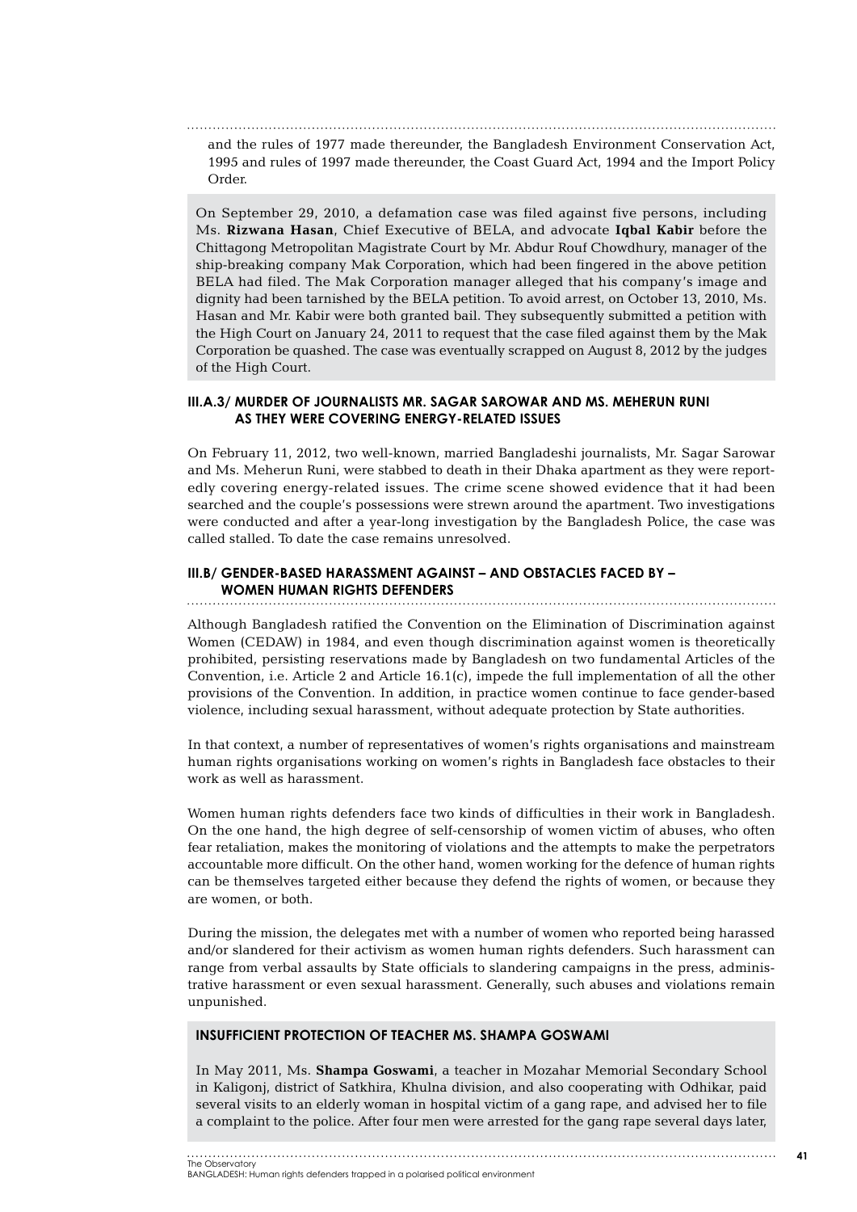and the rules of 1977 made thereunder, the Bangladesh Environment Conservation Act, 1995 and rules of 1997 made thereunder, the Coast Guard Act, 1994 and the Import Policy Order.

On September 29, 2010, a defamation case was filed against five persons, including Ms. **Rizwana Hasan**, Chief Executive of BELA, and advocate **Iqbal Kabir** before the Chittagong Metropolitan Magistrate Court by Mr. Abdur Rouf Chowdhury, manager of the ship-breaking company Mak Corporation, which had been fingered in the above petition BELA had filed. The Mak Corporation manager alleged that his company's image and dignity had been tarnished by the BELA petition. To avoid arrest, on October 13, 2010, Ms. Hasan and Mr. Kabir were both granted bail. They subsequently submitted a petition with the High Court on January 24, 2011 to request that the case filed against them by the Mak Corporation be quashed. The case was eventually scrapped on August 8, 2012 by the judges of the High Court.

### III.A.3/ MURDER OF JOURNALISTS MR. SAGAR SAROWAR AND MS. MEHERUN RUNI AS THEY WERE COVERING ENERGY-RELATED ISSUES

On February 11, 2012, two well-known, married Bangladeshi journalists, Mr. Sagar Sarowar and Ms. Meherun Runi, were stabbed to death in their Dhaka apartment as they were reportedly covering energy-related issues. The crime scene showed evidence that it had been searched and the couple's possessions were strewn around the apartment. Two investigations were conducted and after a year-long investigation by the Bangladesh Police, the case was called stalled. To date the case remains unresolved.

## III.B/ GENDER-BASED HARASSMENT AGAINST – AND OBSTACLES FACED BY – WOMEN HUMAN RIGHTS DEFENDERS

Although Bangladesh ratified the Convention on the Elimination of Discrimination against Women (CEDAW) in 1984, and even though discrimination against women is theoretically prohibited, persisting reservations made by Bangladesh on two fundamental Articles of the Convention, i.e. Article 2 and Article 16.1(c), impede the full implementation of all the other provisions of the Convention. In addition, in practice women continue to face gender-based violence, including sexual harassment, without adequate protection by State authorities.

In that context, a number of representatives of women's rights organisations and mainstream human rights organisations working on women's rights in Bangladesh face obstacles to their work as well as harassment.

Women human rights defenders face two kinds of difficulties in their work in Bangladesh. On the one hand, the high degree of self-censorship of women victim of abuses, who often fear retaliation, makes the monitoring of violations and the attempts to make the perpetrators accountable more difficult. On the other hand, women working for the defence of human rights can be themselves targeted either because they defend the rights of women, or because they are women, or both.

During the mission, the delegates met with a number of women who reported being harassed and/or slandered for their activism as women human rights defenders. Such harassment can range from verbal assaults by State officials to slandering campaigns in the press, administrative harassment or even sexual harassment. Generally, such abuses and violations remain unpunished.

### INSUFFICIENT PROTECTION OF TEACHER MS. SHAMPA GOSWAMI

In May 2011, Ms. **Shampa Goswami**, a teacher in Mozahar Memorial Secondary School in Kaligonj, district of Satkhira, Khulna division, and also cooperating with Odhikar, paid several visits to an elderly woman in hospital victim of a gang rape, and advised her to file a complaint to the police. After four men were arrested for the gang rape several days later,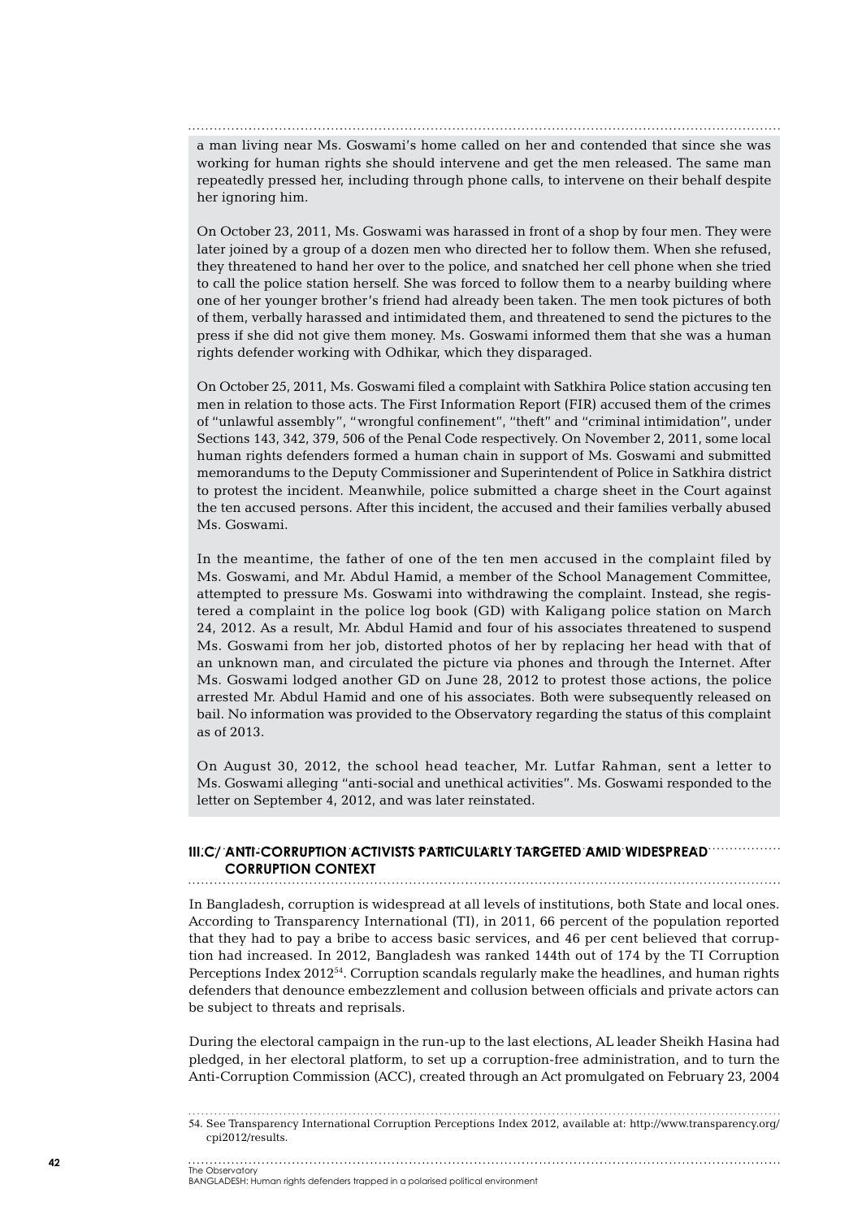a man living near Ms. Goswami's home called on her and contended that since she was working for human rights she should intervene and get the men released. The same man repeatedly pressed her, including through phone calls, to intervene on their behalf despite her ignoring him.

On October 23, 2011, Ms. Goswami was harassed in front of a shop by four men. They were later joined by a group of a dozen men who directed her to follow them. When she refused, they threatened to hand her over to the police, and snatched her cell phone when she tried to call the police station herself. She was forced to follow them to a nearby building where one of her younger brother's friend had already been taken. The men took pictures of both of them, verbally harassed and intimidated them, and threatened to send the pictures to the press if she did not give them money. Ms. Goswami informed them that she was a human rights defender working with Odhikar, which they disparaged.

On October 25, 2011, Ms. Goswami filed a complaint with Satkhira Police station accusing ten men in relation to those acts. The First Information Report (FIR) accused them of the crimes of "unlawful assembly", "wrongful confinement", "theft" and "criminal intimidation", under Sections 143, 342, 379, 506 of the Penal Code respectively. On November 2, 2011, some local human rights defenders formed a human chain in support of Ms. Goswami and submitted memorandums to the Deputy Commissioner and Superintendent of Police in Satkhira district to protest the incident. Meanwhile, police submitted a charge sheet in the Court against the ten accused persons. After this incident, the accused and their families verbally abused Ms. Goswami.

In the meantime, the father of one of the ten men accused in the complaint filed by Ms. Goswami, and Mr. Abdul Hamid, a member of the School Management Committee, attempted to pressure Ms. Goswami into withdrawing the complaint. Instead, she registered a complaint in the police log book (GD) with Kaligang police station on March 24, 2012. As a result, Mr. Abdul Hamid and four of his associates threatened to suspend Ms. Goswami from her job, distorted photos of her by replacing her head with that of an unknown man, and circulated the picture via phones and through the Internet. After Ms. Goswami lodged another GD on June 28, 2012 to protest those actions, the police arrested Mr. Abdul Hamid and one of his associates. Both were subsequently released on bail. No information was provided to the Observatory regarding the status of this complaint as of 2013.

On August 30, 2012, the school head teacher, Mr. Lutfar Rahman, sent a letter to Ms. Goswami alleging "anti-social and unethical activities". Ms. Goswami responded to the letter on September 4, 2012, and was later reinstated.

## III.C/ ANTI-CORRUPTION ACTIVISTS PARTICULARLY TARGETED AMID WIDESPREAD CORRUPTION CONTEXT

In Bangladesh, corruption is widespread at all levels of institutions, both State and local ones. According to Transparency International (TI), in 2011, 66 percent of the population reported that they had to pay a bribe to access basic services, and 46 per cent believed that corruption had increased. In 2012, Bangladesh was ranked 144th out of 174 by the TI Corruption Perceptions Index 2012[54]. Corruption scandals regularly make the headlines, and human rights defenders that denounce embezzlement and collusion between officials and private actors can be subject to threats and reprisals.

During the electoral campaign in the run-up to the last elections, AL leader Sheikh Hasina had pledged, in her electoral platform, to set up a corruption-free administration, and to turn the Anti-Corruption Commission (ACC), created through an Act promulgated on February 23, 2004

---

54. See Transparency International Corruption Perceptions Index 2012, available at: http://www.transparency.org/cpi2012/results.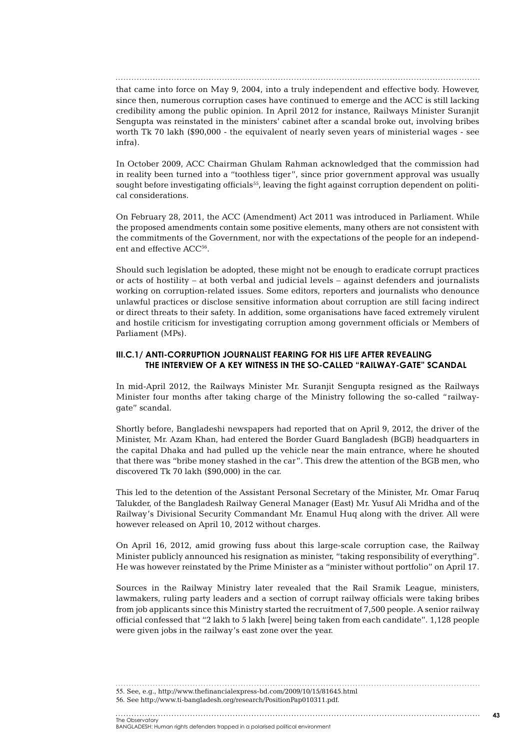that came into force on May 9, 2004, into a truly independent and effective body. However, since then, numerous corruption cases have continued to emerge and the ACC is still lacking credibility among the public opinion. In April 2012 for instance, Railways Minister Suranjit Sengupta was reinstated in the ministers' cabinet after a scandal broke out, involving bribes worth Tk 70 lakh ($90,000 - the equivalent of nearly seven years of ministerial wages - see infra).

In October 2009, ACC Chairman Ghulam Rahman acknowledged that the commission had in reality been turned into a "toothless tiger", since prior government approval was usually sought before investigating officials[55], leaving the fight against corruption dependent on political considerations.

On February 28, 2011, the ACC (Amendment) Act 2011 was introduced in Parliament. While the proposed amendments contain some positive elements, many others are not consistent with the commitments of the Government, nor with the expectations of the people for an independent and effective ACC[56].

Should such legislation be adopted, these might not be enough to eradicate corrupt practices or acts of hostility – at both verbal and judicial levels – against defenders and journalists working on corruption-related issues. Some editors, reporters and journalists who denounce unlawful practices or disclose sensitive information about corruption are still facing indirect or direct threats to their safety. In addition, some organisations have faced extremely virulent and hostile criticism for investigating corruption among government officials or Members of Parliament (MPs).

### III.C.1/ ANTI-CORRUPTION JOURNALIST FEARING FOR HIS LIFE AFTER REVEALING THE INTERVIEW OF A KEY WITNESS IN THE SO-CALLED "RAILWAY-GATE" SCANDAL

In mid-April 2012, the Railways Minister Mr. Suranjit Sengupta resigned as the Railways Minister four months after taking charge of the Ministry following the so-called "railway-gate" scandal.

Shortly before, Bangladeshi newspapers had reported that on April 9, 2012, the driver of the Minister, Mr. Azam Khan, had entered the Border Guard Bangladesh (BGB) headquarters in the capital Dhaka and had pulled up the vehicle near the main entrance, where he shouted that there was "bribe money stashed in the car". This drew the attention of the BGB men, who discovered Tk 70 lakh ($90,000) in the car.

This led to the detention of the Assistant Personal Secretary of the Minister, Mr. Omar Faruq Talukder, of the Bangladesh Railway General Manager (East) Mr. Yusuf Ali Mridha and of the Railway's Divisional Security Commandant Mr. Enamul Huq along with the driver. All were however released on April 10, 2012 without charges.

On April 16, 2012, amid growing fuss about this large-scale corruption case, the Railway Minister publicly announced his resignation as minister, "taking responsibility of everything". He was however reinstated by the Prime Minister as a "minister without portfolio" on April 17.

Sources in the Railway Ministry later revealed that the Rail Sramik League, ministers, lawmakers, ruling party leaders and a section of corrupt railway officials were taking bribes from job applicants since this Ministry started the recruitment of 7,500 people. A senior railway official confessed that "2 lakh to 5 lakh [were] being taken from each candidate". 1,128 people were given jobs in the railway's east zone over the year.

---

55. See, e.g., http://www.thefinancialexpress-bd.com/2009/10/15/81645.html

56. See http://www.ti-bangladesh.org/research/PositionPap010311.pdf.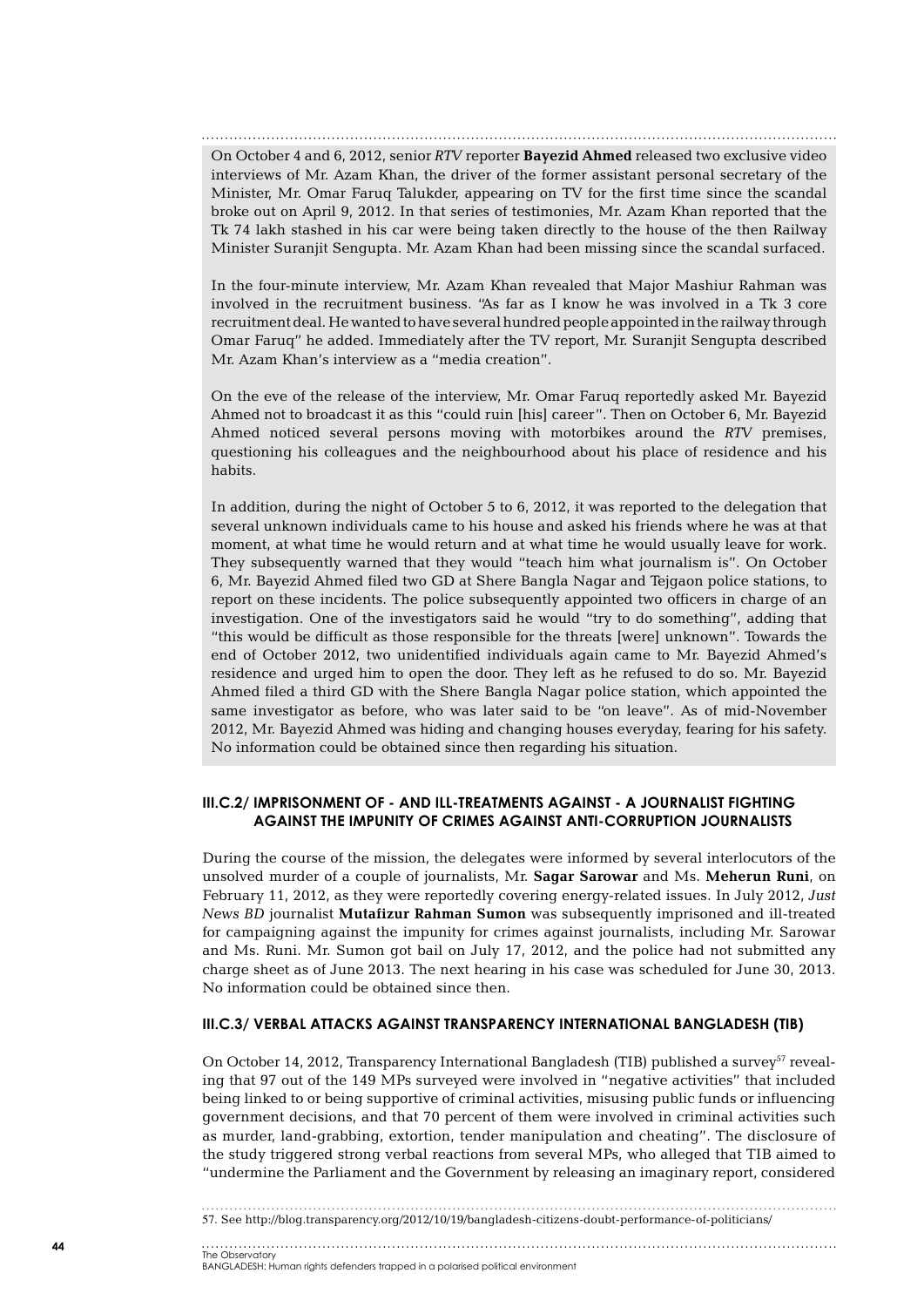On October 4 and 6, 2012, senior *RTV* reporter **Bayezid Ahmed** released two exclusive video interviews of Mr. Azam Khan, the driver of the former assistant personal secretary of the Minister, Mr. Omar Faruq Talukder, appearing on TV for the first time since the scandal broke out on April 9, 2012. In that series of testimonies, Mr. Azam Khan reported that the Tk 74 lakh stashed in his car were being taken directly to the house of the then Railway Minister Suranjit Sengupta. Mr. Azam Khan had been missing since the scandal surfaced.

In the four-minute interview, Mr. Azam Khan revealed that Major Mashiur Rahman was involved in the recruitment business. "As far as I know he was involved in a Tk 3 core recruitment deal. He wanted to have several hundred people appointed in the railway through Omar Faruq" he added. Immediately after the TV report, Mr. Suranjit Sengupta described Mr. Azam Khan's interview as a "media creation".

On the eve of the release of the interview, Mr. Omar Faruq reportedly asked Mr. Bayezid Ahmed not to broadcast it as this "could ruin [his] career". Then on October 6, Mr. Bayezid Ahmed noticed several persons moving with motorbikes around the *RTV* premises, questioning his colleagues and the neighbourhood about his place of residence and his habits.

In addition, during the night of October 5 to 6, 2012, it was reported to the delegation that several unknown individuals came to his house and asked his friends where he was at that moment, at what time he would return and at what time he would usually leave for work. They subsequently warned that they would "teach him what journalism is". On October 6, Mr. Bayezid Ahmed filed two GD at Shere Bangla Nagar and Tejgaon police stations, to report on these incidents. The police subsequently appointed two officers in charge of an investigation. One of the investigators said he would "try to do something", adding that "this would be difficult as those responsible for the threats [were] unknown". Towards the end of October 2012, two unidentified individuals again came to Mr. Bayezid Ahmed's residence and urged him to open the door. They left as he refused to do so. Mr. Bayezid Ahmed filed a third GD with the Shere Bangla Nagar police station, which appointed the same investigator as before, who was later said to be "on leave". As of mid-November 2012, Mr. Bayezid Ahmed was hiding and changing houses everyday, fearing for his safety. No information could be obtained since then regarding his situation.

### III.C.2/ IMPRISONMENT OF - AND ILL-TREATMENTS AGAINST - A JOURNALIST FIGHTING AGAINST THE IMPUNITY OF CRIMES AGAINST ANTI-CORRUPTION JOURNALISTS

During the course of the mission, the delegates were informed by several interlocutors of the unsolved murder of a couple of journalists, Mr. **Sagar Sarowar** and Ms. **Meherun Runi**, on February 11, 2012, as they were reportedly covering energy-related issues. In July 2012, *Just News BD* journalist **Mutafizur Rahman Sumon** was subsequently imprisoned and ill-treated for campaigning against the impunity for crimes against journalists, including Mr. Sarowar and Ms. Runi. Mr. Sumon got bail on July 17, 2012, and the police had not submitted any charge sheet as of June 2013. The next hearing in his case was scheduled for June 30, 2013. No information could be obtained since then.

### III.C.3/ VERBAL ATTACKS AGAINST TRANSPARENCY INTERNATIONAL BANGLADESH (TIB)

On October 14, 2012, Transparency International Bangladesh (TIB) published a survey[57] revealing that 97 out of the 149 MPs surveyed were involved in "negative activities" that included being linked to or being supportive of criminal activities, misusing public funds or influencing government decisions, and that 70 percent of them were involved in criminal activities such as murder, land-grabbing, extortion, tender manipulation and cheating". The disclosure of the study triggered strong verbal reactions from several MPs, who alleged that TIB aimed to "undermine the Parliament and the Government by releasing an imaginary report, considered

57. See http://blog.transparency.org/2012/10/19/bangladesh-citizens-doubt-performance-of-politicians/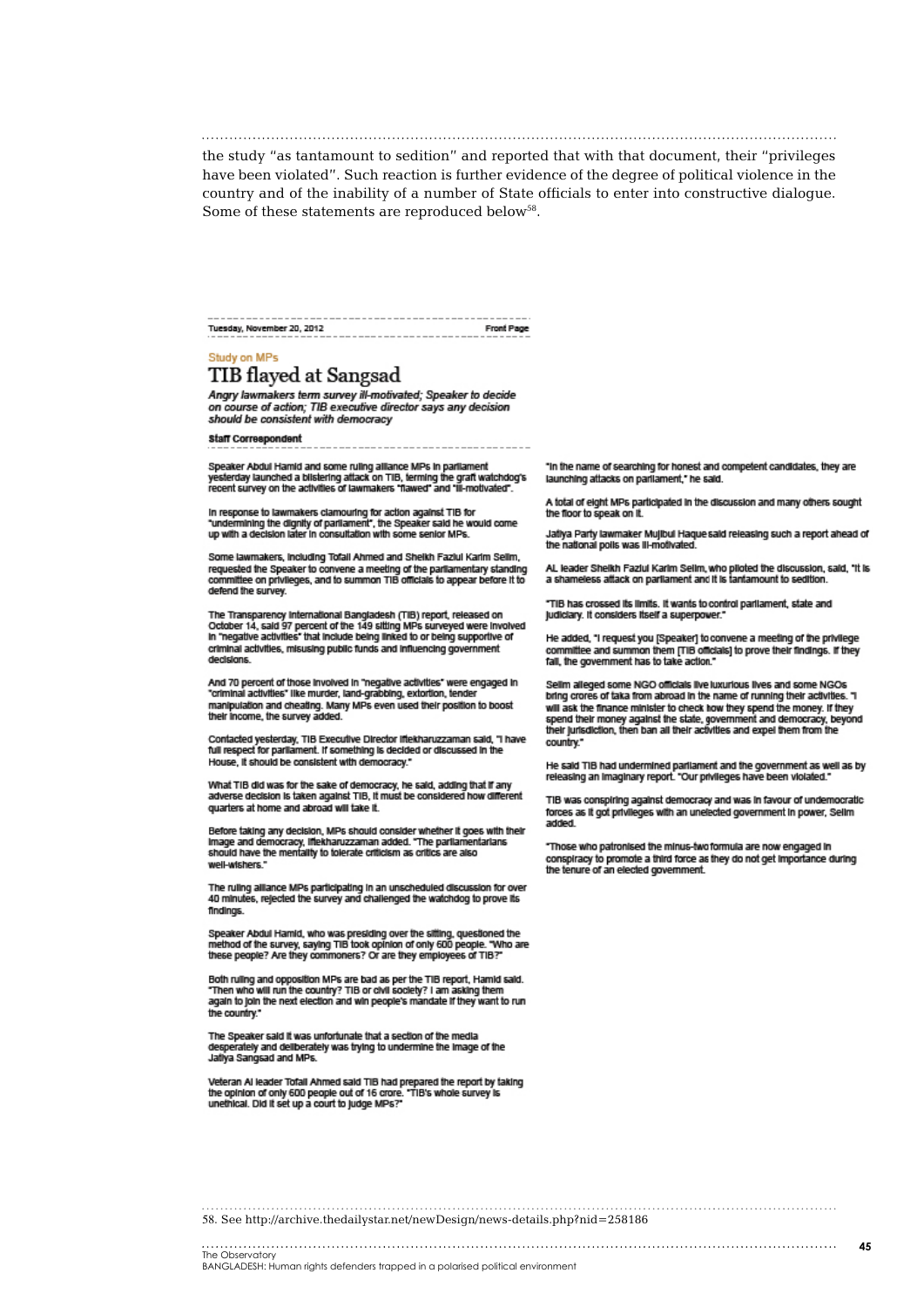the study "as tantamount to sedition" and reported that with that document, their "privileges have been violated". Such reaction is further evidence of the degree of political violence in the country and of the inability of a number of State officials to enter into constructive dialogue. Some of these statements are reproduced below[58].

Tuesday, November 20, 2012 Front Page

Study on MPs

# TIB flayed at Sangsad

*Angry lawmakers term survey ill-motivated; Speaker to decide on course of action; TIB executive director says any decision should be consistent with democracy*

**Staff Correspondent**

Speaker Abdul Hamid and some ruling alliance MPs in parliament yesterday launched a blistering attack on TIB, terming the graft watchdog's recent survey on the activities of lawmakers "flawed" and "ill-motivated".

In response to lawmakers clamouring for action against TIB for "undermining the dignity of parliament", the Speaker said he would come up with a decision later in consultation with some senior MPs.

Some lawmakers, including Tofail Ahmed and Sheikh Fazlul Karim Selim, requested the Speaker to convene a meeting of the parliamentary standing committee on privileges, and to summon TIB officials to appear before it to defend the survey.

The Transparency International Bangladesh (TIB) report, released on October 14, said 97 percent of the 149 sitting MPs surveyed were involved in "negative activities" that include being linked to or being supportive of criminal activities, misusing public funds and influencing government decisions.

And 70 percent of those involved in "negative activities" were engaged in "criminal activities" like murder, land-grabbing, extortion, tender manipulation and cheating. Many MPs even used their position to boost their income, the survey added.

Contacted yesterday, TIB Executive Director Iftekharuzzaman said, "I have full respect for parliament. If something is decided or discussed in the House, it should be consistent with democracy."

What TIB did was for the sake of democracy, he said, adding that if any adverse decision is taken against TIB, it must be considered how different quarters at home and abroad will take it.

Before taking any decision, MPs should consider whether it goes with their image and democracy, Iftekharuzzaman added. "The parliamentarians should have the mentality to tolerate criticism as critics are also well-wishers."

The ruling alliance MPs participating in an unscheduled discussion for over 40 minutes, rejected the survey and challenged the watchdog to prove its findings.

Speaker Abdul Hamid, who was presiding over the sitting, questioned the method of the survey, saying TIB took opinion of only 600 people. "Who are these people? Are they commoners? Or are they employees of TIB?"

Both ruling and opposition MPs are bad as per the TIB report, Hamid said. "Then who will run the country? TIB or civil society? I am asking them again to join the next election and win people's mandate if they want to run the country."

The Speaker said it was unfortunate that a section of the media desperately and deliberately was trying to undermine the image of the Jatiya Sangsad and MPs.

Veteran Al leader Tofail Ahmed said TIB had prepared the report by taking the opinion of only 600 people out of 16 crore. "TIB's whole survey is unethical. Did it set up a court to judge MPs?"

"In the name of searching for honest and competent candidates, they are launching attacks on parliament," he said.

A total of eight MPs participated in the discussion and many others sought the floor to speak on it.

Jatiya Party lawmaker Mujibul Haque said releasing such a report ahead of the national polls was ill-motivated.

AL leader Sheikh Fazlul Karim Selim, who piloted the discussion, said, "It is a shameless attack on parliament and it is tantamount to sedition.

"TIB has crossed its limits. It wants to control parliament, state and judiciary. It considers itself a superpower."

He added, "I request you [Speaker] to convene a meeting of the privilege committee and summon them [TIB officials] to prove their findings. If they fail, the government has to take action."

Selim alleged some NGO officials live luxurious lives and some NGOs bring crores of taka from abroad in the name of running their activities. "I will ask the finance minister to check how they spend the money. If they spend their money against the state, government and democracy, beyond their jurisdiction, then ban all their activities and expel them from the country."

He said TIB had undermined parliament and the government as well as by releasing an imaginary report. "Our privileges have been violated."

TIB was conspiring against democracy and was in favour of undemocratic forces as it got privileges with an unelected government in power, Selim added.

"Those who patronised the minus-two formula are now engaged in conspiracy to promote a third force as they do not get importance during the tenure of an elected government.

58. See http://archive.thedailystar.net/newDesign/news-details.php?nid=258186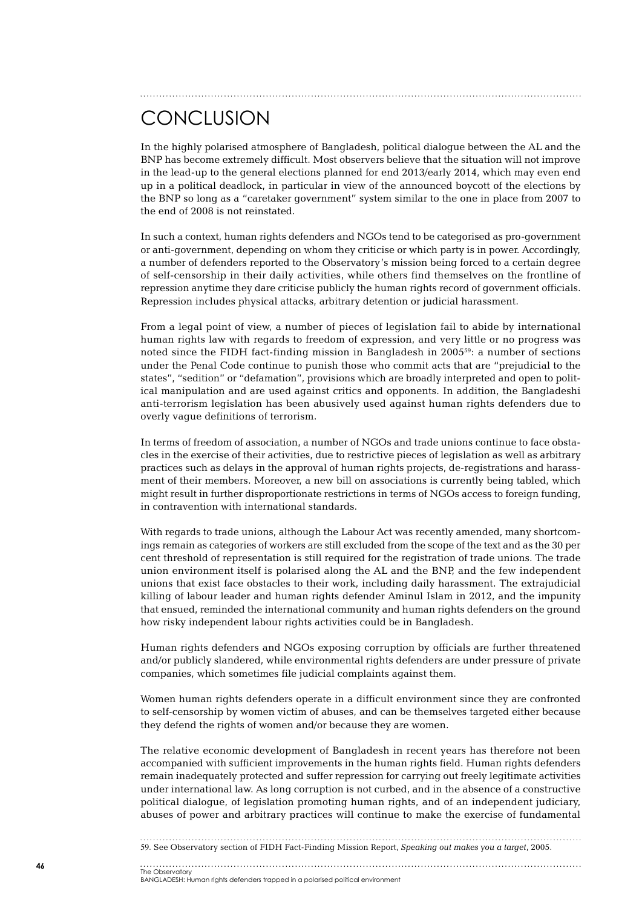# CONCLUSION

In the highly polarised atmosphere of Bangladesh, political dialogue between the AL and the BNP has become extremely difficult. Most observers believe that the situation will not improve in the lead-up to the general elections planned for end 2013/early 2014, which may even end up in a political deadlock, in particular in view of the announced boycott of the elections by the BNP so long as a "caretaker government" system similar to the one in place from 2007 to the end of 2008 is not reinstated.

In such a context, human rights defenders and NGOs tend to be categorised as pro-government or anti-government, depending on whom they criticise or which party is in power. Accordingly, a number of defenders reported to the Observatory's mission being forced to a certain degree of self-censorship in their daily activities, while others find themselves on the frontline of repression anytime they dare criticise publicly the human rights record of government officials. Repression includes physical attacks, arbitrary detention or judicial harassment.

From a legal point of view, a number of pieces of legislation fail to abide by international human rights law with regards to freedom of expression, and very little or no progress was noted since the FIDH fact-finding mission in Bangladesh in 2005[59]: a number of sections under the Penal Code continue to punish those who commit acts that are "prejudicial to the states", "sedition" or "defamation", provisions which are broadly interpreted and open to political manipulation and are used against critics and opponents. In addition, the Bangladeshi anti-terrorism legislation has been abusively used against human rights defenders due to overly vague definitions of terrorism.

In terms of freedom of association, a number of NGOs and trade unions continue to face obstacles in the exercise of their activities, due to restrictive pieces of legislation as well as arbitrary practices such as delays in the approval of human rights projects, de-registrations and harassment of their members. Moreover, a new bill on associations is currently being tabled, which might result in further disproportionate restrictions in terms of NGOs access to foreign funding, in contravention with international standards.

With regards to trade unions, although the Labour Act was recently amended, many shortcomings remain as categories of workers are still excluded from the scope of the text and as the 30 per cent threshold of representation is still required for the registration of trade unions. The trade union environment itself is polarised along the AL and the BNP, and the few independent unions that exist face obstacles to their work, including daily harassment. The extrajudicial killing of labour leader and human rights defender Aminul Islam in 2012, and the impunity that ensued, reminded the international community and human rights defenders on the ground how risky independent labour rights activities could be in Bangladesh.

Human rights defenders and NGOs exposing corruption by officials are further threatened and/or publicly slandered, while environmental rights defenders are under pressure of private companies, which sometimes file judicial complaints against them.

Women human rights defenders operate in a difficult environment since they are confronted to self-censorship by women victim of abuses, and can be themselves targeted either because they defend the rights of women and/or because they are women.

The relative economic development of Bangladesh in recent years has therefore not been accompanied with sufficient improvements in the human rights field. Human rights defenders remain inadequately protected and suffer repression for carrying out freely legitimate activities under international law. As long corruption is not curbed, and in the absence of a constructive political dialogue, of legislation promoting human rights, and of an independent judiciary, abuses of power and arbitrary practices will continue to make the exercise of fundamental

59. See Observatory section of FIDH Fact-Finding Mission Report, *Speaking out makes you a target*, 2005.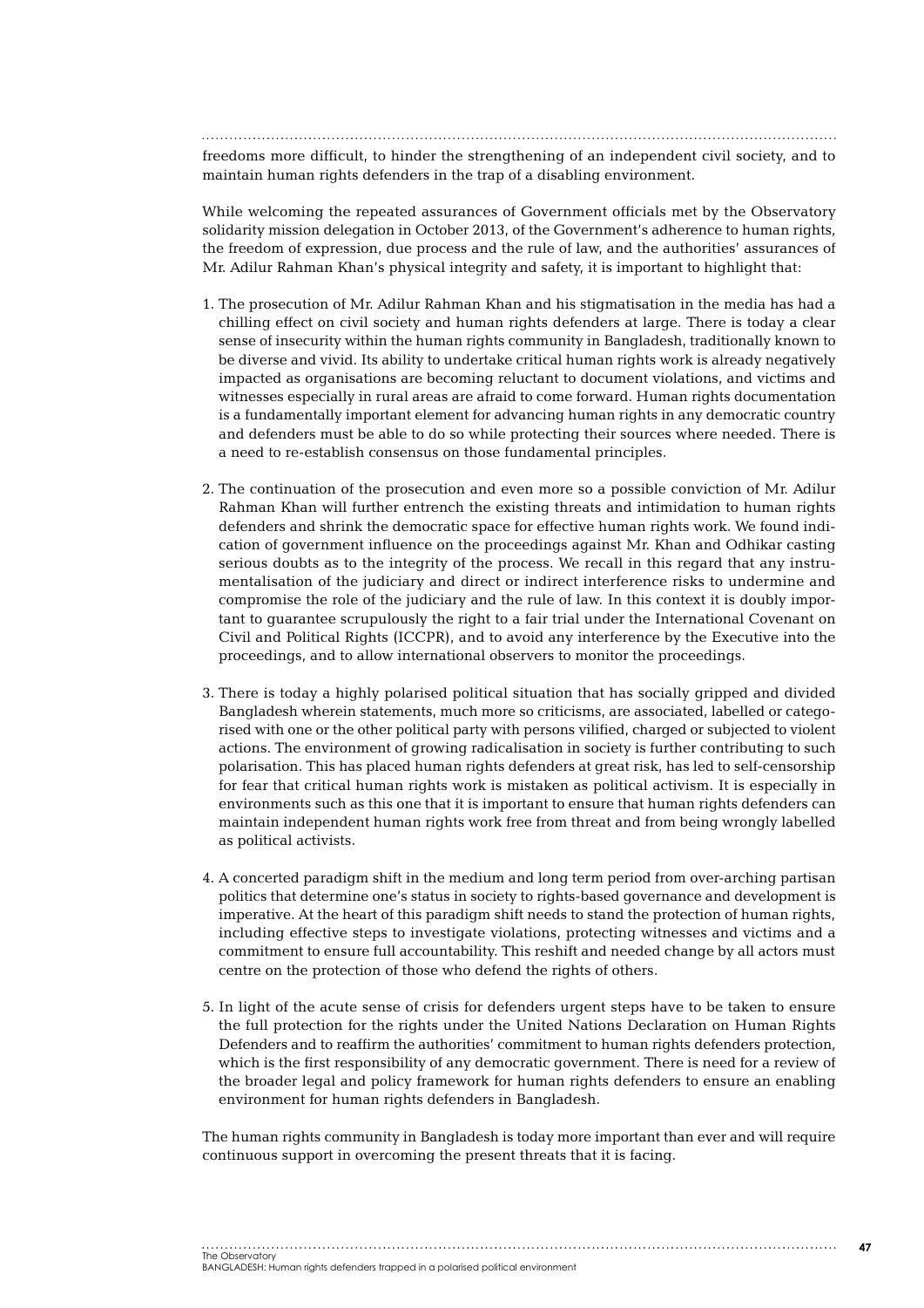freedoms more difficult, to hinder the strengthening of an independent civil society, and to maintain human rights defenders in the trap of a disabling environment.

While welcoming the repeated assurances of Government officials met by the Observatory solidarity mission delegation in October 2013, of the Government's adherence to human rights, the freedom of expression, due process and the rule of law, and the authorities' assurances of Mr. Adilur Rahman Khan's physical integrity and safety, it is important to highlight that:

1. The prosecution of Mr. Adilur Rahman Khan and his stigmatisation in the media has had a chilling effect on civil society and human rights defenders at large. There is today a clear sense of insecurity within the human rights community in Bangladesh, traditionally known to be diverse and vivid. Its ability to undertake critical human rights work is already negatively impacted as organisations are becoming reluctant to document violations, and victims and witnesses especially in rural areas are afraid to come forward. Human rights documentation is a fundamentally important element for advancing human rights in any democratic country and defenders must be able to do so while protecting their sources where needed. There is a need to re-establish consensus on those fundamental principles.

2. The continuation of the prosecution and even more so a possible conviction of Mr. Adilur Rahman Khan will further entrench the existing threats and intimidation to human rights defenders and shrink the democratic space for effective human rights work. We found indication of government influence on the proceedings against Mr. Khan and Odhikar casting serious doubts as to the integrity of the process. We recall in this regard that any instrumentalisation of the judiciary and direct or indirect interference risks to undermine and compromise the role of the judiciary and the rule of law. In this context it is doubly important to guarantee scrupulously the right to a fair trial under the International Covenant on Civil and Political Rights (ICCPR), and to avoid any interference by the Executive into the proceedings, and to allow international observers to monitor the proceedings.

3. There is today a highly polarised political situation that has socially gripped and divided Bangladesh wherein statements, much more so criticisms, are associated, labelled or categorised with one or the other political party with persons vilified, charged or subjected to violent actions. The environment of growing radicalisation in society is further contributing to such polarisation. This has placed human rights defenders at great risk, has led to self-censorship for fear that critical human rights work is mistaken as political activism. It is especially in environments such as this one that it is important to ensure that human rights defenders can maintain independent human rights work free from threat and from being wrongly labelled as political activists.

4. A concerted paradigm shift in the medium and long term period from over-arching partisan politics that determine one's status in society to rights-based governance and development is imperative. At the heart of this paradigm shift needs to stand the protection of human rights, including effective steps to investigate violations, protecting witnesses and victims and a commitment to ensure full accountability. This reshift and needed change by all actors must centre on the protection of those who defend the rights of others.

5. In light of the acute sense of crisis for defenders urgent steps have to be taken to ensure the full protection for the rights under the United Nations Declaration on Human Rights Defenders and to reaffirm the authorities' commitment to human rights defenders protection, which is the first responsibility of any democratic government. There is need for a review of the broader legal and policy framework for human rights defenders to ensure an enabling environment for human rights defenders in Bangladesh.

The human rights community in Bangladesh is today more important than ever and will require continuous support in overcoming the present threats that it is facing.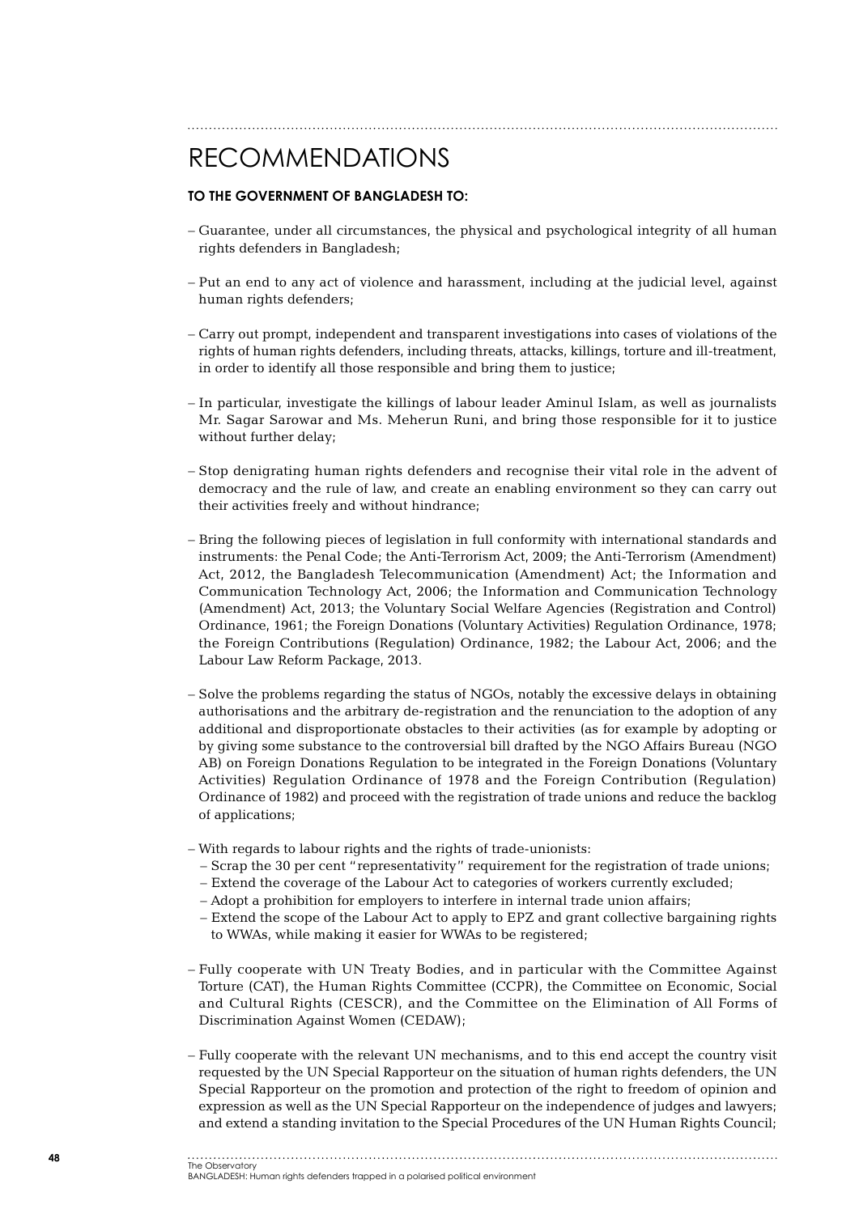# RECOMMENDATIONS

**TO THE GOVERNMENT OF BANGLADESH TO:**

- Guarantee, under all circumstances, the physical and psychological integrity of all human rights defenders in Bangladesh;

- Put an end to any act of violence and harassment, including at the judicial level, against human rights defenders;

- Carry out prompt, independent and transparent investigations into cases of violations of the rights of human rights defenders, including threats, attacks, killings, torture and ill-treatment, in order to identify all those responsible and bring them to justice;

- In particular, investigate the killings of labour leader Aminul Islam, as well as journalists Mr. Sagar Sarowar and Ms. Meherun Runi, and bring those responsible for it to justice without further delay;

- Stop denigrating human rights defenders and recognise their vital role in the advent of democracy and the rule of law, and create an enabling environment so they can carry out their activities freely and without hindrance;

- Bring the following pieces of legislation in full conformity with international standards and instruments: the Penal Code; the Anti-Terrorism Act, 2009; the Anti-Terrorism (Amendment) Act, 2012, the Bangladesh Telecommunication (Amendment) Act; the Information and Communication Technology Act, 2006; the Information and Communication Technology (Amendment) Act, 2013; the Voluntary Social Welfare Agencies (Registration and Control) Ordinance, 1961; the Foreign Donations (Voluntary Activities) Regulation Ordinance, 1978; the Foreign Contributions (Regulation) Ordinance, 1982; the Labour Act, 2006; and the Labour Law Reform Package, 2013.

- Solve the problems regarding the status of NGOs, notably the excessive delays in obtaining authorisations and the arbitrary de-registration and the renunciation to the adoption of any additional and disproportionate obstacles to their activities (as for example by adopting or by giving some substance to the controversial bill drafted by the NGO Affairs Bureau (NGO AB) on Foreign Donations Regulation to be integrated in the Foreign Donations (Voluntary Activities) Regulation Ordinance of 1978 and the Foreign Contribution (Regulation) Ordinance of 1982) and proceed with the registration of trade unions and reduce the backlog of applications;

- With regards to labour rights and the rights of trade-unionists:
  - Scrap the 30 per cent "representativity" requirement for the registration of trade unions;
  - Extend the coverage of the Labour Act to categories of workers currently excluded;
  - Adopt a prohibition for employers to interfere in internal trade union affairs;
  - Extend the scope of the Labour Act to apply to EPZ and grant collective bargaining rights to WWAs, while making it easier for WWAs to be registered;

- Fully cooperate with UN Treaty Bodies, and in particular with the Committee Against Torture (CAT), the Human Rights Committee (CCPR), the Committee on Economic, Social and Cultural Rights (CESCR), and the Committee on the Elimination of All Forms of Discrimination Against Women (CEDAW);

- Fully cooperate with the relevant UN mechanisms, and to this end accept the country visit requested by the UN Special Rapporteur on the situation of human rights defenders, the UN Special Rapporteur on the promotion and protection of the right to freedom of opinion and expression as well as the UN Special Rapporteur on the independence of judges and lawyers; and extend a standing invitation to the Special Procedures of the UN Human Rights Council;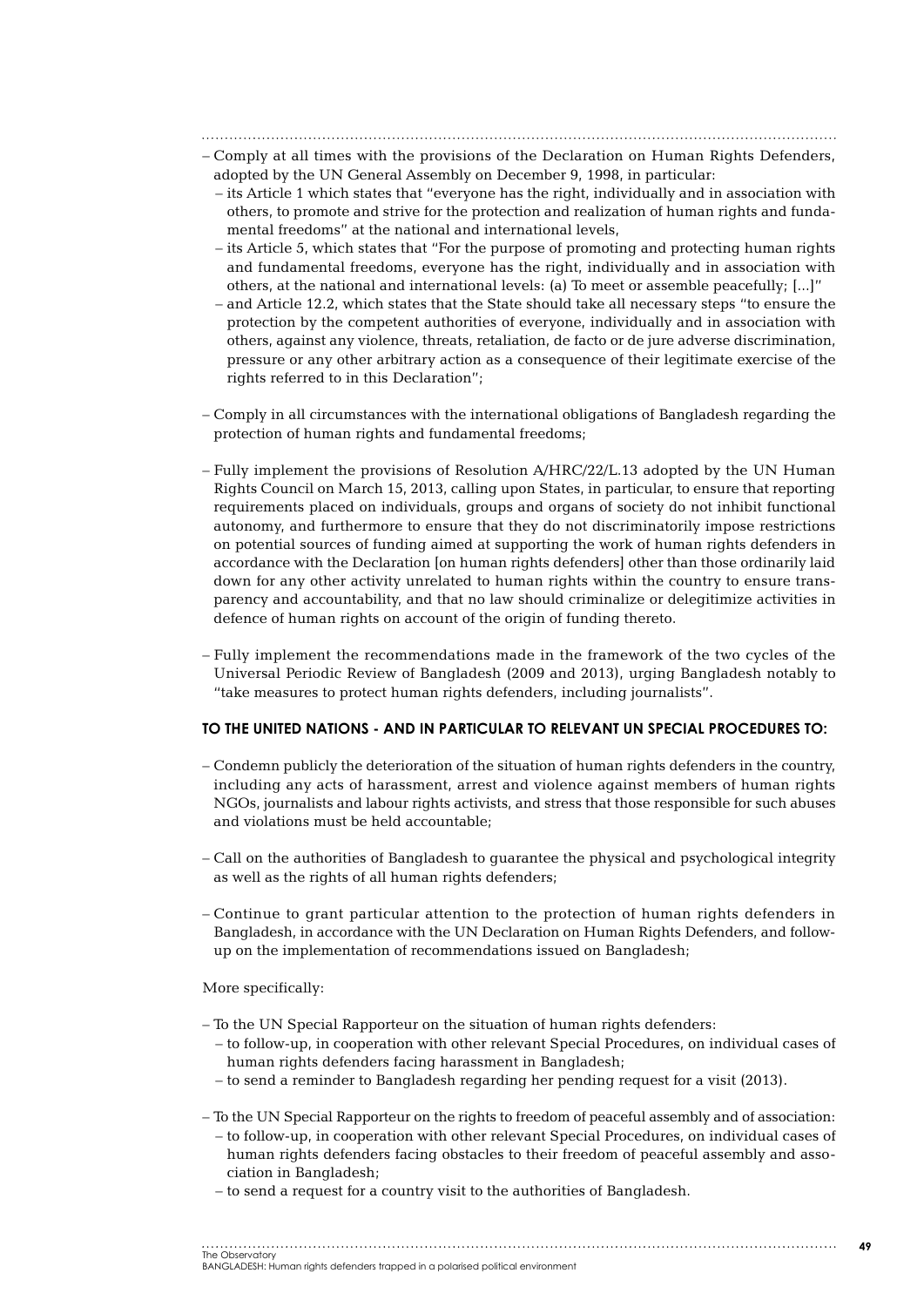- Comply at all times with the provisions of the Declaration on Human Rights Defenders, adopted by the UN General Assembly on December 9, 1998, in particular:
  - its Article 1 which states that "everyone has the right, individually and in association with others, to promote and strive for the protection and realization of human rights and fundamental freedoms" at the national and international levels,
  - its Article 5, which states that "For the purpose of promoting and protecting human rights and fundamental freedoms, everyone has the right, individually and in association with others, at the national and international levels: (a) To meet or assemble peacefully; [...]"
  - and Article 12.2, which states that the State should take all necessary steps "to ensure the protection by the competent authorities of everyone, individually and in association with others, against any violence, threats, retaliation, de facto or de jure adverse discrimination, pressure or any other arbitrary action as a consequence of their legitimate exercise of the rights referred to in this Declaration";

- Comply in all circumstances with the international obligations of Bangladesh regarding the protection of human rights and fundamental freedoms;

- Fully implement the provisions of Resolution A/HRC/22/L.13 adopted by the UN Human Rights Council on March 15, 2013, calling upon States, in particular, to ensure that reporting requirements placed on individuals, groups and organs of society do not inhibit functional autonomy, and furthermore to ensure that they do not discriminatorily impose restrictions on potential sources of funding aimed at supporting the work of human rights defenders in accordance with the Declaration [on human rights defenders] other than those ordinarily laid down for any other activity unrelated to human rights within the country to ensure transparency and accountability, and that no law should criminalize or delegitimize activities in defence of human rights on account of the origin of funding thereto.

- Fully implement the recommendations made in the framework of the two cycles of the Universal Periodic Review of Bangladesh (2009 and 2013), urging Bangladesh notably to "take measures to protect human rights defenders, including journalists".

**TO THE UNITED NATIONS - AND IN PARTICULAR TO RELEVANT UN SPECIAL PROCEDURES TO:**

- Condemn publicly the deterioration of the situation of human rights defenders in the country, including any acts of harassment, arrest and violence against members of human rights NGOs, journalists and labour rights activists, and stress that those responsible for such abuses and violations must be held accountable;

- Call on the authorities of Bangladesh to guarantee the physical and psychological integrity as well as the rights of all human rights defenders;

- Continue to grant particular attention to the protection of human rights defenders in Bangladesh, in accordance with the UN Declaration on Human Rights Defenders, and follow-up on the implementation of recommendations issued on Bangladesh;

More specifically:

- To the UN Special Rapporteur on the situation of human rights defenders:
  - to follow-up, in cooperation with other relevant Special Procedures, on individual cases of human rights defenders facing harassment in Bangladesh;
  - to send a reminder to Bangladesh regarding her pending request for a visit (2013).

- To the UN Special Rapporteur on the rights to freedom of peaceful assembly and of association:
  - to follow-up, in cooperation with other relevant Special Procedures, on individual cases of human rights defenders facing obstacles to their freedom of peaceful assembly and association in Bangladesh;
  - to send a request for a country visit to the authorities of Bangladesh.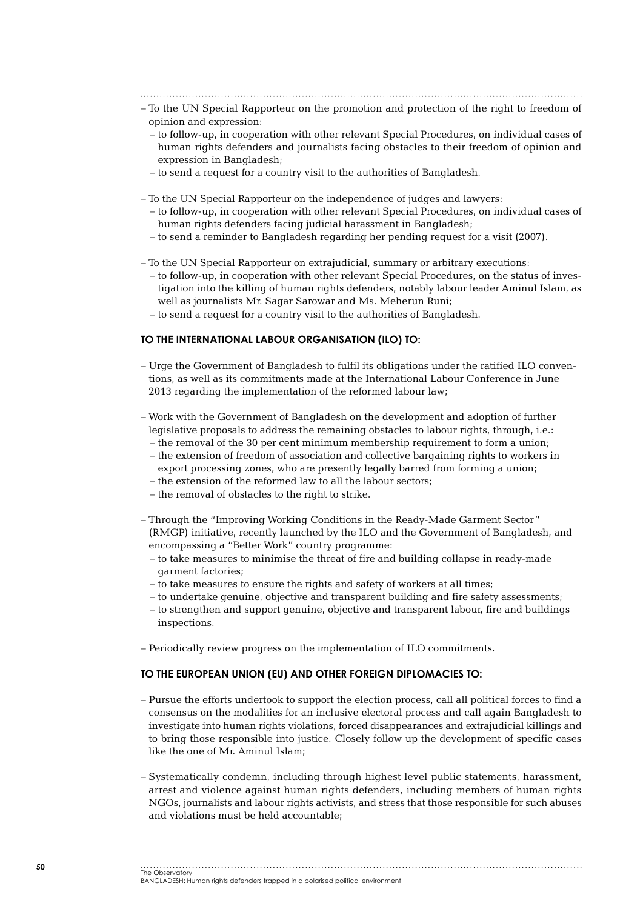- To the UN Special Rapporteur on the promotion and protection of the right to freedom of opinion and expression:
  - to follow-up, in cooperation with other relevant Special Procedures, on individual cases of human rights defenders and journalists facing obstacles to their freedom of opinion and expression in Bangladesh;
  - to send a request for a country visit to the authorities of Bangladesh.

- To the UN Special Rapporteur on the independence of judges and lawyers:
  - to follow-up, in cooperation with other relevant Special Procedures, on individual cases of human rights defenders facing judicial harassment in Bangladesh;
  - to send a reminder to Bangladesh regarding her pending request for a visit (2007).

- To the UN Special Rapporteur on extrajudicial, summary or arbitrary executions:
  - to follow-up, in cooperation with other relevant Special Procedures, on the status of investigation into the killing of human rights defenders, notably labour leader Aminul Islam, as well as journalists Mr. Sagar Sarowar and Ms. Meherun Runi;
  - to send a request for a country visit to the authorities of Bangladesh.

### TO THE INTERNATIONAL LABOUR ORGANISATION (ILO) TO:

- Urge the Government of Bangladesh to fulfil its obligations under the ratified ILO conventions, as well as its commitments made at the International Labour Conference in June 2013 regarding the implementation of the reformed labour law;

- Work with the Government of Bangladesh on the development and adoption of further legislative proposals to address the remaining obstacles to labour rights, through, i.e.:
  - the removal of the 30 per cent minimum membership requirement to form a union;
  - the extension of freedom of association and collective bargaining rights to workers in export processing zones, who are presently legally barred from forming a union;
  - the extension of the reformed law to all the labour sectors;
  - the removal of obstacles to the right to strike.

- Through the "Improving Working Conditions in the Ready-Made Garment Sector" (RMGP) initiative, recently launched by the ILO and the Government of Bangladesh, and encompassing a "Better Work" country programme:
  - to take measures to minimise the threat of fire and building collapse in ready-made garment factories;
  - to take measures to ensure the rights and safety of workers at all times;
  - to undertake genuine, objective and transparent building and fire safety assessments;
  - to strengthen and support genuine, objective and transparent labour, fire and buildings inspections.

- Periodically review progress on the implementation of ILO commitments.

### TO THE EUROPEAN UNION (EU) AND OTHER FOREIGN DIPLOMACIES TO:

- Pursue the efforts undertook to support the election process, call all political forces to find a consensus on the modalities for an inclusive electoral process and call again Bangladesh to investigate into human rights violations, forced disappearances and extrajudicial killings and to bring those responsible into justice. Closely follow up the development of specific cases like the one of Mr. Aminul Islam;

- Systematically condemn, including through highest level public statements, harassment, arrest and violence against human rights defenders, including members of human rights NGOs, journalists and labour rights activists, and stress that those responsible for such abuses and violations must be held accountable;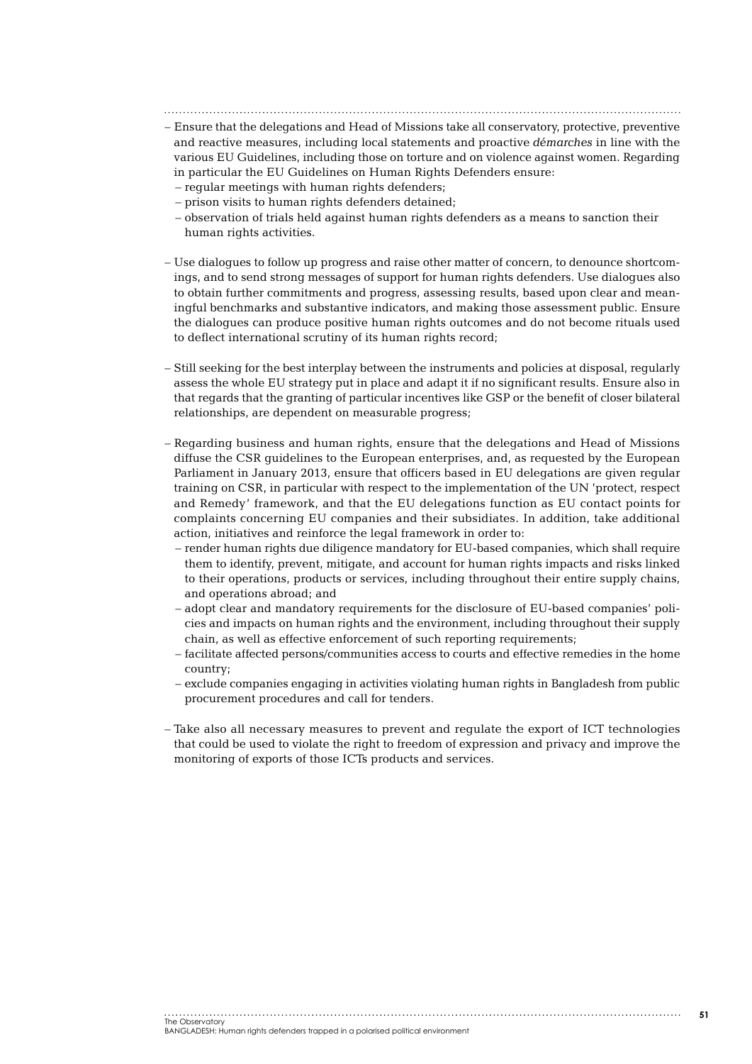- Ensure that the delegations and Head of Missions take all conservatory, protective, preventive and reactive measures, including local statements and proactive *démarches* in line with the various EU Guidelines, including those on torture and on violence against women. Regarding in particular the EU Guidelines on Human Rights Defenders ensure:
  - regular meetings with human rights defenders;
  - prison visits to human rights defenders detained;
  - observation of trials held against human rights defenders as a means to sanction their human rights activities.

- Use dialogues to follow up progress and raise other matter of concern, to denounce shortcomings, and to send strong messages of support for human rights defenders. Use dialogues also to obtain further commitments and progress, assessing results, based upon clear and meaningful benchmarks and substantive indicators, and making those assessment public. Ensure the dialogues can produce positive human rights outcomes and do not become rituals used to deflect international scrutiny of its human rights record;

- Still seeking for the best interplay between the instruments and policies at disposal, regularly assess the whole EU strategy put in place and adapt it if no significant results. Ensure also in that regards that the granting of particular incentives like GSP or the benefit of closer bilateral relationships, are dependent on measurable progress;

- Regarding business and human rights, ensure that the delegations and Head of Missions diffuse the CSR guidelines to the European enterprises, and, as requested by the European Parliament in January 2013, ensure that officers based in EU delegations are given regular training on CSR, in particular with respect to the implementation of the UN 'protect, respect and Remedy' framework, and that the EU delegations function as EU contact points for complaints concerning EU companies and their subsidiates. In addition, take additional action, initiatives and reinforce the legal framework in order to:
  - render human rights due diligence mandatory for EU-based companies, which shall require them to identify, prevent, mitigate, and account for human rights impacts and risks linked to their operations, products or services, including throughout their entire supply chains, and operations abroad; and
  - adopt clear and mandatory requirements for the disclosure of EU-based companies' policies and impacts on human rights and the environment, including throughout their supply chain, as well as effective enforcement of such reporting requirements;
  - facilitate affected persons/communities access to courts and effective remedies in the home country;
  - exclude companies engaging in activities violating human rights in Bangladesh from public procurement procedures and call for tenders.

- Take also all necessary measures to prevent and regulate the export of ICT technologies that could be used to violate the right to freedom of expression and privacy and improve the monitoring of exports of those ICTs products and services.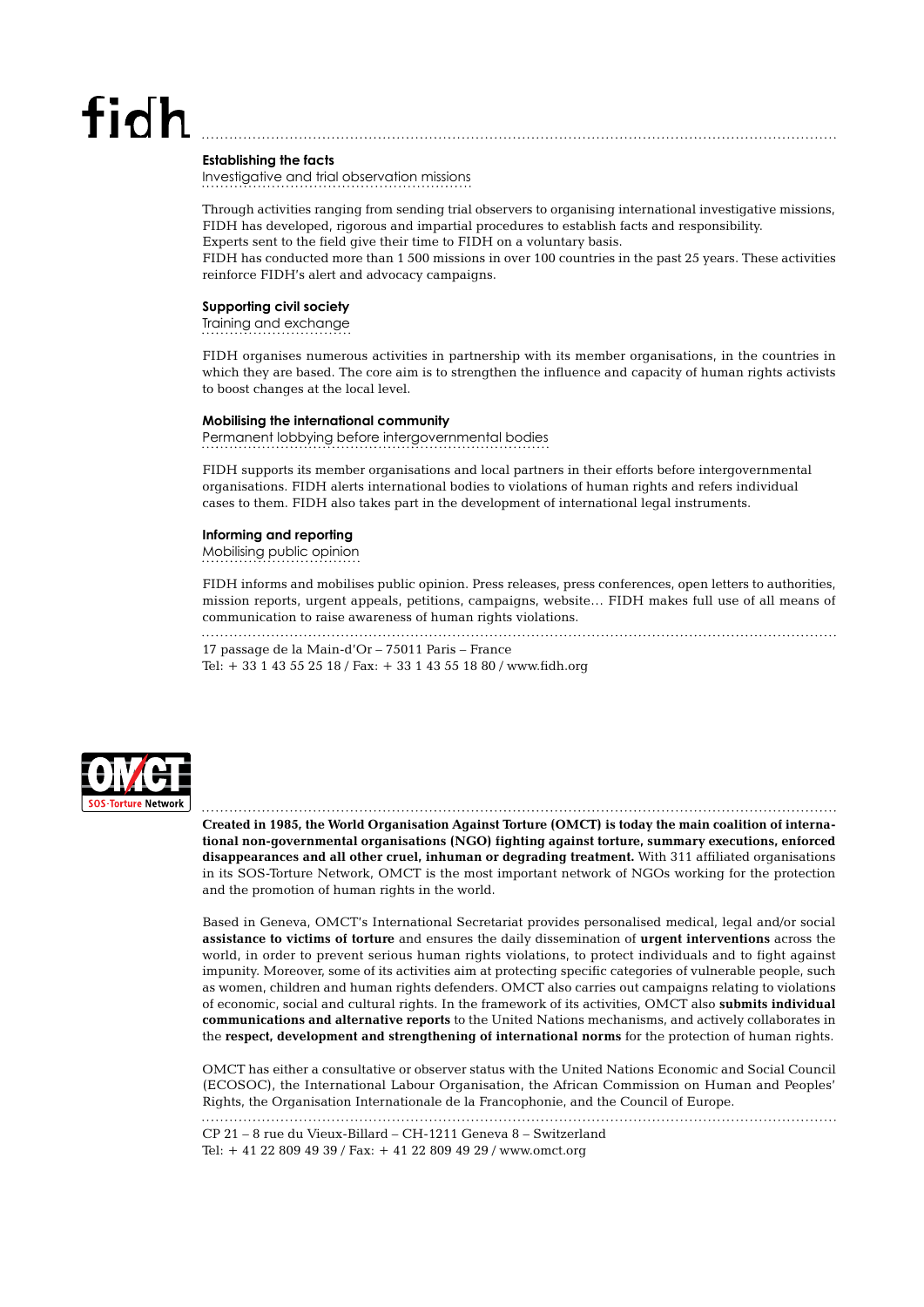fidh

### Establishing the facts

Investigative and trial observation missions

Through activities ranging from sending trial observers to organising international investigative missions, FIDH has developed, rigorous and impartial procedures to establish facts and responsibility.
Experts sent to the field give their time to FIDH on a voluntary basis.
FIDH has conducted more than 1 500 missions in over 100 countries in the past 25 years. These activities reinforce FIDH's alert and advocacy campaigns.

### Supporting civil society

Training and exchange

FIDH organises numerous activities in partnership with its member organisations, in the countries in which they are based. The core aim is to strengthen the influence and capacity of human rights activists to boost changes at the local level.

### Mobilising the international community

Permanent lobbying before intergovernmental bodies

FIDH supports its member organisations and local partners in their efforts before intergovernmental organisations. FIDH alerts international bodies to violations of human rights and refers individual cases to them. FIDH also takes part in the development of international legal instruments.

### Informing and reporting

Mobilising public opinion

FIDH informs and mobilises public opinion. Press releases, press conferences, open letters to authorities, mission reports, urgent appeals, petitions, campaigns, website… FIDH makes full use of all means of communication to raise awareness of human rights violations.

17 passage de la Main-d'Or – 75011 Paris – France
Tel: + 33 1 43 55 25 18 / Fax: + 33 1 43 55 18 80 / www.fidh.org

OMCT SOS-Torture Network

**Created in 1985, the World Organisation Against Torture (OMCT) is today the main coalition of international non-governmental organisations (NGO) fighting against torture, summary executions, enforced disappearances and all other cruel, inhuman or degrading treatment.** With 311 affiliated organisations in its SOS-Torture Network, OMCT is the most important network of NGOs working for the protection and the promotion of human rights in the world.

Based in Geneva, OMCT's International Secretariat provides personalised medical, legal and/or social **assistance to victims of torture** and ensures the daily dissemination of **urgent interventions** across the world, in order to prevent serious human rights violations, to protect individuals and to fight against impunity. Moreover, some of its activities aim at protecting specific categories of vulnerable people, such as women, children and human rights defenders. OMCT also carries out campaigns relating to violations of economic, social and cultural rights. In the framework of its activities, OMCT also **submits individual communications and alternative reports** to the United Nations mechanisms, and actively collaborates in the **respect, development and strengthening of international norms** for the protection of human rights.

OMCT has either a consultative or observer status with the United Nations Economic and Social Council (ECOSOC), the International Labour Organisation, the African Commission on Human and Peoples' Rights, the Organisation Internationale de la Francophonie, and the Council of Europe.

CP 21 – 8 rue du Vieux-Billard – CH-1211 Geneva 8 – Switzerland
Tel: + 41 22 809 49 39 / Fax: + 41 22 809 49 29 / www.omct.org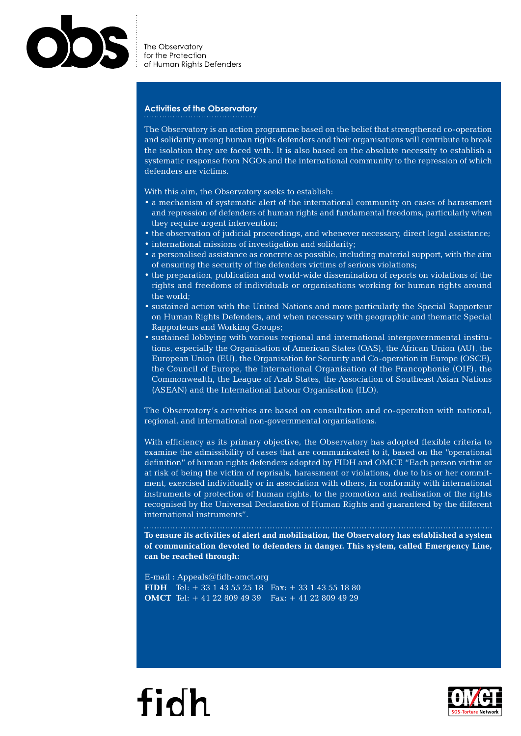The Observatory for the Protection of Human Rights Defenders

## Activities of the Observatory

The Observatory is an action programme based on the belief that strengthened co-operation and solidarity among human rights defenders and their organisations will contribute to break the isolation they are faced with. It is also based on the absolute necessity to establish a systematic response from NGOs and the international community to the repression of which defenders are victims.

With this aim, the Observatory seeks to establish:

- a mechanism of systematic alert of the international community on cases of harassment and repression of defenders of human rights and fundamental freedoms, particularly when they require urgent intervention;
- the observation of judicial proceedings, and whenever necessary, direct legal assistance;
- international missions of investigation and solidarity;
- a personalised assistance as concrete as possible, including material support, with the aim of ensuring the security of the defenders victims of serious violations;
- the preparation, publication and world-wide dissemination of reports on violations of the rights and freedoms of individuals or organisations working for human rights around the world;
- sustained action with the United Nations and more particularly the Special Rapporteur on Human Rights Defenders, and when necessary with geographic and thematic Special Rapporteurs and Working Groups;
- sustained lobbying with various regional and international intergovernmental institutions, especially the Organisation of American States (OAS), the African Union (AU), the European Union (EU), the Organisation for Security and Co-operation in Europe (OSCE), the Council of Europe, the International Organisation of the Francophonie (OIF), the Commonwealth, the League of Arab States, the Association of Southeast Asian Nations (ASEAN) and the International Labour Organisation (ILO).

The Observatory's activities are based on consultation and co-operation with national, regional, and international non-governmental organisations.

With efficiency as its primary objective, the Observatory has adopted flexible criteria to examine the admissibility of cases that are communicated to it, based on the "operational definition" of human rights defenders adopted by FIDH and OMCT: "Each person victim or at risk of being the victim of reprisals, harassment or violations, due to his or her commitment, exercised individually or in association with others, in conformity with international instruments of protection of human rights, to the promotion and realisation of the rights recognised by the Universal Declaration of Human Rights and guaranteed by the different international instruments".

**To ensure its activities of alert and mobilisation, the Observatory has established a system of communication devoted to defenders in danger. This system, called Emergency Line, can be reached through:**

E-mail : Appeals@fidh-omct.org
**FIDH** Tel: + 33 1 43 55 25 18 Fax: + 33 1 43 55 18 80
**OMCT** Tel: + 41 22 809 49 39 Fax: + 41 22 809 49 29

fidh

OMCT SOS-Torture Network